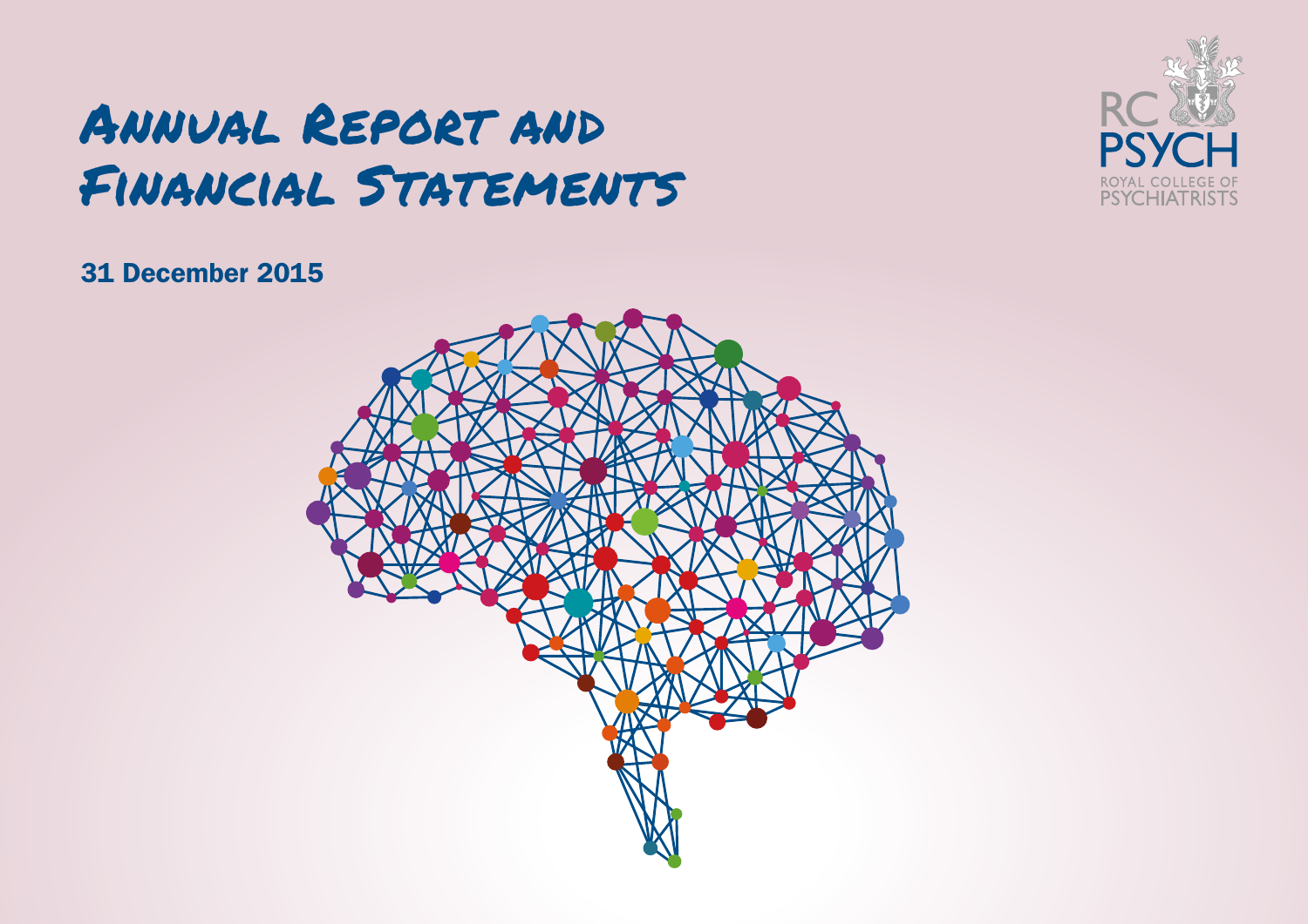# Annual Report and Financial Statements

RC PSYCH
ROYAL COLLEGE OF PSYCHIATRISTS

31 December 2015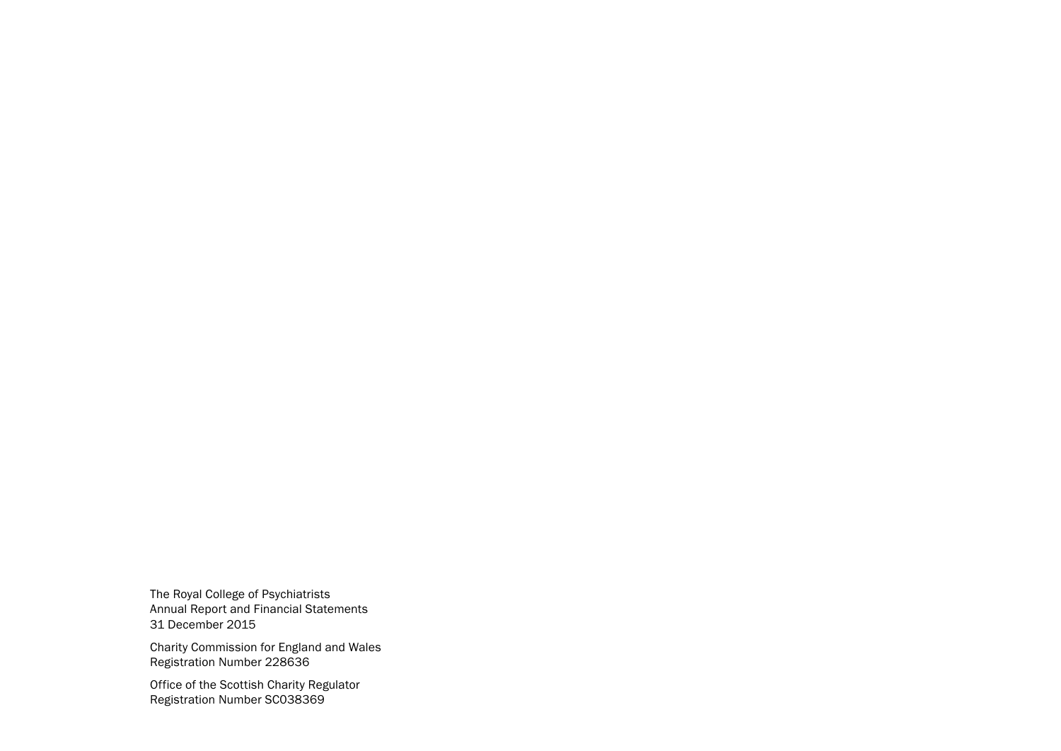The Royal College of Psychiatrists
Annual Report and Financial Statements
31 December 2015

Charity Commission for England and Wales
Registration Number 228636

Office of the Scottish Charity Regulator
Registration Number SC038369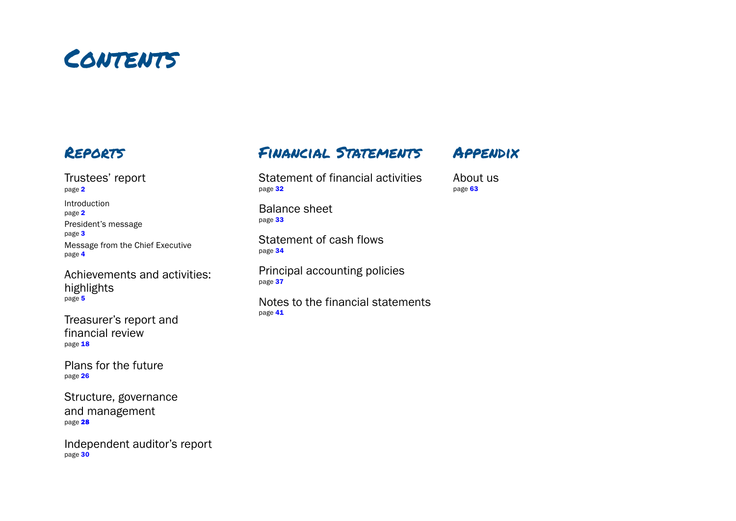# Contents

## Reports

Trustees' report
page **2**

Introduction
page **2**

President's message
page **3**

Message from the Chief Executive
page **4**

Achievements and activities: highlights
page **5**

Treasurer's report and financial review
page **18**

Plans for the future
page **26**

Structure, governance and management
page **28**

Independent auditor's report
page **30**

## Financial Statements

Statement of financial activities
page **32**

Balance sheet
page **33**

Statement of cash flows
page **34**

Principal accounting policies
page **37**

Notes to the financial statements
page **41**

## Appendix

About us
page **63**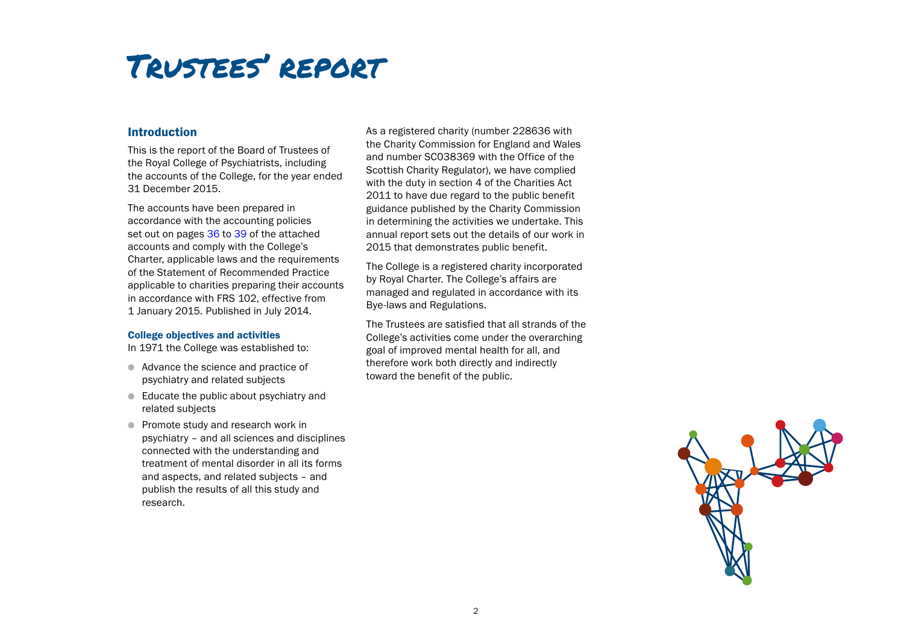# Trustees' report

## Introduction

This is the report of the Board of Trustees of the Royal College of Psychiatrists, including the accounts of the College, for the year ended 31 December 2015.

The accounts have been prepared in accordance with the accounting policies set out on pages 36 to 39 of the attached accounts and comply with the College's Charter, applicable laws and the requirements of the Statement of Recommended Practice applicable to charities preparing their accounts in accordance with FRS 102, effective from 1 January 2015. Published in July 2014.

### College objectives and activities

In 1971 the College was established to:

- Advance the science and practice of psychiatry and related subjects
- Educate the public about psychiatry and related subjects
- Promote study and research work in psychiatry – and all sciences and disciplines connected with the understanding and treatment of mental disorder in all its forms and aspects, and related subjects – and publish the results of all this study and research.

As a registered charity (number 228636 with the Charity Commission for England and Wales and number SC038369 with the Office of the Scottish Charity Regulator), we have complied with the duty in section 4 of the Charities Act 2011 to have due regard to the public benefit guidance published by the Charity Commission in determining the activities we undertake. This annual report sets out the details of our work in 2015 that demonstrates public benefit.

The College is a registered charity incorporated by Royal Charter. The College's affairs are managed and regulated in accordance with its Bye-laws and Regulations.

The Trustees are satisfied that all strands of the College's activities come under the overarching goal of improved mental health for all, and therefore work both directly and indirectly toward the benefit of the public.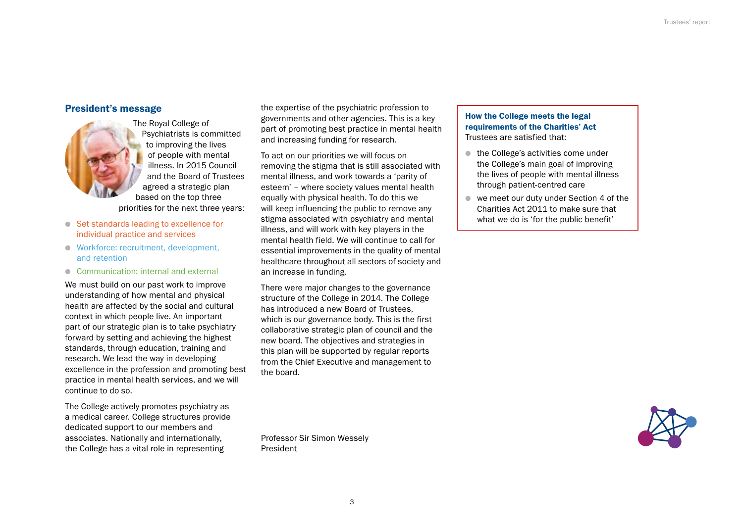## President's message

The Royal College of Psychiatrists is committed to improving the lives of people with mental illness. In 2015 Council and the Board of Trustees agreed a strategic plan based on the top three priorities for the next three years:

- Set standards leading to excellence for individual practice and services
- Workforce: recruitment, development, and retention
- Communication: internal and external

We must build on our past work to improve understanding of how mental and physical health are affected by the social and cultural context in which people live. An important part of our strategic plan is to take psychiatry forward by setting and achieving the highest standards, through education, training and research. We lead the way in developing excellence in the profession and promoting best practice in mental health services, and we will continue to do so.

The College actively promotes psychiatry as a medical career. College structures provide dedicated support to our members and associates. Nationally and internationally, the College has a vital role in representing the expertise of the psychiatric profession to governments and other agencies. This is a key part of promoting best practice in mental health and increasing funding for research.

To act on our priorities we will focus on removing the stigma that is still associated with mental illness, and work towards a 'parity of esteem' – where society values mental health equally with physical health. To do this we will keep influencing the public to remove any stigma associated with psychiatry and mental illness, and will work with key players in the mental health field. We will continue to call for essential improvements in the quality of mental healthcare throughout all sectors of society and an increase in funding.

There were major changes to the governance structure of the College in 2014. The College has introduced a new Board of Trustees, which is our governance body. This is the first collaborative strategic plan of council and the new board. The objectives and strategies in this plan will be supported by regular reports from the Chief Executive and management to the board.

Professor Sir Simon Wessely
President

**How the College meets the legal requirements of the Charities' Act**

Trustees are satisfied that:

- the College's activities come under the College's main goal of improving the lives of people with mental illness through patient-centred care
- we meet our duty under Section 4 of the Charities Act 2011 to make sure that what we do is 'for the public benefit'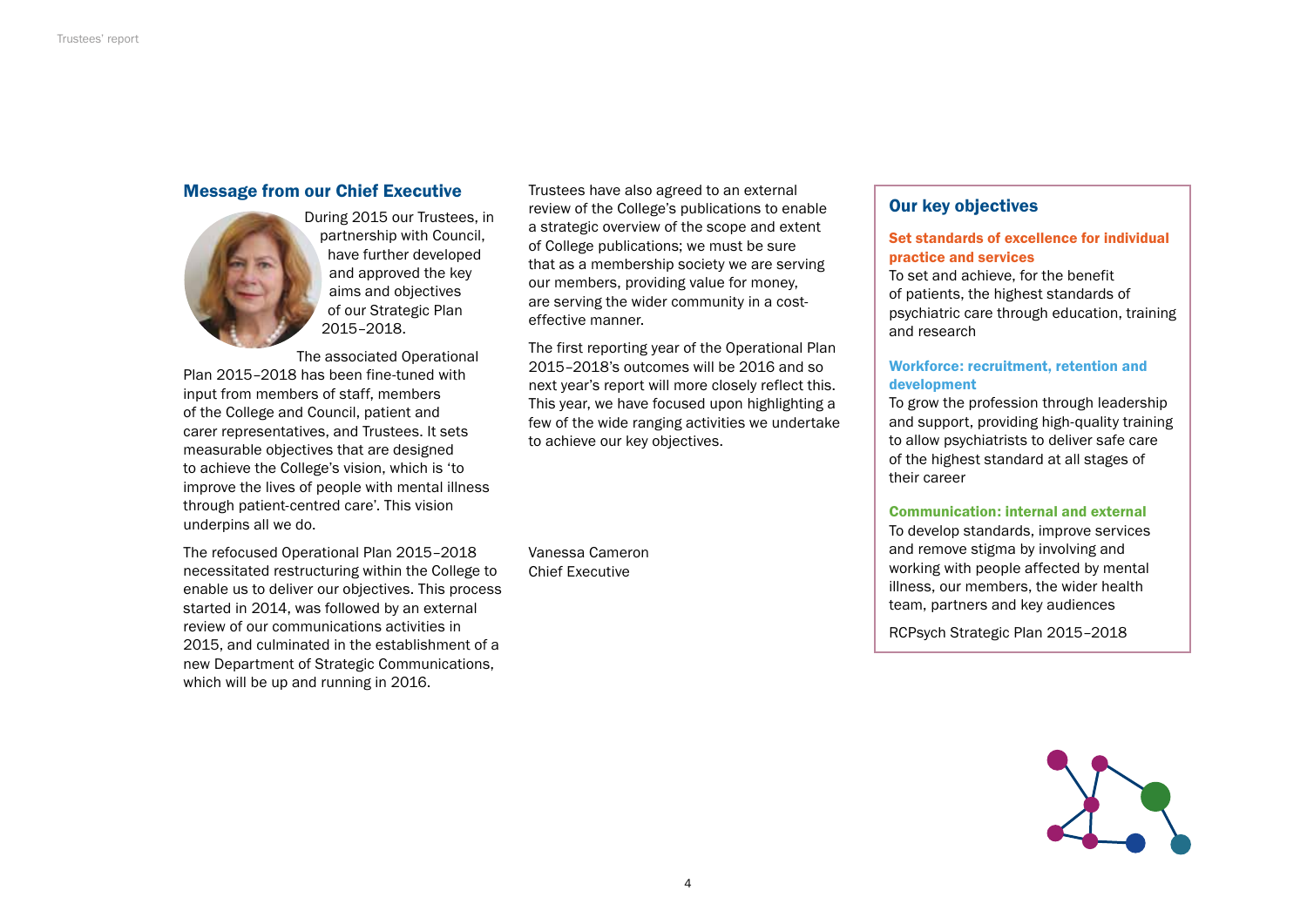## Message from our Chief Executive

During 2015 our Trustees, in partnership with Council, have further developed and approved the key aims and objectives of our Strategic Plan 2015–2018.

The associated Operational Plan 2015–2018 has been fine-tuned with input from members of staff, members of the College and Council, patient and carer representatives, and Trustees. It sets measurable objectives that are designed to achieve the College's vision, which is 'to improve the lives of people with mental illness through patient-centred care'. This vision underpins all we do.

The refocused Operational Plan 2015–2018 necessitated restructuring within the College to enable us to deliver our objectives. This process started in 2014, was followed by an external review of our communications activities in 2015, and culminated in the establishment of a new Department of Strategic Communications, which will be up and running in 2016.

Trustees have also agreed to an external review of the College's publications to enable a strategic overview of the scope and extent of College publications; we must be sure that as a membership society we are serving our members, providing value for money, are serving the wider community in a cost-effective manner.

The first reporting year of the Operational Plan 2015–2018's outcomes will be 2016 and so next year's report will more closely reflect this. This year, we have focused upon highlighting a few of the wide ranging activities we undertake to achieve our key objectives.

Vanessa Cameron
Chief Executive

## Our key objectives

**Set standards of excellence for individual practice and services**
To set and achieve, for the benefit of patients, the highest standards of psychiatric care through education, training and research

**Workforce: recruitment, retention and development**
To grow the profession through leadership and support, providing high-quality training to allow psychiatrists to deliver safe care of the highest standard at all stages of their career

**Communication: internal and external**
To develop standards, improve services and remove stigma by involving and working with people affected by mental illness, our members, the wider health team, partners and key audiences

RCPsych Strategic Plan 2015–2018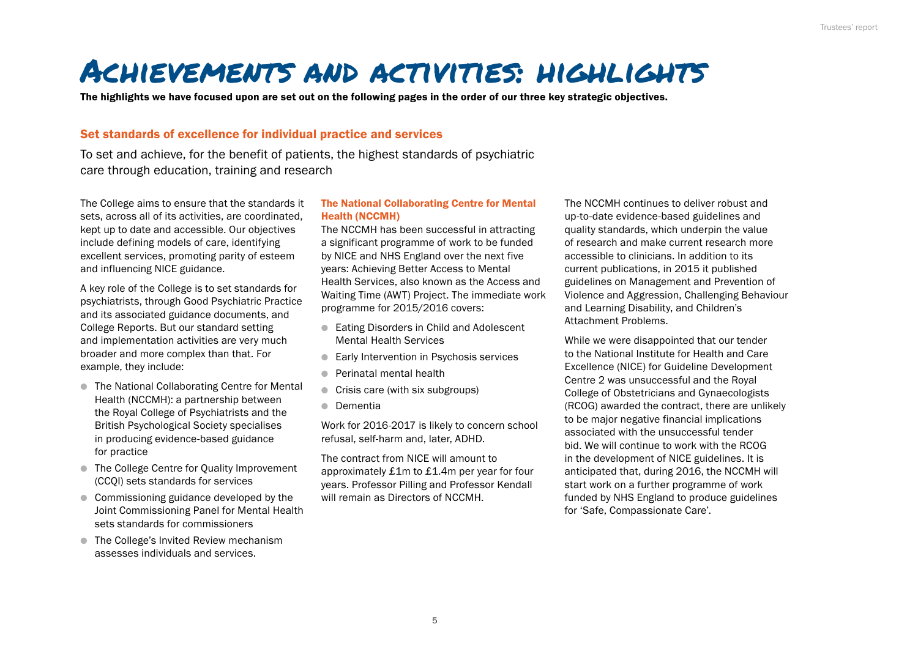# Achievements and activities: highlights

**The highlights we have focused upon are set out on the following pages in the order of our three key strategic objectives.**

## Set standards of excellence for individual practice and services

To set and achieve, for the benefit of patients, the highest standards of psychiatric care through education, training and research

The College aims to ensure that the standards it sets, across all of its activities, are coordinated, kept up to date and accessible. Our objectives include defining models of care, identifying excellent services, promoting parity of esteem and influencing NICE guidance.

A key role of the College is to set standards for psychiatrists, through Good Psychiatric Practice and its associated guidance documents, and College Reports. But our standard setting and implementation activities are very much broader and more complex than that. For example, they include:

- The National Collaborating Centre for Mental Health (NCCMH): a partnership between the Royal College of Psychiatrists and the British Psychological Society specialises in producing evidence-based guidance for practice
- The College Centre for Quality Improvement (CCQI) sets standards for services
- Commissioning guidance developed by the Joint Commissioning Panel for Mental Health sets standards for commissioners
- The College's Invited Review mechanism assesses individuals and services.

### The National Collaborating Centre for Mental Health (NCCMH)

The NCCMH has been successful in attracting a significant programme of work to be funded by NICE and NHS England over the next five years: Achieving Better Access to Mental Health Services, also known as the Access and Waiting Time (AWT) Project. The immediate work programme for 2015/2016 covers:

- Eating Disorders in Child and Adolescent Mental Health Services
- Early Intervention in Psychosis services
- Perinatal mental health
- Crisis care (with six subgroups)
- Dementia

Work for 2016-2017 is likely to concern school refusal, self-harm and, later, ADHD.

The contract from NICE will amount to approximately £1m to £1.4m per year for four years. Professor Pilling and Professor Kendall will remain as Directors of NCCMH.

The NCCMH continues to deliver robust and up-to-date evidence-based guidelines and quality standards, which underpin the value of research and make current research more accessible to clinicians. In addition to its current publications, in 2015 it published guidelines on Management and Prevention of Violence and Aggression, Challenging Behaviour and Learning Disability, and Children's Attachment Problems.

While we were disappointed that our tender to the National Institute for Health and Care Excellence (NICE) for Guideline Development Centre 2 was unsuccessful and the Royal College of Obstetricians and Gynaecologists (RCOG) awarded the contract, there are unlikely to be major negative financial implications associated with the unsuccessful tender bid. We will continue to work with the RCOG in the development of NICE guidelines. It is anticipated that, during 2016, the NCCMH will start work on a further programme of work funded by NHS England to produce guidelines for 'Safe, Compassionate Care'.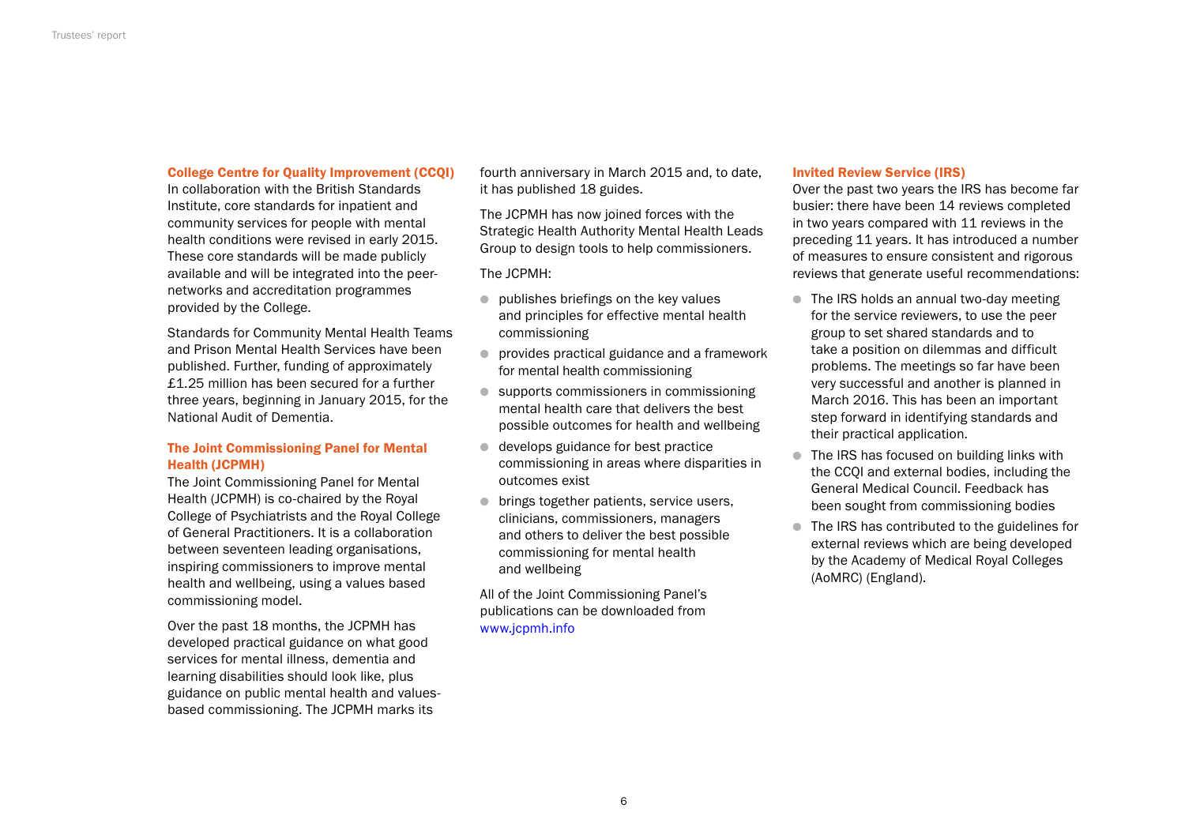### College Centre for Quality Improvement (CCQI)

In collaboration with the British Standards Institute, core standards for inpatient and community services for people with mental health conditions were revised in early 2015. These core standards will be made publicly available and will be integrated into the peer-networks and accreditation programmes provided by the College.

Standards for Community Mental Health Teams and Prison Mental Health Services have been published. Further, funding of approximately £1.25 million has been secured for a further three years, beginning in January 2015, for the National Audit of Dementia.

### The Joint Commissioning Panel for Mental Health (JCPMH)

The Joint Commissioning Panel for Mental Health (JCPMH) is co-chaired by the Royal College of Psychiatrists and the Royal College of General Practitioners. It is a collaboration between seventeen leading organisations, inspiring commissioners to improve mental health and wellbeing, using a values based commissioning model.

Over the past 18 months, the JCPMH has developed practical guidance on what good services for mental illness, dementia and learning disabilities should look like, plus guidance on public mental health and values-based commissioning. The JCPMH marks its fourth anniversary in March 2015 and, to date, it has published 18 guides.

The JCPMH has now joined forces with the Strategic Health Authority Mental Health Leads Group to design tools to help commissioners.

The JCPMH:

- publishes briefings on the key values and principles for effective mental health commissioning
- provides practical guidance and a framework for mental health commissioning
- supports commissioners in commissioning mental health care that delivers the best possible outcomes for health and wellbeing
- develops guidance for best practice commissioning in areas where disparities in outcomes exist
- brings together patients, service users, clinicians, commissioners, managers and others to deliver the best possible commissioning for mental health and wellbeing

All of the Joint Commissioning Panel's publications can be downloaded from www.jcpmh.info

### Invited Review Service (IRS)

Over the past two years the IRS has become far busier: there have been 14 reviews completed in two years compared with 11 reviews in the preceding 11 years. It has introduced a number of measures to ensure consistent and rigorous reviews that generate useful recommendations:

- The IRS holds an annual two-day meeting for the service reviewers, to use the peer group to set shared standards and to take a position on dilemmas and difficult problems. The meetings so far have been very successful and another is planned in March 2016. This has been an important step forward in identifying standards and their practical application.
- The IRS has focused on building links with the CCQI and external bodies, including the General Medical Council. Feedback has been sought from commissioning bodies
- The IRS has contributed to the guidelines for external reviews which are being developed by the Academy of Medical Royal Colleges (AoMRC) (England).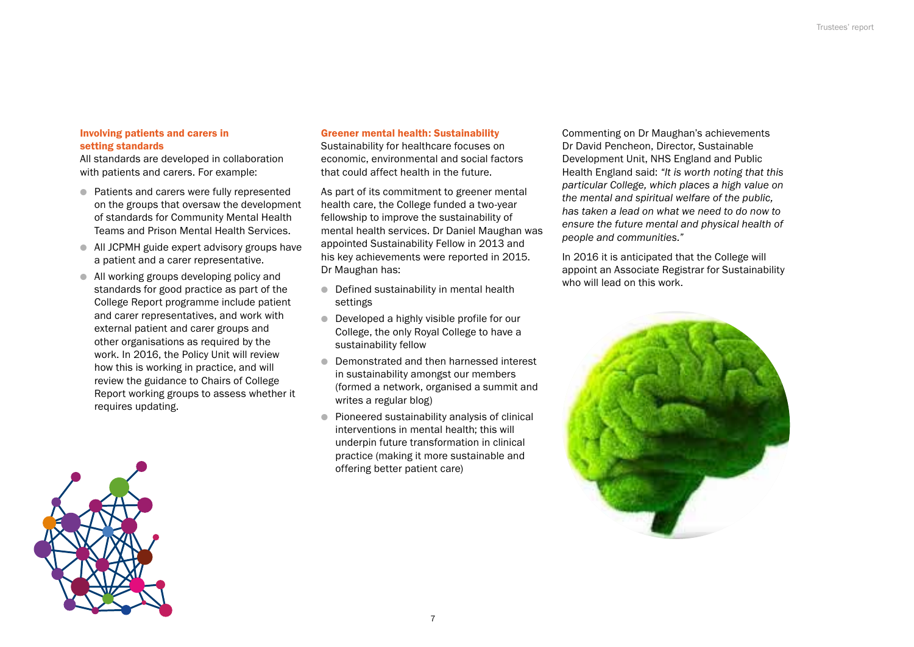### Involving patients and carers in setting standards

All standards are developed in collaboration with patients and carers. For example:

- Patients and carers were fully represented on the groups that oversaw the development of standards for Community Mental Health Teams and Prison Mental Health Services.
- All JCPMH guide expert advisory groups have a patient and a carer representative.
- All working groups developing policy and standards for good practice as part of the College Report programme include patient and carer representatives, and work with external patient and carer groups and other organisations as required by the work. In 2016, the Policy Unit will review how this is working in practice, and will review the guidance to Chairs of College Report working groups to assess whether it requires updating.

### Greener mental health: Sustainability

Sustainability for healthcare focuses on economic, environmental and social factors that could affect health in the future.

As part of its commitment to greener mental health care, the College funded a two-year fellowship to improve the sustainability of mental health services. Dr Daniel Maughan was appointed Sustainability Fellow in 2013 and his key achievements were reported in 2015. Dr Maughan has:

- Defined sustainability in mental health settings
- Developed a highly visible profile for our College, the only Royal College to have a sustainability fellow
- Demonstrated and then harnessed interest in sustainability amongst our members (formed a network, organised a summit and writes a regular blog)
- Pioneered sustainability analysis of clinical interventions in mental health; this will underpin future transformation in clinical practice (making it more sustainable and offering better patient care)

Commenting on Dr Maughan's achievements Dr David Pencheon, Director, Sustainable Development Unit, NHS England and Public Health England said: *"It is worth noting that this particular College, which places a high value on the mental and spiritual welfare of the public, has taken a lead on what we need to do now to ensure the future mental and physical health of people and communities."*

In 2016 it is anticipated that the College will appoint an Associate Registrar for Sustainability who will lead on this work.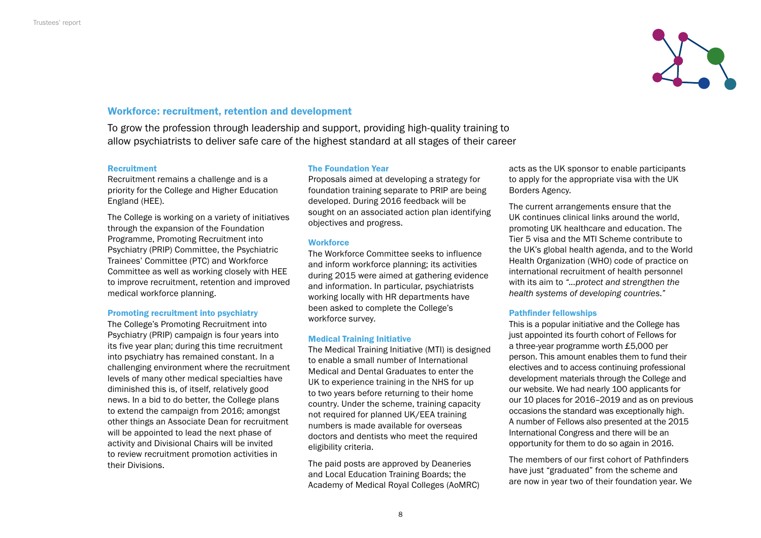## Workforce: recruitment, retention and development

To grow the profession through leadership and support, providing high-quality training to allow psychiatrists to deliver safe care of the highest standard at all stages of their career

### Recruitment

Recruitment remains a challenge and is a priority for the College and Higher Education England (HEE).

The College is working on a variety of initiatives through the expansion of the Foundation Programme, Promoting Recruitment into Psychiatry (PRIP) Committee, the Psychiatric Trainees' Committee (PTC) and Workforce Committee as well as working closely with HEE to improve recruitment, retention and improved medical workforce planning.

### Promoting recruitment into psychiatry

The College's Promoting Recruitment into Psychiatry (PRIP) campaign is four years into its five year plan; during this time recruitment into psychiatry has remained constant. In a challenging environment where the recruitment levels of many other medical specialties have diminished this is, of itself, relatively good news. In a bid to do better, the College plans to extend the campaign from 2016; amongst other things an Associate Dean for recruitment will be appointed to lead the next phase of activity and Divisional Chairs will be invited to review recruitment promotion activities in their Divisions.

### The Foundation Year

Proposals aimed at developing a strategy for foundation training separate to PRIP are being developed. During 2016 feedback will be sought on an associated action plan identifying objectives and progress.

### Workforce

The Workforce Committee seeks to influence and inform workforce planning; its activities during 2015 were aimed at gathering evidence and information. In particular, psychiatrists working locally with HR departments have been asked to complete the College's workforce survey.

### Medical Training Initiative

The Medical Training Initiative (MTI) is designed to enable a small number of International Medical and Dental Graduates to enter the UK to experience training in the NHS for up to two years before returning to their home country. Under the scheme, training capacity not required for planned UK/EEA training numbers is made available for overseas doctors and dentists who meet the required eligibility criteria.

The paid posts are approved by Deaneries and Local Education Training Boards; the Academy of Medical Royal Colleges (AoMRC) acts as the UK sponsor to enable participants to apply for the appropriate visa with the UK Borders Agency.

The current arrangements ensure that the UK continues clinical links around the world, promoting UK healthcare and education. The Tier 5 visa and the MTI Scheme contribute to the UK's global health agenda, and to the World Health Organization (WHO) code of practice on international recruitment of health personnel with its aim to *"…protect and strengthen the health systems of developing countries."*

### Pathfinder fellowships

This is a popular initiative and the College has just appointed its fourth cohort of Fellows for a three-year programme worth £5,000 per person. This amount enables them to fund their electives and to access continuing professional development materials through the College and our website. We had nearly 100 applicants for our 10 places for 2016–2019 and as on previous occasions the standard was exceptionally high. A number of Fellows also presented at the 2015 International Congress and there will be an opportunity for them to do so again in 2016.

The members of our first cohort of Pathfinders have just "graduated" from the scheme and are now in year two of their foundation year. We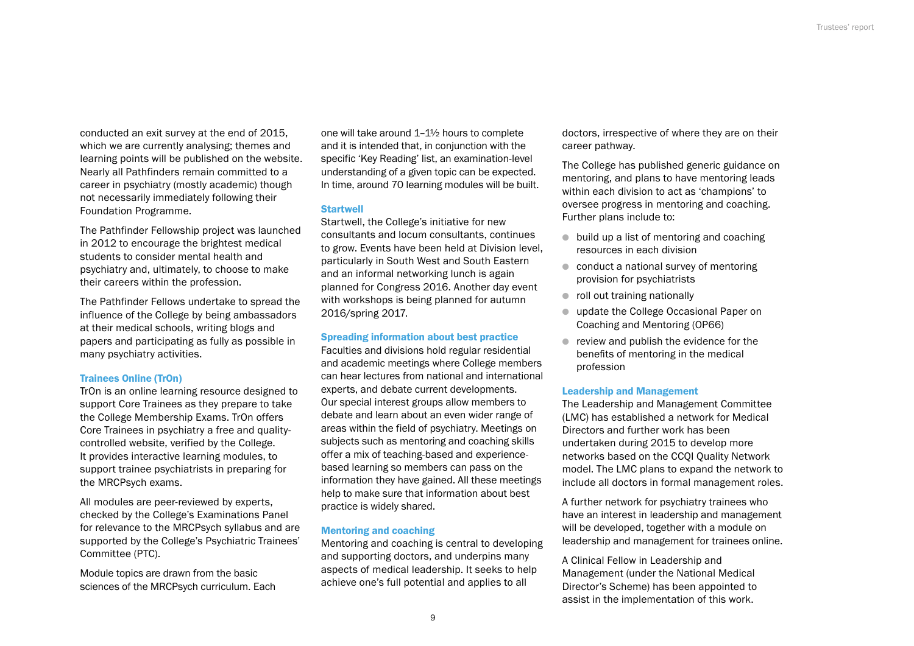conducted an exit survey at the end of 2015, which we are currently analysing; themes and learning points will be published on the website. Nearly all Pathfinders remain committed to a career in psychiatry (mostly academic) though not necessarily immediately following their Foundation Programme.

The Pathfinder Fellowship project was launched in 2012 to encourage the brightest medical students to consider mental health and psychiatry and, ultimately, to choose to make their careers within the profession.

The Pathfinder Fellows undertake to spread the influence of the College by being ambassadors at their medical schools, writing blogs and papers and participating as fully as possible in many psychiatry activities.

### Trainees Online (TrOn)

TrOn is an online learning resource designed to support Core Trainees as they prepare to take the College Membership Exams. TrOn offers Core Trainees in psychiatry a free and quality-controlled website, verified by the College. It provides interactive learning modules, to support trainee psychiatrists in preparing for the MRCPsych exams.

All modules are peer-reviewed by experts, checked by the College's Examinations Panel for relevance to the MRCPsych syllabus and are supported by the College's Psychiatric Trainees' Committee (PTC).

Module topics are drawn from the basic sciences of the MRCPsych curriculum. Each one will take around 1–1½ hours to complete and it is intended that, in conjunction with the specific 'Key Reading' list, an examination-level understanding of a given topic can be expected. In time, around 70 learning modules will be built.

### Startwell

Startwell, the College's initiative for new consultants and locum consultants, continues to grow. Events have been held at Division level, particularly in South West and South Eastern and an informal networking lunch is again planned for Congress 2016. Another day event with workshops is being planned for autumn 2016/spring 2017.

### Spreading information about best practice

Faculties and divisions hold regular residential and academic meetings where College members can hear lectures from national and international experts, and debate current developments. Our special interest groups allow members to debate and learn about an even wider range of areas within the field of psychiatry. Meetings on subjects such as mentoring and coaching skills offer a mix of teaching-based and experience-based learning so members can pass on the information they have gained. All these meetings help to make sure that information about best practice is widely shared.

### Mentoring and coaching

Mentoring and coaching is central to developing and supporting doctors, and underpins many aspects of medical leadership. It seeks to help achieve one's full potential and applies to all doctors, irrespective of where they are on their career pathway.

The College has published generic guidance on mentoring, and plans to have mentoring leads within each division to act as 'champions' to oversee progress in mentoring and coaching. Further plans include to:

- build up a list of mentoring and coaching resources in each division
- conduct a national survey of mentoring provision for psychiatrists
- roll out training nationally
- update the College Occasional Paper on Coaching and Mentoring (OP66)
- review and publish the evidence for the benefits of mentoring in the medical profession

### Leadership and Management

The Leadership and Management Committee (LMC) has established a network for Medical Directors and further work has been undertaken during 2015 to develop more networks based on the CCQI Quality Network model. The LMC plans to expand the network to include all doctors in formal management roles.

A further network for psychiatry trainees who have an interest in leadership and management will be developed, together with a module on leadership and management for trainees online.

A Clinical Fellow in Leadership and Management (under the National Medical Director's Scheme) has been appointed to assist in the implementation of this work.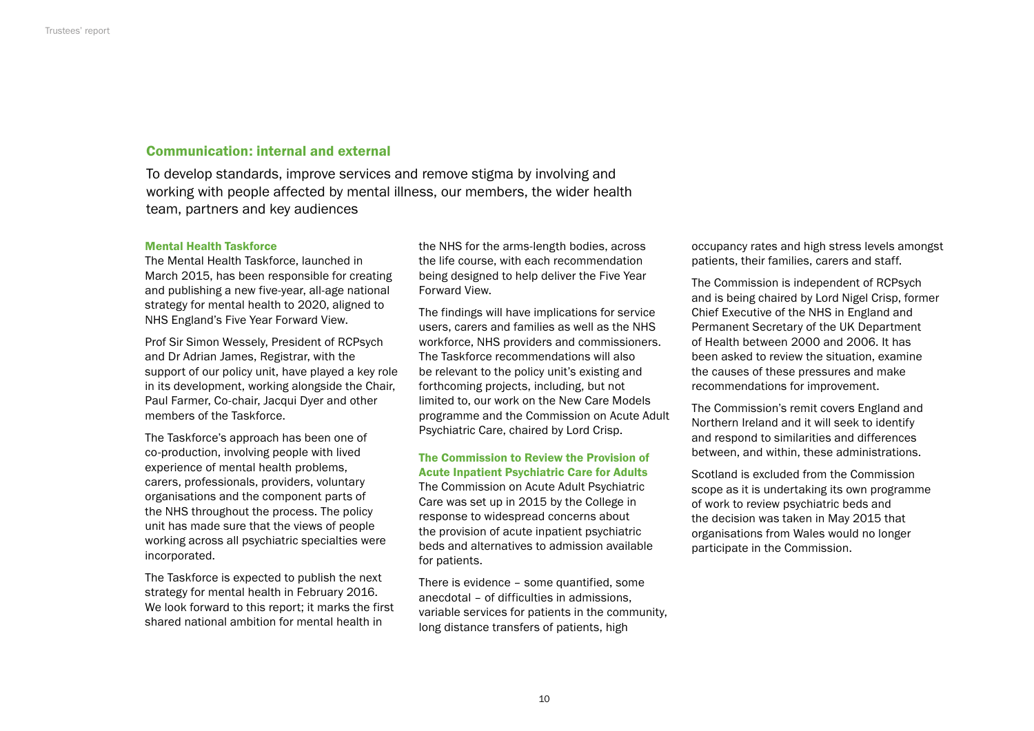## Communication: internal and external

To develop standards, improve services and remove stigma by involving and working with people affected by mental illness, our members, the wider health team, partners and key audiences

### Mental Health Taskforce

The Mental Health Taskforce, launched in March 2015, has been responsible for creating and publishing a new five-year, all-age national strategy for mental health to 2020, aligned to NHS England's Five Year Forward View.

Prof Sir Simon Wessely, President of RCPsych and Dr Adrian James, Registrar, with the support of our policy unit, have played a key role in its development, working alongside the Chair, Paul Farmer, Co-chair, Jacqui Dyer and other members of the Taskforce.

The Taskforce's approach has been one of co-production, involving people with lived experience of mental health problems, carers, professionals, providers, voluntary organisations and the component parts of the NHS throughout the process. The policy unit has made sure that the views of people working across all psychiatric specialties were incorporated.

The Taskforce is expected to publish the next strategy for mental health in February 2016. We look forward to this report; it marks the first shared national ambition for mental health in the NHS for the arms-length bodies, across the life course, with each recommendation being designed to help deliver the Five Year Forward View.

The findings will have implications for service users, carers and families as well as the NHS workforce, NHS providers and commissioners. The Taskforce recommendations will also be relevant to the policy unit's existing and forthcoming projects, including, but not limited to, our work on the New Care Models programme and the Commission on Acute Adult Psychiatric Care, chaired by Lord Crisp.

### The Commission to Review the Provision of Acute Inpatient Psychiatric Care for Adults

The Commission on Acute Adult Psychiatric Care was set up in 2015 by the College in response to widespread concerns about the provision of acute inpatient psychiatric beds and alternatives to admission available for patients.

There is evidence – some quantified, some anecdotal – of difficulties in admissions, variable services for patients in the community, long distance transfers of patients, high occupancy rates and high stress levels amongst patients, their families, carers and staff.

The Commission is independent of RCPsych and is being chaired by Lord Nigel Crisp, former Chief Executive of the NHS in England and Permanent Secretary of the UK Department of Health between 2000 and 2006. It has been asked to review the situation, examine the causes of these pressures and make recommendations for improvement.

The Commission's remit covers England and Northern Ireland and it will seek to identify and respond to similarities and differences between, and within, these administrations.

Scotland is excluded from the Commission scope as it is undertaking its own programme of work to review psychiatric beds and the decision was taken in May 2015 that organisations from Wales would no longer participate in the Commission.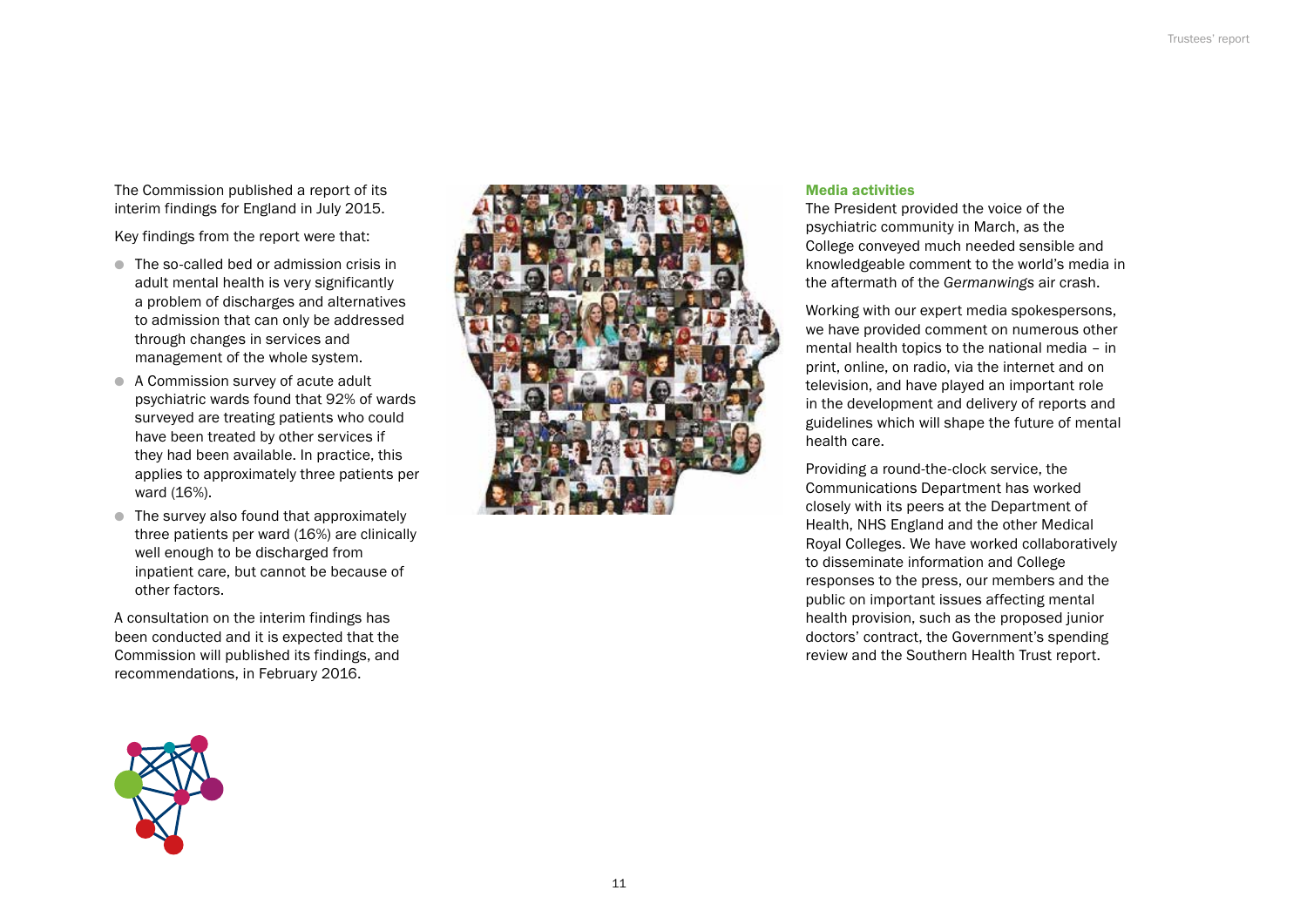The Commission published a report of its interim findings for England in July 2015.

Key findings from the report were that:

- The so-called bed or admission crisis in adult mental health is very significantly a problem of discharges and alternatives to admission that can only be addressed through changes in services and management of the whole system.
- A Commission survey of acute adult psychiatric wards found that 92% of wards surveyed are treating patients who could have been treated by other services if they had been available. In practice, this applies to approximately three patients per ward (16%).
- The survey also found that approximately three patients per ward (16%) are clinically well enough to be discharged from inpatient care, but cannot be because of other factors.

A consultation on the interim findings has been conducted and it is expected that the Commission will published its findings, and recommendations, in February 2016.

### Media activities

The President provided the voice of the psychiatric community in March, as the College conveyed much needed sensible and knowledgeable comment to the world's media in the aftermath of the *Germanwings* air crash.

Working with our expert media spokespersons, we have provided comment on numerous other mental health topics to the national media – in print, online, on radio, via the internet and on television, and have played an important role in the development and delivery of reports and guidelines which will shape the future of mental health care.

Providing a round-the-clock service, the Communications Department has worked closely with its peers at the Department of Health, NHS England and the other Medical Royal Colleges. We have worked collaboratively to disseminate information and College responses to the press, our members and the public on important issues affecting mental health provision, such as the proposed junior doctors' contract, the Government's spending review and the Southern Health Trust report.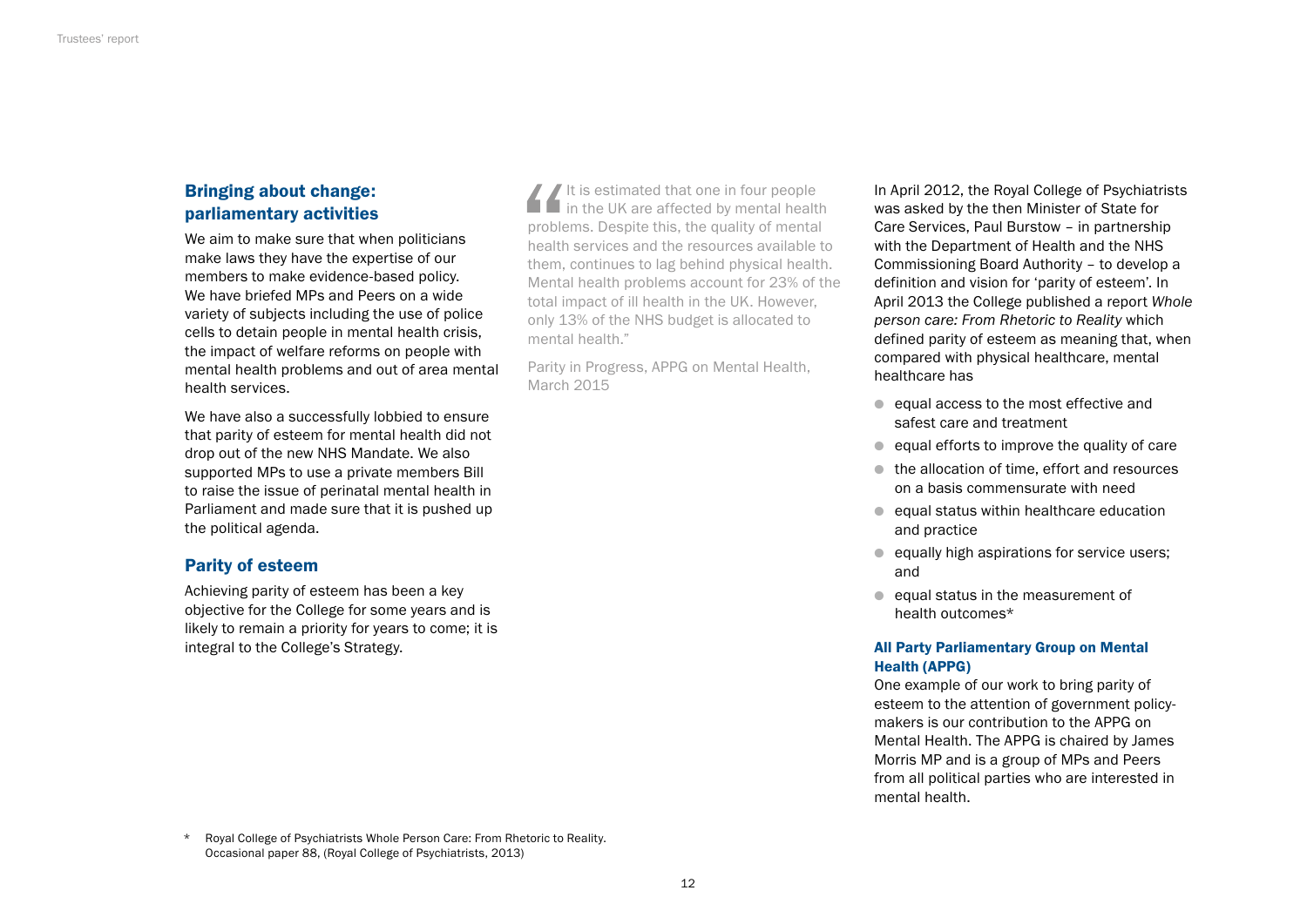## Bringing about change: parliamentary activities

We aim to make sure that when politicians make laws they have the expertise of our members to make evidence-based policy. We have briefed MPs and Peers on a wide variety of subjects including the use of police cells to detain people in mental health crisis, the impact of welfare reforms on people with mental health problems and out of area mental health services.

We have also a successfully lobbied to ensure that parity of esteem for mental health did not drop out of the new NHS Mandate. We also supported MPs to use a private members Bill to raise the issue of perinatal mental health in Parliament and made sure that it is pushed up the political agenda.

## Parity of esteem

Achieving parity of esteem has been a key objective for the College for some years and is likely to remain a priority for years to come; it is integral to the College's Strategy.

> "It is estimated that one in four people in the UK are affected by mental health problems. Despite this, the quality of mental health services and the resources available to them, continues to lag behind physical health. Mental health problems account for 23% of the total impact of ill health in the UK. However, only 13% of the NHS budget is allocated to mental health."
>
> Parity in Progress, APPG on Mental Health, March 2015

In April 2012, the Royal College of Psychiatrists was asked by the then Minister of State for Care Services, Paul Burstow – in partnership with the Department of Health and the NHS Commissioning Board Authority – to develop a definition and vision for 'parity of esteem'. In April 2013 the College published a report *Whole person care: From Rhetoric to Reality* which defined parity of esteem as meaning that, when compared with physical healthcare, mental healthcare has

- equal access to the most effective and safest care and treatment
- equal efforts to improve the quality of care
- the allocation of time, effort and resources on a basis commensurate with need
- equal status within healthcare education and practice
- equally high aspirations for service users; and
- equal status in the measurement of health outcomes*

### All Party Parliamentary Group on Mental Health (APPG)

One example of our work to bring parity of esteem to the attention of government policy-makers is our contribution to the APPG on Mental Health. The APPG is chaired by James Morris MP and is a group of MPs and Peers from all political parties who are interested in mental health.

\* Royal College of Psychiatrists Whole Person Care: From Rhetoric to Reality. Occasional paper 88, (Royal College of Psychiatrists, 2013)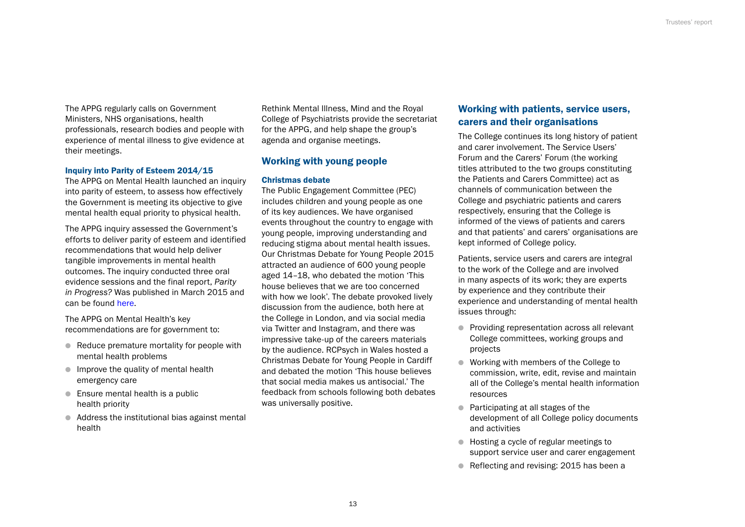The APPG regularly calls on Government Ministers, NHS organisations, health professionals, research bodies and people with experience of mental illness to give evidence at their meetings.

### Inquiry into Parity of Esteem 2014/15

The APPG on Mental Health launched an inquiry into parity of esteem, to assess how effectively the Government is meeting its objective to give mental health equal priority to physical health.

The APPG inquiry assessed the Government's efforts to deliver parity of esteem and identified recommendations that would help deliver tangible improvements in mental health outcomes. The inquiry conducted three oral evidence sessions and the final report, *Parity in Progress?* Was published in March 2015 and can be found here.

The APPG on Mental Health's key recommendations are for government to:

- Reduce premature mortality for people with mental health problems
- Improve the quality of mental health emergency care
- Ensure mental health is a public health priority
- Address the institutional bias against mental health

Rethink Mental Illness, Mind and the Royal College of Psychiatrists provide the secretariat for the APPG, and help shape the group's agenda and organise meetings.

## Working with young people

### Christmas debate

The Public Engagement Committee (PEC) includes children and young people as one of its key audiences. We have organised events throughout the country to engage with young people, improving understanding and reducing stigma about mental health issues. Our Christmas Debate for Young People 2015 attracted an audience of 600 young people aged 14–18, who debated the motion 'This house believes that we are too concerned with how we look'. The debate provoked lively discussion from the audience, both here at the College in London, and via social media via Twitter and Instagram, and there was impressive take-up of the careers materials by the audience. RCPsych in Wales hosted a Christmas Debate for Young People in Cardiff and debated the motion 'This house believes that social media makes us antisocial.' The feedback from schools following both debates was universally positive.

## Working with patients, service users, carers and their organisations

The College continues its long history of patient and carer involvement. The Service Users' Forum and the Carers' Forum (the working titles attributed to the two groups constituting the Patients and Carers Committee) act as channels of communication between the College and psychiatric patients and carers respectively, ensuring that the College is informed of the views of patients and carers and that patients' and carers' organisations are kept informed of College policy.

Patients, service users and carers are integral to the work of the College and are involved in many aspects of its work; they are experts by experience and they contribute their experience and understanding of mental health issues through:

- Providing representation across all relevant College committees, working groups and projects
- Working with members of the College to commission, write, edit, revise and maintain all of the College's mental health information resources
- Participating at all stages of the development of all College policy documents and activities
- Hosting a cycle of regular meetings to support service user and carer engagement
- Reflecting and revising: 2015 has been a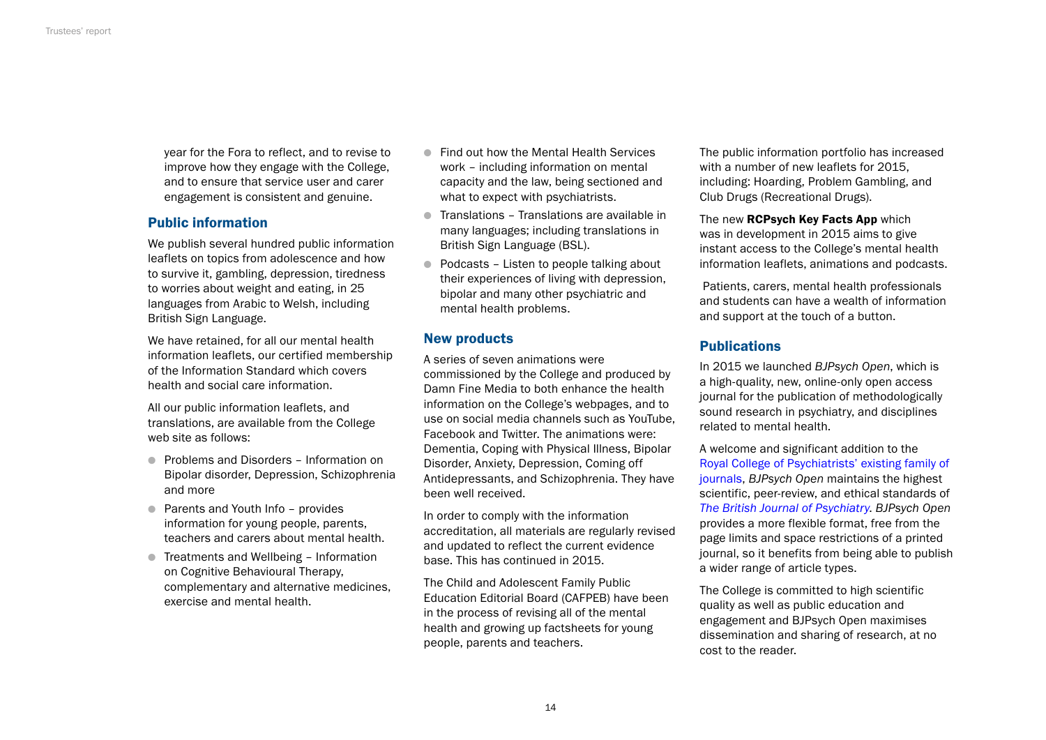year for the Fora to reflect, and to revise to improve how they engage with the College, and to ensure that service user and carer engagement is consistent and genuine.

## Public information

We publish several hundred public information leaflets on topics from adolescence and how to survive it, gambling, depression, tiredness to worries about weight and eating, in 25 languages from Arabic to Welsh, including British Sign Language.

We have retained, for all our mental health information leaflets, our certified membership of the Information Standard which covers health and social care information.

All our public information leaflets, and translations, are available from the College web site as follows:

- Problems and Disorders – Information on Bipolar disorder, Depression, Schizophrenia and more
- Parents and Youth Info – provides information for young people, parents, teachers and carers about mental health.
- Treatments and Wellbeing – Information on Cognitive Behavioural Therapy, complementary and alternative medicines, exercise and mental health.
- Find out how the Mental Health Services work – including information on mental capacity and the law, being sectioned and what to expect with psychiatrists.
- Translations – Translations are available in many languages; including translations in British Sign Language (BSL).
- Podcasts – Listen to people talking about their experiences of living with depression, bipolar and many other psychiatric and mental health problems.

## New products

A series of seven animations were commissioned by the College and produced by Damn Fine Media to both enhance the health information on the College's webpages, and to use on social media channels such as YouTube, Facebook and Twitter. The animations were: Dementia, Coping with Physical Illness, Bipolar Disorder, Anxiety, Depression, Coming off Antidepressants, and Schizophrenia. They have been well received.

In order to comply with the information accreditation, all materials are regularly revised and updated to reflect the current evidence base. This has continued in 2015.

The Child and Adolescent Family Public Education Editorial Board (CAFPEB) have been in the process of revising all of the mental health and growing up factsheets for young people, parents and teachers.

The public information portfolio has increased with a number of new leaflets for 2015, including: Hoarding, Problem Gambling, and Club Drugs (Recreational Drugs).

The new **RCPsych Key Facts App** which was in development in 2015 aims to give instant access to the College's mental health information leaflets, animations and podcasts.

Patients, carers, mental health professionals and students can have a wealth of information and support at the touch of a button.

## Publications

In 2015 we launched *BJPsych Open*, which is a high-quality, new, online-only open access journal for the publication of methodologically sound research in psychiatry, and disciplines related to mental health.

A welcome and significant addition to the Royal College of Psychiatrists' existing family of journals, *BJPsych Open* maintains the highest scientific, peer-review, and ethical standards of *The British Journal of Psychiatry*. *BJPsych Open* provides a more flexible format, free from the page limits and space restrictions of a printed journal, so it benefits from being able to publish a wider range of article types.

The College is committed to high scientific quality as well as public education and engagement and BJPsych Open maximises dissemination and sharing of research, at no cost to the reader.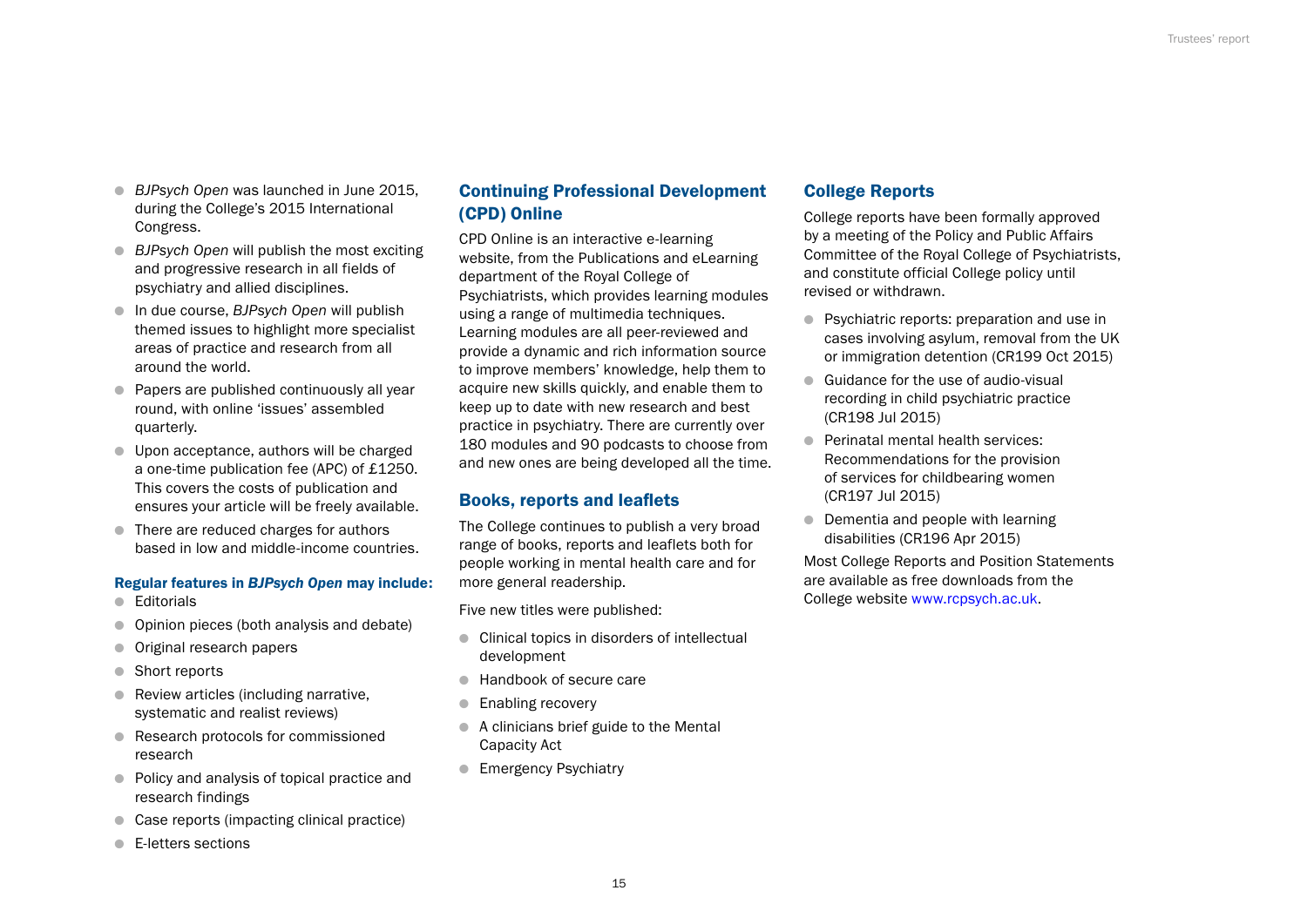- *BJPsych Open* was launched in June 2015, during the College's 2015 International Congress.
- *BJPsych Open* will publish the most exciting and progressive research in all fields of psychiatry and allied disciplines.
- In due course, *BJPsych Open* will publish themed issues to highlight more specialist areas of practice and research from all around the world.
- Papers are published continuously all year round, with online 'issues' assembled quarterly.
- Upon acceptance, authors will be charged a one-time publication fee (APC) of £1250. This covers the costs of publication and ensures your article will be freely available.
- There are reduced charges for authors based in low and middle-income countries.

**Regular features in *BJPsych Open* may include:**

- Editorials
- Opinion pieces (both analysis and debate)
- Original research papers
- Short reports
- Review articles (including narrative, systematic and realist reviews)
- Research protocols for commissioned research
- Policy and analysis of topical practice and research findings
- Case reports (impacting clinical practice)
- E-letters sections

## Continuing Professional Development (CPD) Online

CPD Online is an interactive e-learning website, from the Publications and eLearning department of the Royal College of Psychiatrists, which provides learning modules using a range of multimedia techniques. Learning modules are all peer-reviewed and provide a dynamic and rich information source to improve members' knowledge, help them to acquire new skills quickly, and enable them to keep up to date with new research and best practice in psychiatry. There are currently over 180 modules and 90 podcasts to choose from and new ones are being developed all the time.

## Books, reports and leaflets

The College continues to publish a very broad range of books, reports and leaflets both for people working in mental health care and for more general readership.

Five new titles were published:

- Clinical topics in disorders of intellectual development
- Handbook of secure care
- Enabling recovery
- A clinicians brief guide to the Mental Capacity Act
- Emergency Psychiatry

## College Reports

College reports have been formally approved by a meeting of the Policy and Public Affairs Committee of the Royal College of Psychiatrists, and constitute official College policy until revised or withdrawn.

- Psychiatric reports: preparation and use in cases involving asylum, removal from the UK or immigration detention (CR199 Oct 2015)
- Guidance for the use of audio-visual recording in child psychiatric practice (CR198 Jul 2015)
- Perinatal mental health services: Recommendations for the provision of services for childbearing women (CR197 Jul 2015)
- Dementia and people with learning disabilities (CR196 Apr 2015)

Most College Reports and Position Statements are available as free downloads from the College website www.rcpsych.ac.uk.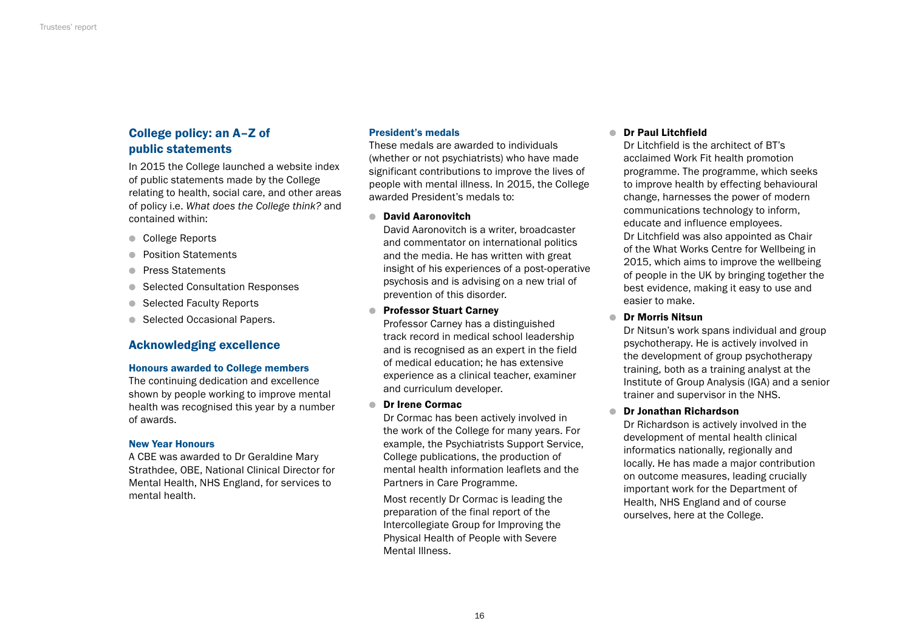## College policy: an A–Z of public statements

In 2015 the College launched a website index of public statements made by the College relating to health, social care, and other areas of policy i.e. *What does the College think?* and contained within:

- College Reports
- Position Statements
- Press Statements
- Selected Consultation Responses
- Selected Faculty Reports
- Selected Occasional Papers.

## Acknowledging excellence

### Honours awarded to College members

The continuing dedication and excellence shown by people working to improve mental health was recognised this year by a number of awards.

### New Year Honours

A CBE was awarded to Dr Geraldine Mary Strathdee, OBE, National Clinical Director for Mental Health, NHS England, for services to mental health.

### President's medals

These medals are awarded to individuals (whether or not psychiatrists) who have made significant contributions to improve the lives of people with mental illness. In 2015, the College awarded President's medals to:

- **David Aaronovitch**
  David Aaronovitch is a writer, broadcaster and commentator on international politics and the media. He has written with great insight of his experiences of a post-operative psychosis and is advising on a new trial of prevention of this disorder.
- **Professor Stuart Carney**
  Professor Carney has a distinguished track record in medical school leadership and is recognised as an expert in the field of medical education; he has extensive experience as a clinical teacher, examiner and curriculum developer.
- **Dr Irene Cormac**
  Dr Cormac has been actively involved in the work of the College for many years. For example, the Psychiatrists Support Service, College publications, the production of mental health information leaflets and the Partners in Care Programme.

  Most recently Dr Cormac is leading the preparation of the final report of the Intercollegiate Group for Improving the Physical Health of People with Severe Mental Illness.
- **Dr Paul Litchfield**
  Dr Litchfield is the architect of BT's acclaimed Work Fit health promotion programme. The programme, which seeks to improve health by effecting behavioural change, harnesses the power of modern communications technology to inform, educate and influence employees. Dr Litchfield was also appointed as Chair of the What Works Centre for Wellbeing in 2015, which aims to improve the wellbeing of people in the UK by bringing together the best evidence, making it easy to use and easier to make.
- **Dr Morris Nitsun**
  Dr Nitsun's work spans individual and group psychotherapy. He is actively involved in the development of group psychotherapy training, both as a training analyst at the Institute of Group Analysis (IGA) and a senior trainer and supervisor in the NHS.
- **Dr Jonathan Richardson**
  Dr Richardson is actively involved in the development of mental health clinical informatics nationally, regionally and locally. He has made a major contribution on outcome measures, leading crucially important work for the Department of Health, NHS England and of course ourselves, here at the College.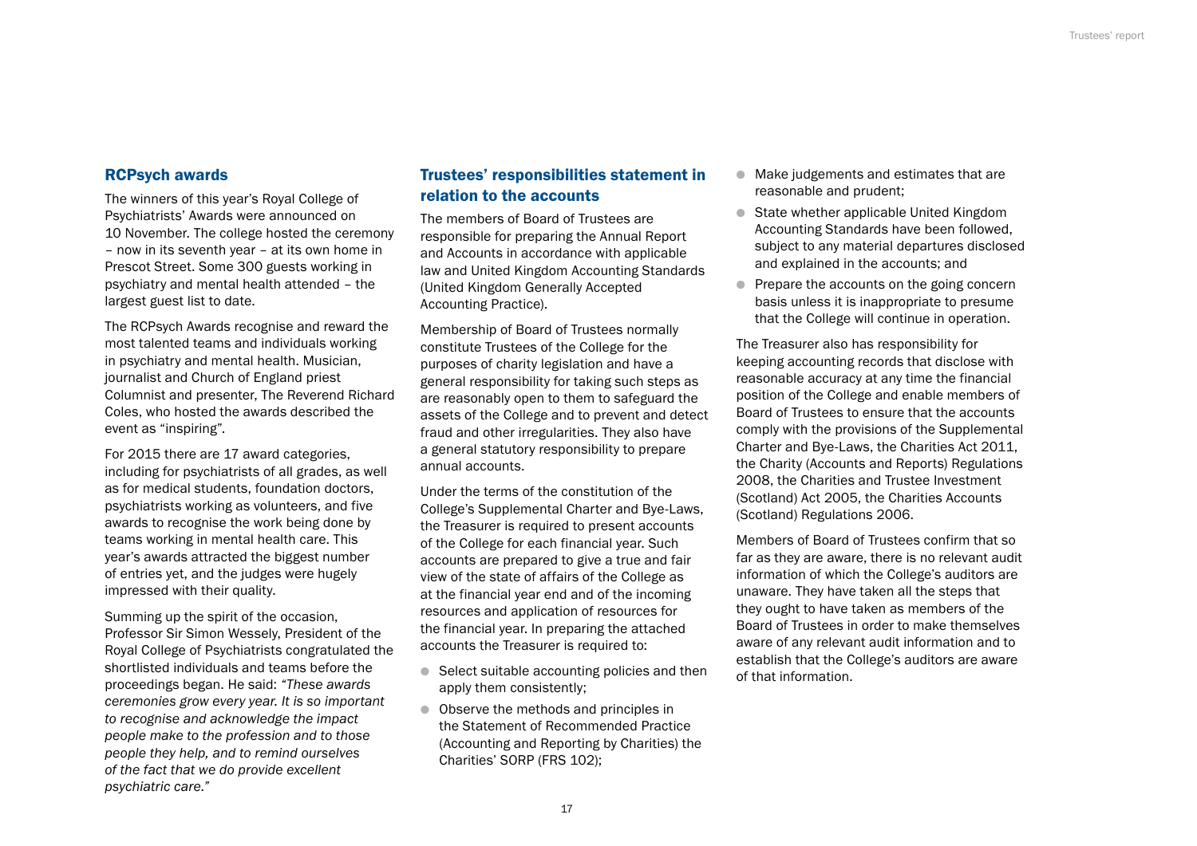## RCPsych awards

The winners of this year's Royal College of Psychiatrists' Awards were announced on 10 November. The college hosted the ceremony – now in its seventh year – at its own home in Prescot Street. Some 300 guests working in psychiatry and mental health attended – the largest guest list to date.

The RCPsych Awards recognise and reward the most talented teams and individuals working in psychiatry and mental health. Musician, journalist and Church of England priest Columnist and presenter, The Reverend Richard Coles, who hosted the awards described the event as "inspiring".

For 2015 there are 17 award categories, including for psychiatrists of all grades, as well as for medical students, foundation doctors, psychiatrists working as volunteers, and five awards to recognise the work being done by teams working in mental health care. This year's awards attracted the biggest number of entries yet, and the judges were hugely impressed with their quality.

Summing up the spirit of the occasion, Professor Sir Simon Wessely, President of the Royal College of Psychiatrists congratulated the shortlisted individuals and teams before the proceedings began. He said: *"These awards ceremonies grow every year. It is so important to recognise and acknowledge the impact people make to the profession and to those people they help, and to remind ourselves of the fact that we do provide excellent psychiatric care."*

## Trustees' responsibilities statement in relation to the accounts

The members of Board of Trustees are responsible for preparing the Annual Report and Accounts in accordance with applicable law and United Kingdom Accounting Standards (United Kingdom Generally Accepted Accounting Practice).

Membership of Board of Trustees normally constitute Trustees of the College for the purposes of charity legislation and have a general responsibility for taking such steps as are reasonably open to them to safeguard the assets of the College and to prevent and detect fraud and other irregularities. They also have a general statutory responsibility to prepare annual accounts.

Under the terms of the constitution of the College's Supplemental Charter and Bye-Laws, the Treasurer is required to present accounts of the College for each financial year. Such accounts are prepared to give a true and fair view of the state of affairs of the College as at the financial year end and of the incoming resources and application of resources for the financial year. In preparing the attached accounts the Treasurer is required to:

- Select suitable accounting policies and then apply them consistently;
- Observe the methods and principles in the Statement of Recommended Practice (Accounting and Reporting by Charities) the Charities' SORP (FRS 102);
- Make judgements and estimates that are reasonable and prudent;
- State whether applicable United Kingdom Accounting Standards have been followed, subject to any material departures disclosed and explained in the accounts; and
- Prepare the accounts on the going concern basis unless it is inappropriate to presume that the College will continue in operation.

The Treasurer also has responsibility for keeping accounting records that disclose with reasonable accuracy at any time the financial position of the College and enable members of Board of Trustees to ensure that the accounts comply with the provisions of the Supplemental Charter and Bye-Laws, the Charities Act 2011, the Charity (Accounts and Reports) Regulations 2008, the Charities and Trustee Investment (Scotland) Act 2005, the Charities Accounts (Scotland) Regulations 2006.

Members of Board of Trustees confirm that so far as they are aware, there is no relevant audit information of which the College's auditors are unaware. They have taken all the steps that they ought to have taken as members of the Board of Trustees in order to make themselves aware of any relevant audit information and to establish that the College's auditors are aware of that information.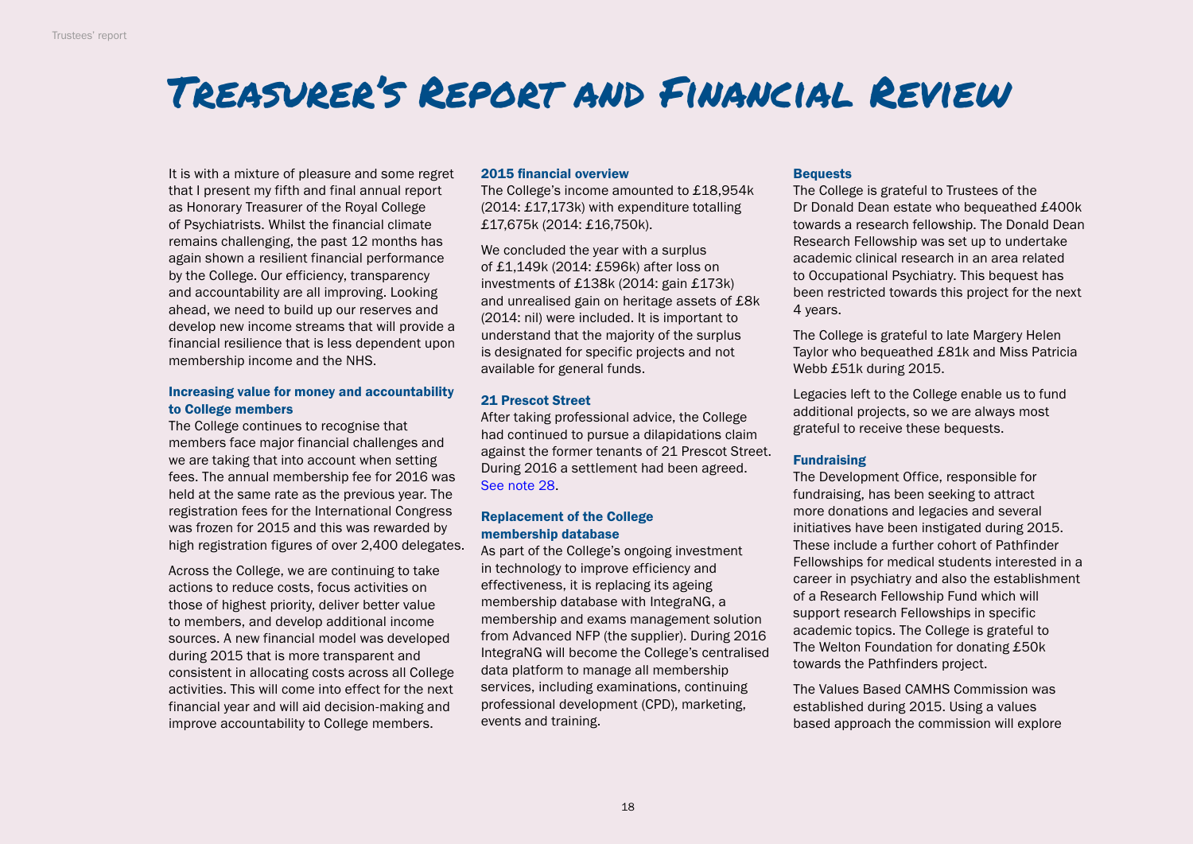# Treasurer's Report and Financial Review

It is with a mixture of pleasure and some regret that I present my fifth and final annual report as Honorary Treasurer of the Royal College of Psychiatrists. Whilst the financial climate remains challenging, the past 12 months has again shown a resilient financial performance by the College. Our efficiency, transparency and accountability are all improving. Looking ahead, we need to build up our reserves and develop new income streams that will provide a financial resilience that is less dependent upon membership income and the NHS.

### Increasing value for money and accountability to College members

The College continues to recognise that members face major financial challenges and we are taking that into account when setting fees. The annual membership fee for 2016 was held at the same rate as the previous year. The registration fees for the International Congress was frozen for 2015 and this was rewarded by high registration figures of over 2,400 delegates.

Across the College, we are continuing to take actions to reduce costs, focus activities on those of highest priority, deliver better value to members, and develop additional income sources. A new financial model was developed during 2015 that is more transparent and consistent in allocating costs across all College activities. This will come into effect for the next financial year and will aid decision-making and improve accountability to College members.

### 2015 financial overview

The College's income amounted to £18,954k (2014: £17,173k) with expenditure totalling £17,675k (2014: £16,750k).

We concluded the year with a surplus of £1,149k (2014: £596k) after loss on investments of £138k (2014: gain £173k) and unrealised gain on heritage assets of £8k (2014: nil) were included. It is important to understand that the majority of the surplus is designated for specific projects and not available for general funds.

### 21 Prescot Street

After taking professional advice, the College had continued to pursue a dilapidations claim against the former tenants of 21 Prescot Street. During 2016 a settlement had been agreed. See note 28.

### Replacement of the College membership database

As part of the College's ongoing investment in technology to improve efficiency and effectiveness, it is replacing its ageing membership database with IntegraNG, a membership and exams management solution from Advanced NFP (the supplier). During 2016 IntegraNG will become the College's centralised data platform to manage all membership services, including examinations, continuing professional development (CPD), marketing, events and training.

### Bequests

The College is grateful to Trustees of the Dr Donald Dean estate who bequeathed £400k towards a research fellowship. The Donald Dean Research Fellowship was set up to undertake academic clinical research in an area related to Occupational Psychiatry. This bequest has been restricted towards this project for the next 4 years.

The College is grateful to late Margery Helen Taylor who bequeathed £81k and Miss Patricia Webb £51k during 2015.

Legacies left to the College enable us to fund additional projects, so we are always most grateful to receive these bequests.

### Fundraising

The Development Office, responsible for fundraising, has been seeking to attract more donations and legacies and several initiatives have been instigated during 2015. These include a further cohort of Pathfinder Fellowships for medical students interested in a career in psychiatry and also the establishment of a Research Fellowship Fund which will support research Fellowships in specific academic topics. The College is grateful to The Welton Foundation for donating £50k towards the Pathfinders project.

The Values Based CAMHS Commission was established during 2015. Using a values based approach the commission will explore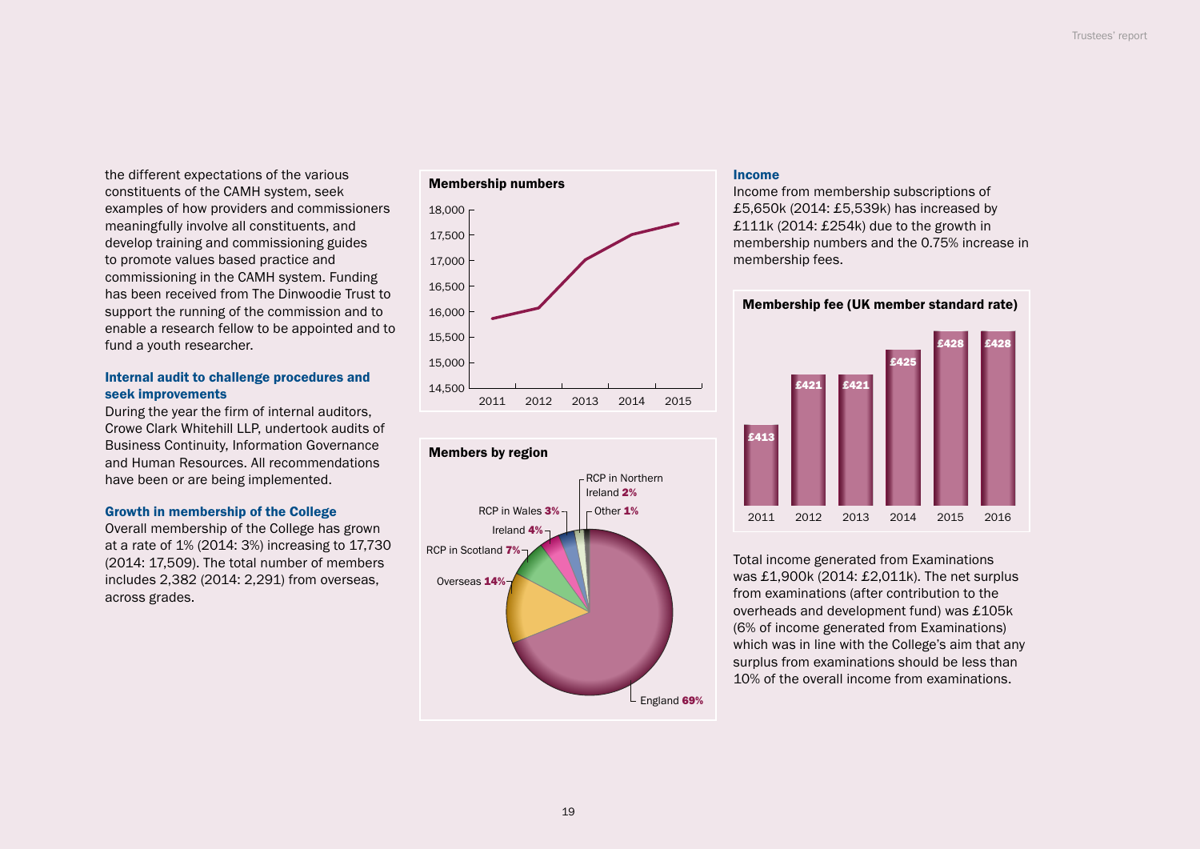the different expectations of the various constituents of the CAMH system, seek examples of how providers and commissioners meaningfully involve all constituents, and develop training and commissioning guides to promote values based practice and commissioning in the CAMH system. Funding has been received from The Dinwoodie Trust to support the running of the commission and to enable a research fellow to be appointed and to fund a youth researcher.

### Internal audit to challenge procedures and seek improvements

During the year the firm of internal auditors, Crowe Clark Whitehill LLP, undertook audits of Business Continuity, Information Governance and Human Resources. All recommendations have been or are being implemented.

### Growth in membership of the College

Overall membership of the College has grown at a rate of 1% (2014: 3%) increasing to 17,730 (2014: 17,509). The total number of members includes 2,382 (2014: 2,291) from overseas, across grades.

**Membership numbers**

**Members by region**

| Region | Share |
|---|---|
| England | 69% |
| Overseas | 14% |
| RCP in Scotland | 7% |
| Ireland | 4% |
| RCP in Wales | 3% |
| RCP in Northern Ireland | 2% |
| Other | 1% |

### Income

Income from membership subscriptions of £5,650k (2014: £5,539k) has increased by £111k (2014: £254k) due to the growth in membership numbers and the 0.75% increase in membership fees.

**Membership fee (UK member standard rate)**

| 2011 | 2012 | 2013 | 2014 | 2015 | 2016 |
|---|---|---|---|---|---|
| £413 | £421 | £421 | £425 | £428 | £428 |

Total income generated from Examinations was £1,900k (2014: £2,011k). The net surplus from examinations (after contribution to the overheads and development fund) was £105k (6% of income generated from Examinations) which was in line with the College's aim that any surplus from examinations should be less than 10% of the overall income from examinations.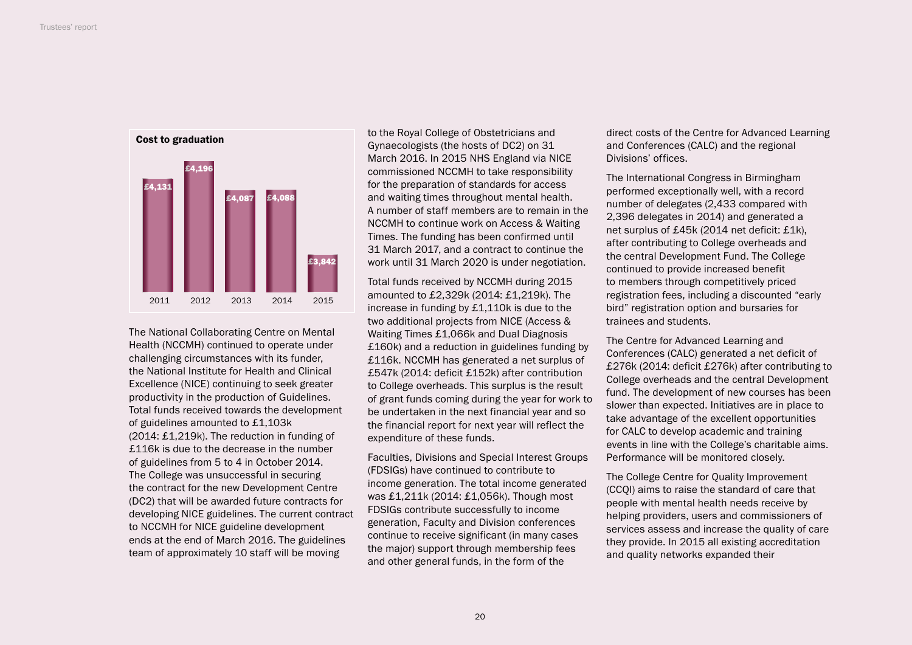**Cost to graduation**

| 2011 | 2012 | 2013 | 2014 | 2015 |
|---|---|---|---|---|
| £4,131 | £4,196 | £4,087 | £4,088 | £3,842 |

The National Collaborating Centre on Mental Health (NCCMH) continued to operate under challenging circumstances with its funder, the National Institute for Health and Clinical Excellence (NICE) continuing to seek greater productivity in the production of Guidelines. Total funds received towards the development of guidelines amounted to £1,103k (2014: £1,219k). The reduction in funding of £116k is due to the decrease in the number of guidelines from 5 to 4 in October 2014. The College was unsuccessful in securing the contract for the new Development Centre (DC2) that will be awarded future contracts for developing NICE guidelines. The current contract to NCCMH for NICE guideline development ends at the end of March 2016. The guidelines team of approximately 10 staff will be moving to the Royal College of Obstetricians and Gynaecologists (the hosts of DC2) on 31 March 2016. In 2015 NHS England via NICE commissioned NCCMH to take responsibility for the preparation of standards for access and waiting times throughout mental health. A number of staff members are to remain in the NCCMH to continue work on Access & Waiting Times. The funding has been confirmed until 31 March 2017, and a contract to continue the work until 31 March 2020 is under negotiation.

Total funds received by NCCMH during 2015 amounted to £2,329k (2014: £1,219k). The increase in funding by £1,110k is due to the two additional projects from NICE (Access & Waiting Times £1,066k and Dual Diagnosis £160k) and a reduction in guidelines funding by £116k. NCCMH has generated a net surplus of £547k (2014: deficit £152k) after contribution to College overheads. This surplus is the result of grant funds coming during the year for work to be undertaken in the next financial year and so the financial report for next year will reflect the expenditure of these funds.

Faculties, Divisions and Special Interest Groups (FDSIGs) have continued to contribute to income generation. The total income generated was £1,211k (2014: £1,056k). Though most FDSIGs contribute successfully to income generation, Faculty and Division conferences continue to receive significant (in many cases the major) support through membership fees and other general funds, in the form of the direct costs of the Centre for Advanced Learning and Conferences (CALC) and the regional Divisions' offices.

The International Congress in Birmingham performed exceptionally well, with a record number of delegates (2,433 compared with 2,396 delegates in 2014) and generated a net surplus of £45k (2014 net deficit: £1k), after contributing to College overheads and the central Development Fund. The College continued to provide increased benefit to members through competitively priced registration fees, including a discounted "early bird" registration option and bursaries for trainees and students.

The Centre for Advanced Learning and Conferences (CALC) generated a net deficit of £276k (2014: deficit £276k) after contributing to College overheads and the central Development fund. The development of new courses has been slower than expected. Initiatives are in place to take advantage of the excellent opportunities for CALC to develop academic and training events in line with the College's charitable aims. Performance will be monitored closely.

The College Centre for Quality Improvement (CCQI) aims to raise the standard of care that people with mental health needs receive by helping providers, users and commissioners of services assess and increase the quality of care they provide. In 2015 all existing accreditation and quality networks expanded their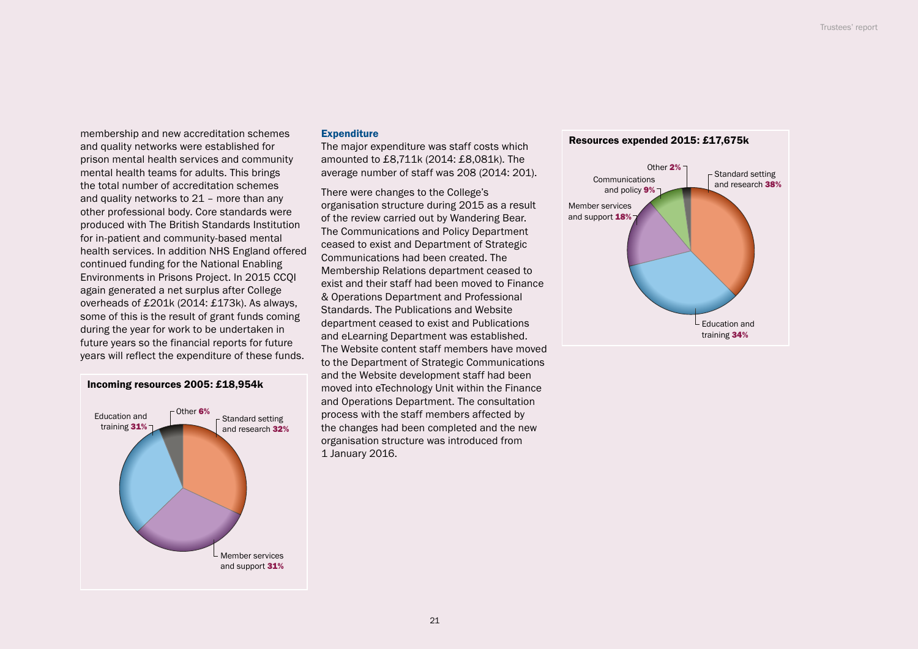membership and new accreditation schemes and quality networks were established for prison mental health services and community mental health teams for adults. This brings the total number of accreditation schemes and quality networks to 21 – more than any other professional body. Core standards were produced with The British Standards Institution for in-patient and community-based mental health services. In addition NHS England offered continued funding for the National Enabling Environments in Prisons Project. In 2015 CCQI again generated a net surplus after College overheads of £201k (2014: £173k). As always, some of this is the result of grant funds coming during the year for work to be undertaken in future years so the financial reports for future years will reflect the expenditure of these funds.

**Incoming resources 2005: £18,954k**

| Category | Percentage |
|---|---|
| Standard setting and research | 32% |
| Member services and support | 31% |
| Education and training | 31% |
| Other | 6% |

### Expenditure

The major expenditure was staff costs which amounted to £8,711k (2014: £8,081k). The average number of staff was 208 (2014: 201).

There were changes to the College's organisation structure during 2015 as a result of the review carried out by Wandering Bear. The Communications and Policy Department ceased to exist and Department of Strategic Communications had been created. The Membership Relations department ceased to exist and their staff had been moved to Finance & Operations Department and Professional Standards. The Publications and Website department ceased to exist and Publications and eLearning Department was established. The Website content staff members have moved to the Department of Strategic Communications and the Website development staff had been moved into eTechnology Unit within the Finance and Operations Department. The consultation process with the staff members affected by the changes had been completed and the new organisation structure was introduced from 1 January 2016.

**Resources expended 2015: £17,675k**

| Category | Percentage |
|---|---|
| Standard setting and research | 38% |
| Education and training | 34% |
| Member services and support | 18% |
| Communications and policy | 9% |
| Other | 2% |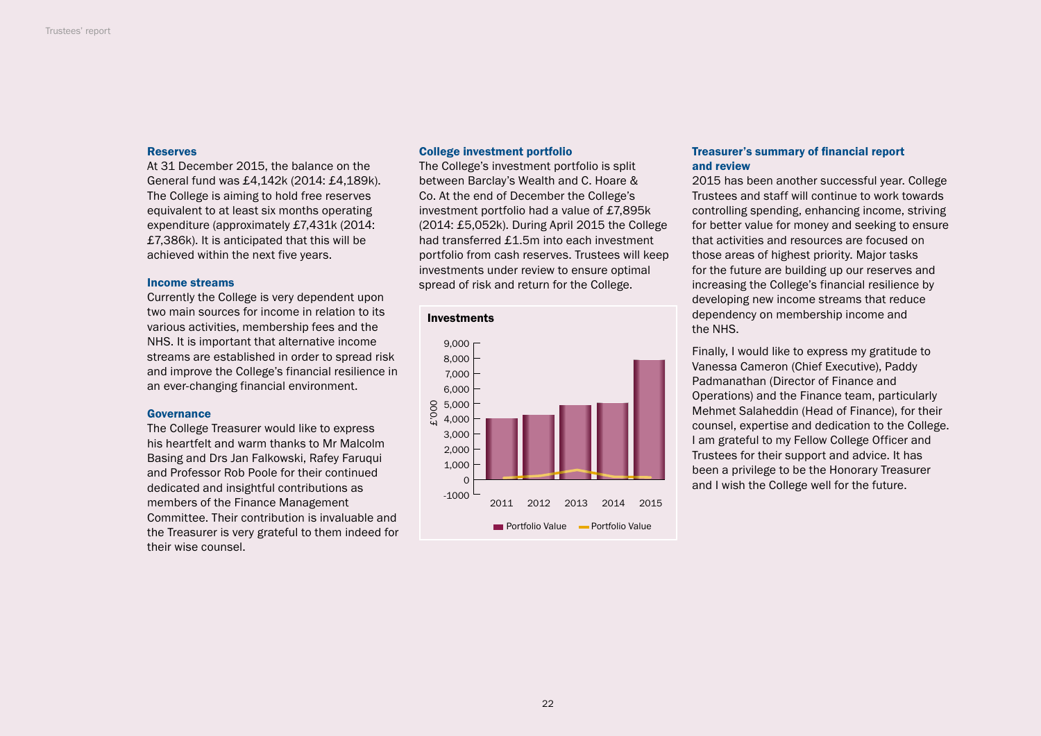### Reserves

At 31 December 2015, the balance on the General fund was £4,142k (2014: £4,189k). The College is aiming to hold free reserves equivalent to at least six months operating expenditure (approximately £7,431k (2014: £7,386k). It is anticipated that this will be achieved within the next five years.

### Income streams

Currently the College is very dependent upon two main sources for income in relation to its various activities, membership fees and the NHS. It is important that alternative income streams are established in order to spread risk and improve the College's financial resilience in an ever-changing financial environment.

### Governance

The College Treasurer would like to express his heartfelt and warm thanks to Mr Malcolm Basing and Drs Jan Falkowski, Rafey Faruqui and Professor Rob Poole for their continued dedicated and insightful contributions as members of the Finance Management Committee. Their contribution is invaluable and the Treasurer is very grateful to them indeed for their wise counsel.

### College investment portfolio

The College's investment portfolio is split between Barclay's Wealth and C. Hoare & Co. At the end of December the College's investment portfolio had a value of £7,895k (2014: £5,052k). During April 2015 the College had transferred £1.5m into each investment portfolio from cash reserves. Trustees will keep investments under review to ensure optimal spread of risk and return for the College.

**Investments**

£'000 — 2011, 2012, 2013, 2014, 2015

Portfolio Value (bars) — Portfolio Value (line)

### Treasurer's summary of financial report and review

2015 has been another successful year. College Trustees and staff will continue to work towards controlling spending, enhancing income, striving for better value for money and seeking to ensure that activities and resources are focused on those areas of highest priority. Major tasks for the future are building up our reserves and increasing the College's financial resilience by developing new income streams that reduce dependency on membership income and the NHS.

Finally, I would like to express my gratitude to Vanessa Cameron (Chief Executive), Paddy Padmanathan (Director of Finance and Operations) and the Finance team, particularly Mehmet Salaheddin (Head of Finance), for their counsel, expertise and dedication to the College. I am grateful to my Fellow College Officer and Trustees for their support and advice. It has been a privilege to be the Honorary Treasurer and I wish the College well for the future.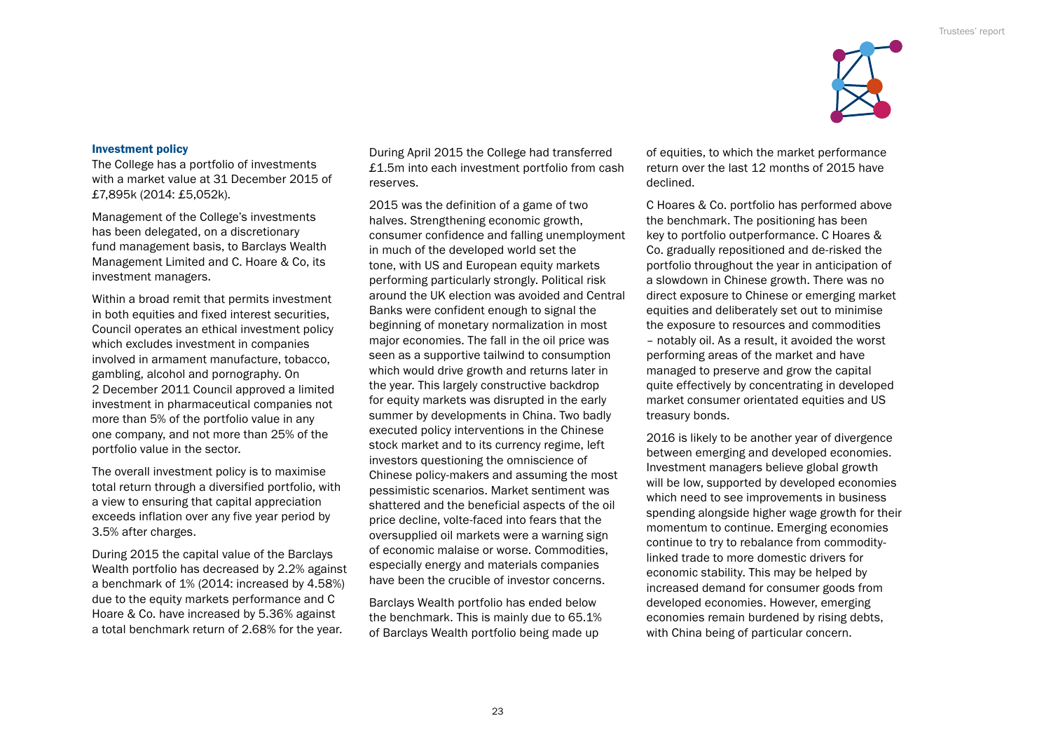## Investment policy

The College has a portfolio of investments with a market value at 31 December 2015 of £7,895k (2014: £5,052k).

Management of the College's investments has been delegated, on a discretionary fund management basis, to Barclays Wealth Management Limited and C. Hoare & Co, its investment managers.

Within a broad remit that permits investment in both equities and fixed interest securities, Council operates an ethical investment policy which excludes investment in companies involved in armament manufacture, tobacco, gambling, alcohol and pornography. On 2 December 2011 Council approved a limited investment in pharmaceutical companies not more than 5% of the portfolio value in any one company, and not more than 25% of the portfolio value in the sector.

The overall investment policy is to maximise total return through a diversified portfolio, with a view to ensuring that capital appreciation exceeds inflation over any five year period by 3.5% after charges.

During 2015 the capital value of the Barclays Wealth portfolio has decreased by 2.2% against a benchmark of 1% (2014: increased by 4.58%) due to the equity markets performance and C Hoare & Co. have increased by 5.36% against a total benchmark return of 2.68% for the year.

During April 2015 the College had transferred £1.5m into each investment portfolio from cash reserves.

2015 was the definition of a game of two halves. Strengthening economic growth, consumer confidence and falling unemployment in much of the developed world set the tone, with US and European equity markets performing particularly strongly. Political risk around the UK election was avoided and Central Banks were confident enough to signal the beginning of monetary normalization in most major economies. The fall in the oil price was seen as a supportive tailwind to consumption which would drive growth and returns later in the year. This largely constructive backdrop for equity markets was disrupted in the early summer by developments in China. Two badly executed policy interventions in the Chinese stock market and to its currency regime, left investors questioning the omniscience of Chinese policy-makers and assuming the most pessimistic scenarios. Market sentiment was shattered and the beneficial aspects of the oil price decline, volte-faced into fears that the oversupplied oil markets were a warning sign of economic malaise or worse. Commodities, especially energy and materials companies have been the crucible of investor concerns.

Barclays Wealth portfolio has ended below the benchmark. This is mainly due to 65.1% of Barclays Wealth portfolio being made up of equities, to which the market performance return over the last 12 months of 2015 have declined.

C Hoares & Co. portfolio has performed above the benchmark. The positioning has been key to portfolio outperformance. C Hoares & Co. gradually repositioned and de-risked the portfolio throughout the year in anticipation of a slowdown in Chinese growth. There was no direct exposure to Chinese or emerging market equities and deliberately set out to minimise the exposure to resources and commodities – notably oil. As a result, it avoided the worst performing areas of the market and have managed to preserve and grow the capital quite effectively by concentrating in developed market consumer orientated equities and US treasury bonds.

2016 is likely to be another year of divergence between emerging and developed economies. Investment managers believe global growth will be low, supported by developed economies which need to see improvements in business spending alongside higher wage growth for their momentum to continue. Emerging economies continue to try to rebalance from commodity-linked trade to more domestic drivers for economic stability. This may be helped by increased demand for consumer goods from developed economies. However, emerging economies remain burdened by rising debts, with China being of particular concern.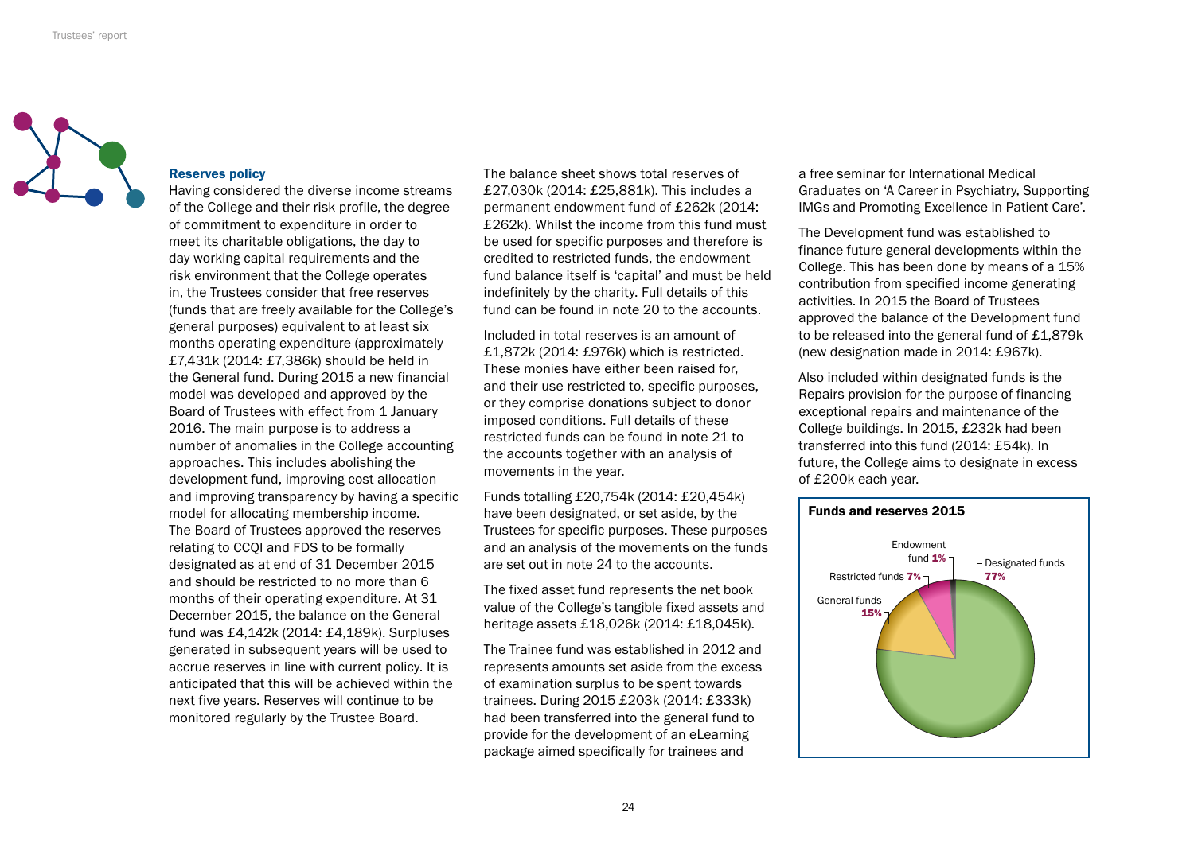### Reserves policy

Having considered the diverse income streams of the College and their risk profile, the degree of commitment to expenditure in order to meet its charitable obligations, the day to day working capital requirements and the risk environment that the College operates in, the Trustees consider that free reserves (funds that are freely available for the College's general purposes) equivalent to at least six months operating expenditure (approximately £7,431k (2014: £7,386k) should be held in the General fund. During 2015 a new financial model was developed and approved by the Board of Trustees with effect from 1 January 2016. The main purpose is to address a number of anomalies in the College accounting approaches. This includes abolishing the development fund, improving cost allocation and improving transparency by having a specific model for allocating membership income. The Board of Trustees approved the reserves relating to CCQI and FDS to be formally designated as at end of 31 December 2015 and should be restricted to no more than 6 months of their operating expenditure. At 31 December 2015, the balance on the General fund was £4,142k (2014: £4,189k). Surpluses generated in subsequent years will be used to accrue reserves in line with current policy. It is anticipated that this will be achieved within the next five years. Reserves will continue to be monitored regularly by the Trustee Board.

The balance sheet shows total reserves of £27,030k (2014: £25,881k). This includes a permanent endowment fund of £262k (2014: £262k). Whilst the income from this fund must be used for specific purposes and therefore is credited to restricted funds, the endowment fund balance itself is 'capital' and must be held indefinitely by the charity. Full details of this fund can be found in note 20 to the accounts.

Included in total reserves is an amount of £1,872k (2014: £976k) which is restricted. These monies have either been raised for, and their use restricted to, specific purposes, or they comprise donations subject to donor imposed conditions. Full details of these restricted funds can be found in note 21 to the accounts together with an analysis of movements in the year.

Funds totalling £20,754k (2014: £20,454k) have been designated, or set aside, by the Trustees for specific purposes. These purposes and an analysis of the movements on the funds are set out in note 24 to the accounts.

The fixed asset fund represents the net book value of the College's tangible fixed assets and heritage assets £18,026k (2014: £18,045k).

The Trainee fund was established in 2012 and represents amounts set aside from the excess of examination surplus to be spent towards trainees. During 2015 £203k (2014: £333k) had been transferred into the general fund to provide for the development of an eLearning package aimed specifically for trainees and a free seminar for International Medical Graduates on 'A Career in Psychiatry, Supporting IMGs and Promoting Excellence in Patient Care'.

The Development fund was established to finance future general developments within the College. This has been done by means of a 15% contribution from specified income generating activities. In 2015 the Board of Trustees approved the balance of the Development fund to be released into the general fund of £1,879k (new designation made in 2014: £967k).

Also included within designated funds is the Repairs provision for the purpose of financing exceptional repairs and maintenance of the College buildings. In 2015, £232k had been transferred into this fund (2014: £54k). In future, the College aims to designate in excess of £200k each year.

**Funds and reserves 2015**

| Fund | % |
|---|---|
| Designated funds | 77% |
| General funds | 15% |
| Restricted funds | 7% |
| Endowment fund | 1% |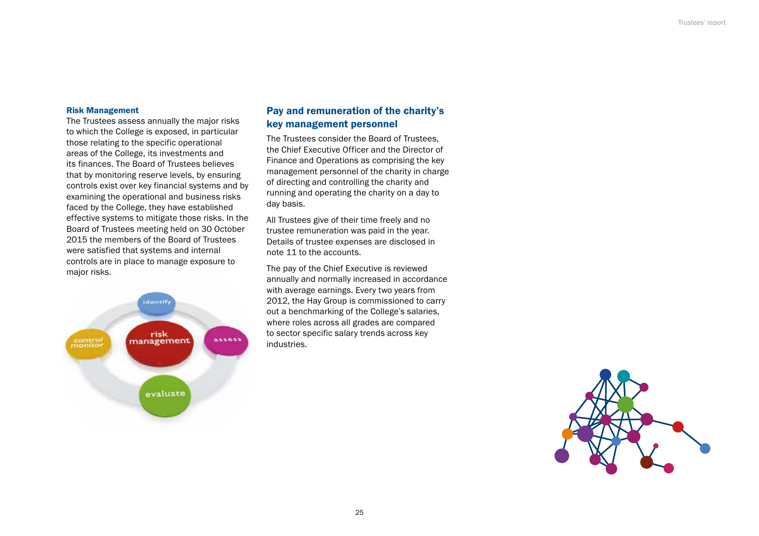### Risk Management

The Trustees assess annually the major risks to which the College is exposed, in particular those relating to the specific operational areas of the College, its investments and its finances. The Board of Trustees believes that by monitoring reserve levels, by ensuring controls exist over key financial systems and by examining the operational and business risks faced by the College, they have established effective systems to mitigate those risks. In the Board of Trustees meeting held on 30 October 2015 the members of the Board of Trustees were satisfied that systems and internal controls are in place to manage exposure to major risks.

## Pay and remuneration of the charity's key management personnel

The Trustees consider the Board of Trustees, the Chief Executive Officer and the Director of Finance and Operations as comprising the key management personnel of the charity in charge of directing and controlling the charity and running and operating the charity on a day to day basis.

All Trustees give of their time freely and no trustee remuneration was paid in the year. Details of trustee expenses are disclosed in note 11 to the accounts.

The pay of the Chief Executive is reviewed annually and normally increased in accordance with average earnings. Every two years from 2012, the Hay Group is commissioned to carry out a benchmarking of the College's salaries, where roles across all grades are compared to sector specific salary trends across key industries.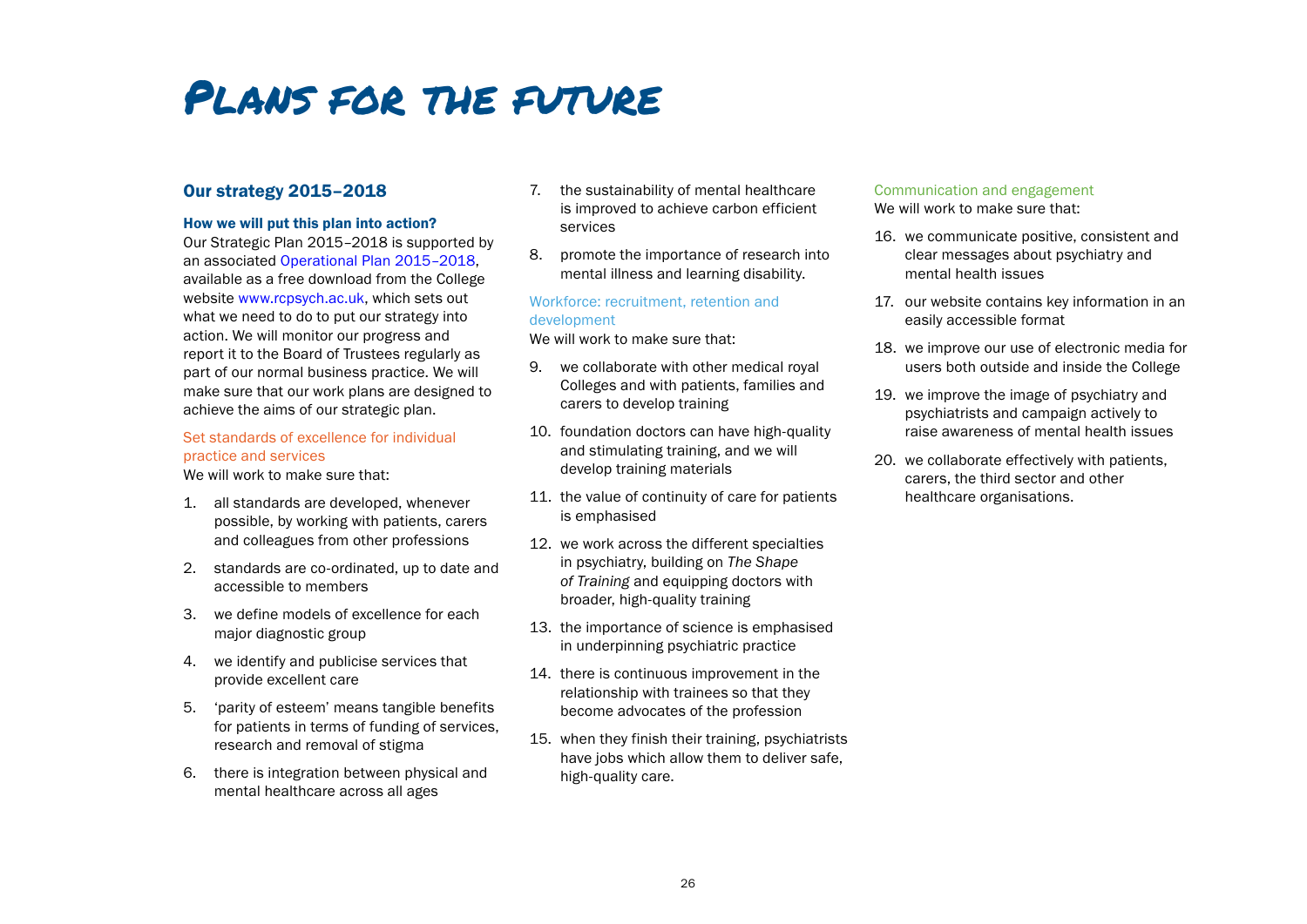# Plans for the future

## Our strategy 2015–2018

### How we will put this plan into action?

Our Strategic Plan 2015–2018 is supported by an associated Operational Plan 2015–2018, available as a free download from the College website www.rcpsych.ac.uk, which sets out what we need to do to put our strategy into action. We will monitor our progress and report it to the Board of Trustees regularly as part of our normal business practice. We will make sure that our work plans are designed to achieve the aims of our strategic plan.

#### Set standards of excellence for individual practice and services

We will work to make sure that:

1. all standards are developed, whenever possible, by working with patients, carers and colleagues from other professions
2. standards are co-ordinated, up to date and accessible to members
3. we define models of excellence for each major diagnostic group
4. we identify and publicise services that provide excellent care
5. 'parity of esteem' means tangible benefits for patients in terms of funding of services, research and removal of stigma
6. there is integration between physical and mental healthcare across all ages
7. the sustainability of mental healthcare is improved to achieve carbon efficient services
8. promote the importance of research into mental illness and learning disability.

#### Workforce: recruitment, retention and development

We will work to make sure that:

9. we collaborate with other medical royal Colleges and with patients, families and carers to develop training
10. foundation doctors can have high-quality and stimulating training, and we will develop training materials
11. the value of continuity of care for patients is emphasised
12. we work across the different specialties in psychiatry, building on *The Shape of Training* and equipping doctors with broader, high-quality training
13. the importance of science is emphasised in underpinning psychiatric practice
14. there is continuous improvement in the relationship with trainees so that they become advocates of the profession
15. when they finish their training, psychiatrists have jobs which allow them to deliver safe, high-quality care.

#### Communication and engagement

We will work to make sure that:

16. we communicate positive, consistent and clear messages about psychiatry and mental health issues
17. our website contains key information in an easily accessible format
18. we improve our use of electronic media for users both outside and inside the College
19. we improve the image of psychiatry and psychiatrists and campaign actively to raise awareness of mental health issues
20. we collaborate effectively with patients, carers, the third sector and other healthcare organisations.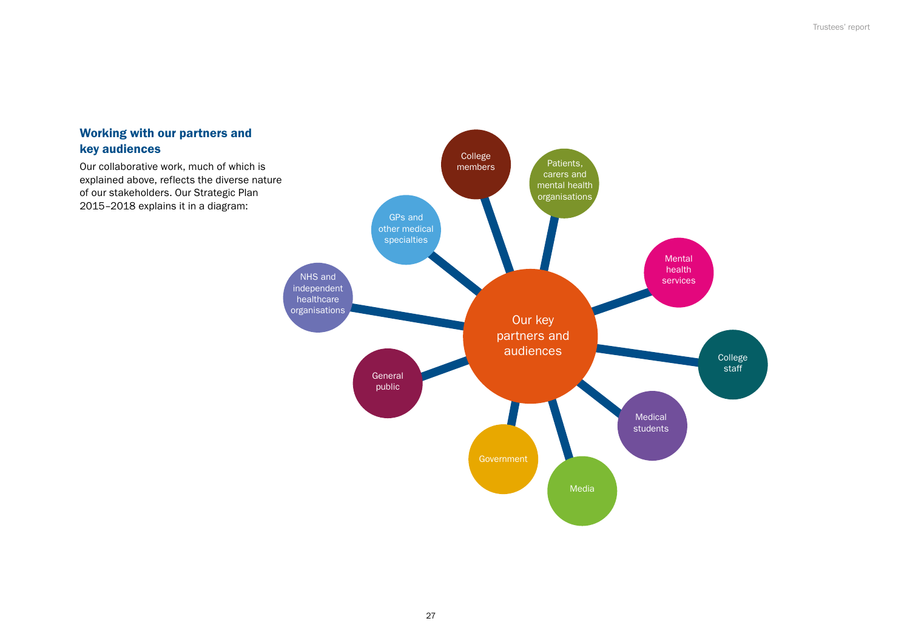## Working with our partners and key audiences

Our collaborative work, much of which is explained above, reflects the diverse nature of our stakeholders. Our Strategic Plan 2015–2018 explains it in a diagram:

Our key partners and audiences

- College members
- Patients, carers and mental health organisations
- Mental health services
- College staff
- Medical students
- Media
- Government
- General public
- NHS and independent healthcare organisations
- GPs and other medical specialties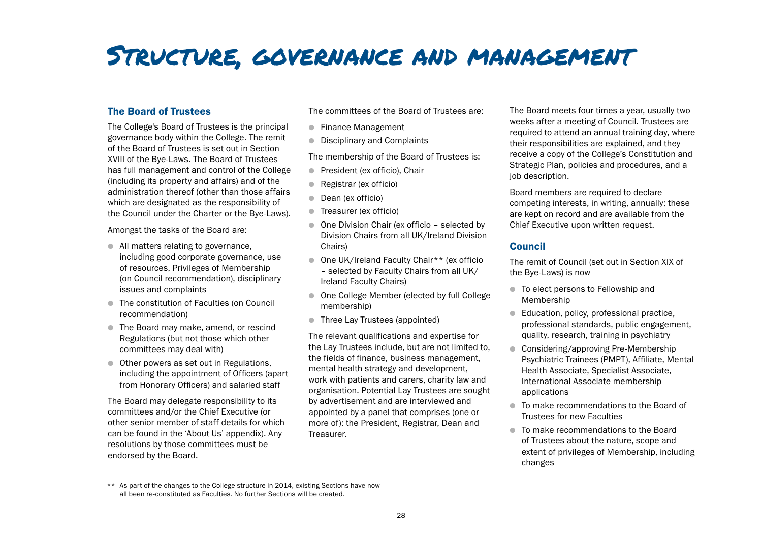# Structure, governance and management

## The Board of Trustees

The College's Board of Trustees is the principal governance body within the College. The remit of the Board of Trustees is set out in Section XVIII of the Bye-Laws. The Board of Trustees has full management and control of the College (including its property and affairs) and of the administration thereof (other than those affairs which are designated as the responsibility of the Council under the Charter or the Bye-Laws).

Amongst the tasks of the Board are:

- All matters relating to governance, including good corporate governance, use of resources, Privileges of Membership (on Council recommendation), disciplinary issues and complaints
- The constitution of Faculties (on Council recommendation)
- The Board may make, amend, or rescind Regulations (but not those which other committees may deal with)
- Other powers as set out in Regulations, including the appointment of Officers (apart from Honorary Officers) and salaried staff

The Board may delegate responsibility to its committees and/or the Chief Executive (or other senior member of staff details for which can be found in the 'About Us' appendix). Any resolutions by those committees must be endorsed by the Board.

The committees of the Board of Trustees are:

- Finance Management
- Disciplinary and Complaints

The membership of the Board of Trustees is:

- President (ex officio), Chair
- Registrar (ex officio)
- Dean (ex officio)
- Treasurer (ex officio)
- One Division Chair (ex officio – selected by Division Chairs from all UK/Ireland Division Chairs)
- One UK/Ireland Faculty Chair** (ex officio – selected by Faculty Chairs from all UK/Ireland Faculty Chairs)
- One College Member (elected by full College membership)
- Three Lay Trustees (appointed)

The relevant qualifications and expertise for the Lay Trustees include, but are not limited to, the fields of finance, business management, mental health strategy and development, work with patients and carers, charity law and organisation. Potential Lay Trustees are sought by advertisement and are interviewed and appointed by a panel that comprises (one or more of): the President, Registrar, Dean and Treasurer.

The Board meets four times a year, usually two weeks after a meeting of Council. Trustees are required to attend an annual training day, where their responsibilities are explained, and they receive a copy of the College's Constitution and Strategic Plan, policies and procedures, and a job description.

Board members are required to declare competing interests, in writing, annually; these are kept on record and are available from the Chief Executive upon written request.

## Council

The remit of Council (set out in Section XIX of the Bye-Laws) is now

- To elect persons to Fellowship and Membership
- Education, policy, professional practice, professional standards, public engagement, quality, research, training in psychiatry
- Considering/approving Pre-Membership Psychiatric Trainees (PMPT), Affiliate, Mental Health Associate, Specialist Associate, International Associate membership applications
- To make recommendations to the Board of Trustees for new Faculties
- To make recommendations to the Board of Trustees about the nature, scope and extent of privileges of Membership, including changes

** As part of the changes to the College structure in 2014, existing Sections have now all been re-constituted as Faculties. No further Sections will be created.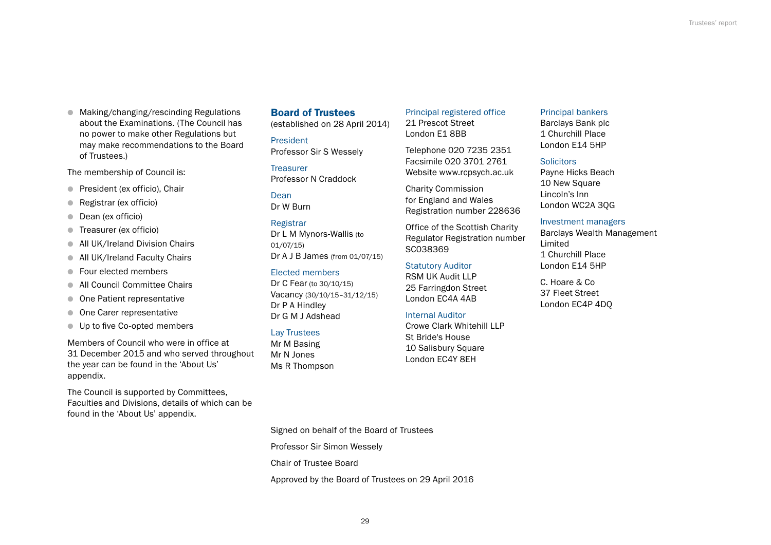- Making/changing/rescinding Regulations about the Examinations. (The Council has no power to make other Regulations but may make recommendations to the Board of Trustees.)

The membership of Council is:

- President (ex officio), Chair
- Registrar (ex officio)
- Dean (ex officio)
- Treasurer (ex officio)
- All UK/Ireland Division Chairs
- All UK/Ireland Faculty Chairs
- Four elected members
- All Council Committee Chairs
- One Patient representative
- One Carer representative
- Up to five Co-opted members

Members of Council who were in office at 31 December 2015 and who served throughout the year can be found in the 'About Us' appendix.

The Council is supported by Committees, Faculties and Divisions, details of which can be found in the 'About Us' appendix.

## Board of Trustees

(established on 28 April 2014)

President
Professor Sir S Wessely

Treasurer
Professor N Craddock

Dean
Dr W Burn

Registrar
Dr L M Mynors-Wallis (to 01/07/15)
Dr A J B James (from 01/07/15)

Elected members
Dr C Fear (to 30/10/15)
Vacancy (30/10/15–31/12/15)
Dr P A Hindley
Dr G M J Adshead

Lay Trustees
Mr M Basing
Mr N Jones
Ms R Thompson

Principal registered office
21 Prescot Street
London E1 8BB

Telephone 020 7235 2351
Facsimile 020 3701 2761
Website www.rcpsych.ac.uk

Charity Commission
for England and Wales
Registration number 228636

Office of the Scottish Charity Regulator Registration number SC038369

Statutory Auditor
RSM UK Audit LLP
25 Farringdon Street
London EC4A 4AB

Internal Auditor
Crowe Clark Whitehill LLP
St Bride's House
10 Salisbury Square
London EC4Y 8EH

Principal bankers
Barclays Bank plc
1 Churchill Place
London E14 5HP

Solicitors
Payne Hicks Beach
10 New Square
Lincoln's Inn
London WC2A 3QG

Investment managers
Barclays Wealth Management Limited
1 Churchill Place
London E14 5HP

C. Hoare & Co
37 Fleet Street
London EC4P 4DQ

Signed on behalf of the Board of Trustees

Professor Sir Simon Wessely

Chair of Trustee Board

Approved by the Board of Trustees on 29 April 2016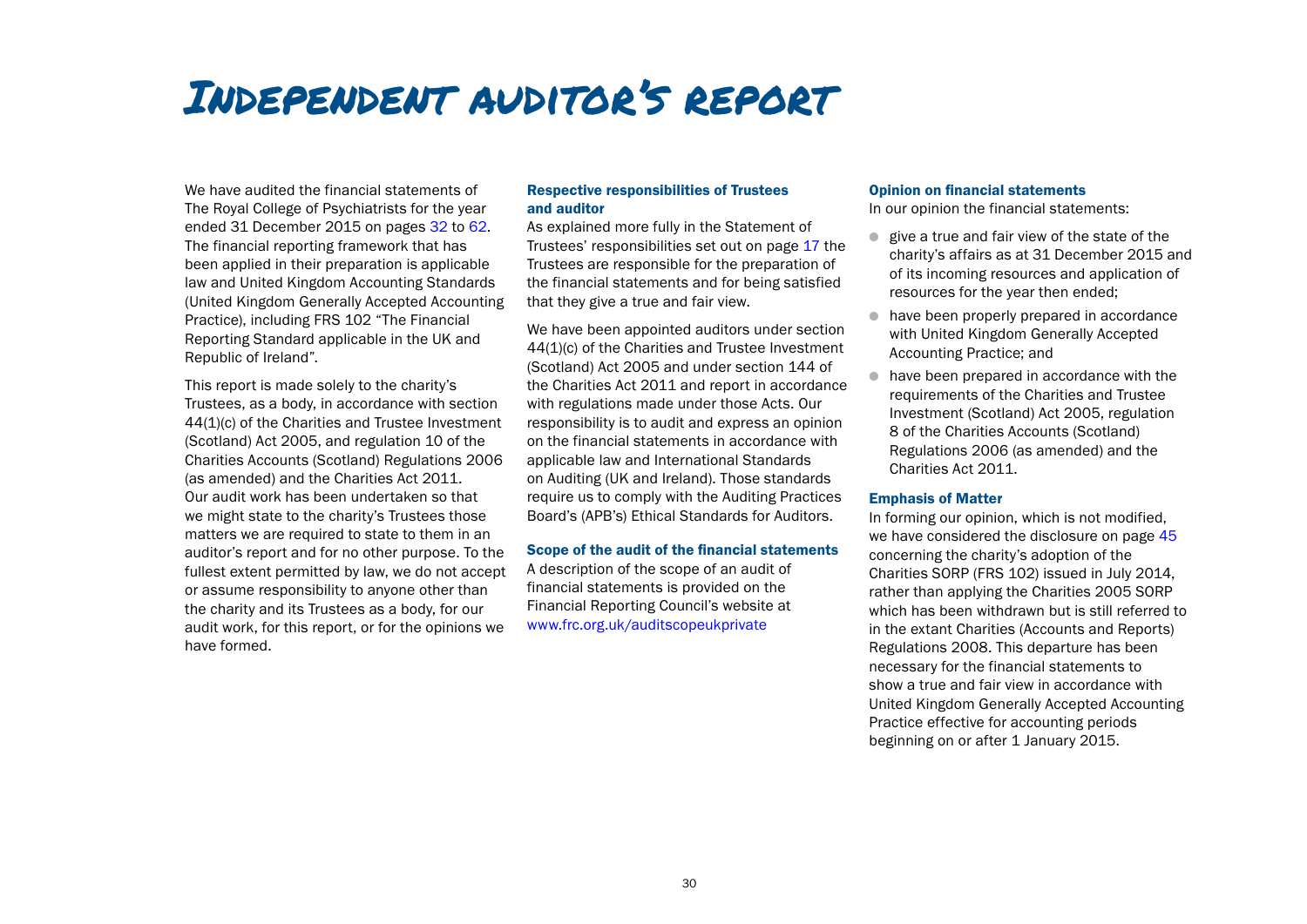# Independent auditor's report

We have audited the financial statements of The Royal College of Psychiatrists for the year ended 31 December 2015 on pages 32 to 62. The financial reporting framework that has been applied in their preparation is applicable law and United Kingdom Accounting Standards (United Kingdom Generally Accepted Accounting Practice), including FRS 102 "The Financial Reporting Standard applicable in the UK and Republic of Ireland".

This report is made solely to the charity's Trustees, as a body, in accordance with section 44(1)(c) of the Charities and Trustee Investment (Scotland) Act 2005, and regulation 10 of the Charities Accounts (Scotland) Regulations 2006 (as amended) and the Charities Act 2011. Our audit work has been undertaken so that we might state to the charity's Trustees those matters we are required to state to them in an auditor's report and for no other purpose. To the fullest extent permitted by law, we do not accept or assume responsibility to anyone other than the charity and its Trustees as a body, for our audit work, for this report, or for the opinions we have formed.

### Respective responsibilities of Trustees and auditor

As explained more fully in the Statement of Trustees' responsibilities set out on page 17 the Trustees are responsible for the preparation of the financial statements and for being satisfied that they give a true and fair view.

We have been appointed auditors under section 44(1)(c) of the Charities and Trustee Investment (Scotland) Act 2005 and under section 144 of the Charities Act 2011 and report in accordance with regulations made under those Acts. Our responsibility is to audit and express an opinion on the financial statements in accordance with applicable law and International Standards on Auditing (UK and Ireland). Those standards require us to comply with the Auditing Practices Board's (APB's) Ethical Standards for Auditors.

### Scope of the audit of the financial statements

A description of the scope of an audit of financial statements is provided on the Financial Reporting Council's website at www.frc.org.uk/auditscopeukprivate

### Opinion on financial statements

In our opinion the financial statements:

- give a true and fair view of the state of the charity's affairs as at 31 December 2015 and of its incoming resources and application of resources for the year then ended;
- have been properly prepared in accordance with United Kingdom Generally Accepted Accounting Practice; and
- have been prepared in accordance with the requirements of the Charities and Trustee Investment (Scotland) Act 2005, regulation 8 of the Charities Accounts (Scotland) Regulations 2006 (as amended) and the Charities Act 2011.

### Emphasis of Matter

In forming our opinion, which is not modified, we have considered the disclosure on page 45 concerning the charity's adoption of the Charities SORP (FRS 102) issued in July 2014, rather than applying the Charities 2005 SORP which has been withdrawn but is still referred to in the extant Charities (Accounts and Reports) Regulations 2008. This departure has been necessary for the financial statements to show a true and fair view in accordance with United Kingdom Generally Accepted Accounting Practice effective for accounting periods beginning on or after 1 January 2015.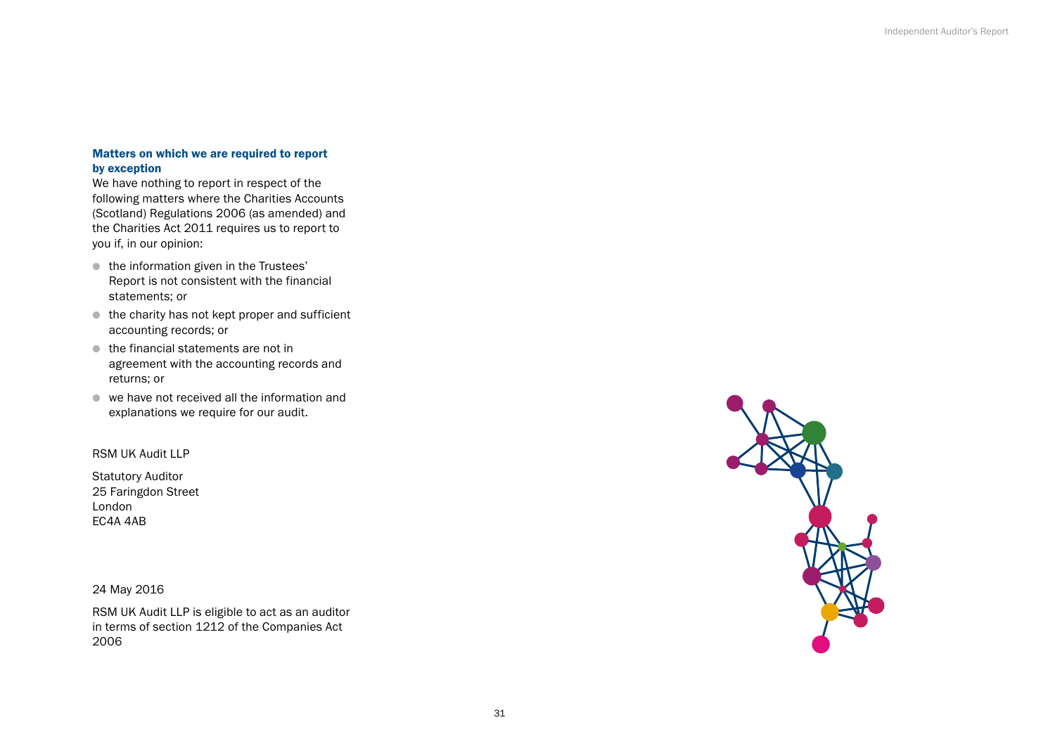### Matters on which we are required to report by exception

We have nothing to report in respect of the following matters where the Charities Accounts (Scotland) Regulations 2006 (as amended) and the Charities Act 2011 requires us to report to you if, in our opinion:

- the information given in the Trustees' Report is not consistent with the financial statements; or
- the charity has not kept proper and sufficient accounting records; or
- the financial statements are not in agreement with the accounting records and returns; or
- we have not received all the information and explanations we require for our audit.

RSM UK Audit LLP

Statutory Auditor
25 Faringdon Street
London
EC4A 4AB

24 May 2016

RSM UK Audit LLP is eligible to act as an auditor in terms of section 1212 of the Companies Act 2006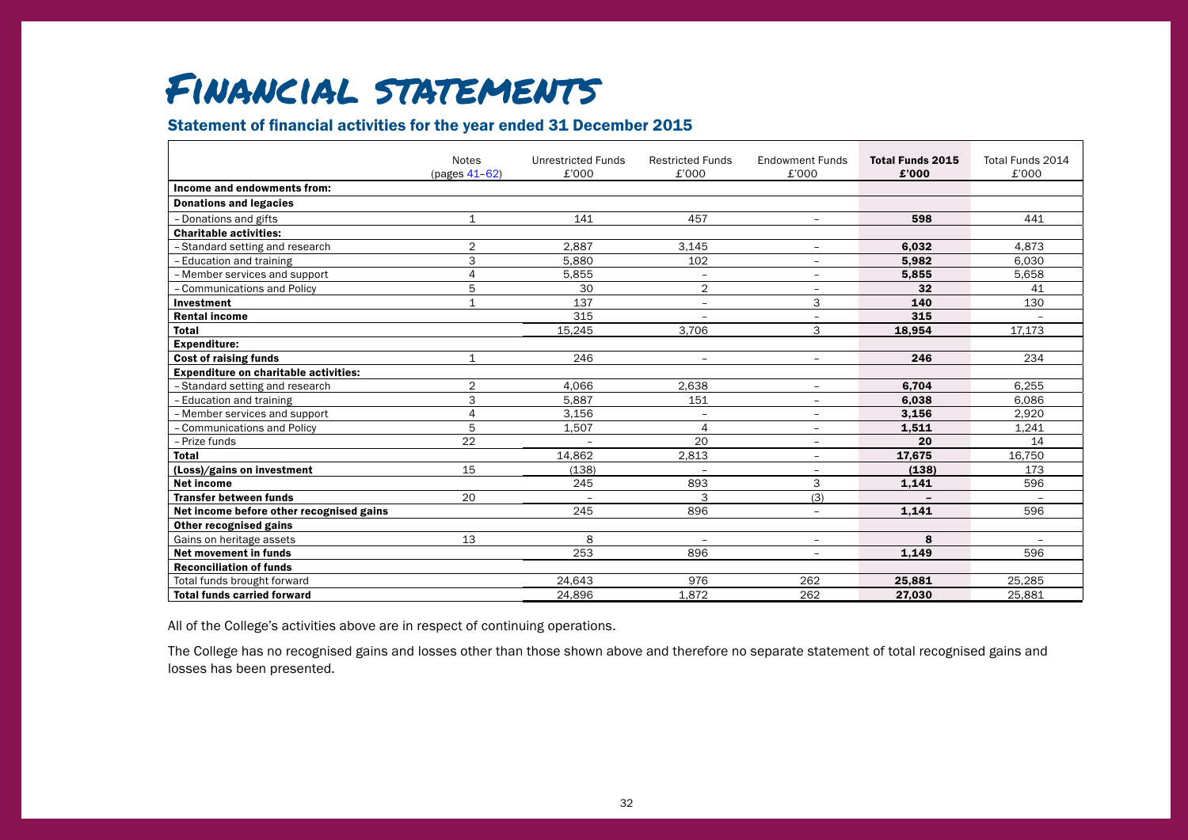# Financial statements

## Statement of financial activities for the year ended 31 December 2015

| | Notes (pages 41–62) | Unrestricted Funds £'000 | Restricted Funds £'000 | Endowment Funds £'000 | **Total Funds 2015 £'000** | Total Funds 2014 £'000 |
|---|---|---|---|---|---|---|
| **Income and endowments from:** | | | | | | |
| **Donations and legacies** | | | | | | |
| – Donations and gifts | 1 | 141 | 457 | – | **598** | 441 |
| **Charitable activities:** | | | | | | |
| – Standard setting and research | 2 | 2,887 | 3,145 | – | **6,032** | 4,873 |
| – Education and training | 3 | 5,880 | 102 | – | **5,982** | 6,030 |
| – Member services and support | 4 | 5,855 | – | – | **5,855** | 5,658 |
| – Communications and Policy | 5 | 30 | 2 | – | **32** | 41 |
| **Investment** | 1 | 137 | – | 3 | **140** | 130 |
| **Rental income** | | 315 | – | – | **315** | – |
| **Total** | | 15,245 | 3,706 | 3 | **18,954** | 17,173 |
| **Expenditure:** | | | | | | |
| **Cost of raising funds** | 1 | 246 | – | – | **246** | 234 |
| **Expenditure on charitable activities:** | | | | | | |
| – Standard setting and research | 2 | 4,066 | 2,638 | – | **6,704** | 6,255 |
| – Education and training | 3 | 5,887 | 151 | – | **6,038** | 6,086 |
| – Member services and support | 4 | 3,156 | – | – | **3,156** | 2,920 |
| – Communications and Policy | 5 | 1,507 | 4 | – | **1,511** | 1,241 |
| – Prize funds | 22 | – | 20 | – | **20** | 14 |
| **Total** | | 14,862 | 2,813 | – | **17,675** | 16,750 |
| **(Loss)/gains on investment** | 15 | (138) | – | – | **(138)** | 173 |
| **Net income** | | 245 | 893 | 3 | **1,141** | 596 |
| **Transfer between funds** | 20 | – | 3 | (3) | **–** | – |
| **Net income before other recognised gains** | | 245 | 896 | – | **1,141** | 596 |
| **Other recognised gains** | | | | | | |
| Gains on heritage assets | 13 | 8 | – | – | **8** | – |
| **Net movement in funds** | | 253 | 896 | – | **1,149** | 596 |
| **Reconciliation of funds** | | | | | | |
| Total funds brought forward | | 24,643 | 976 | 262 | **25,881** | 25,285 |
| **Total funds carried forward** | | 24,896 | 1,872 | 262 | **27,030** | 25,881 |

All of the College's activities above are in respect of continuing operations.

The College has no recognised gains and losses other than those shown above and therefore no separate statement of total recognised gains and losses has been presented.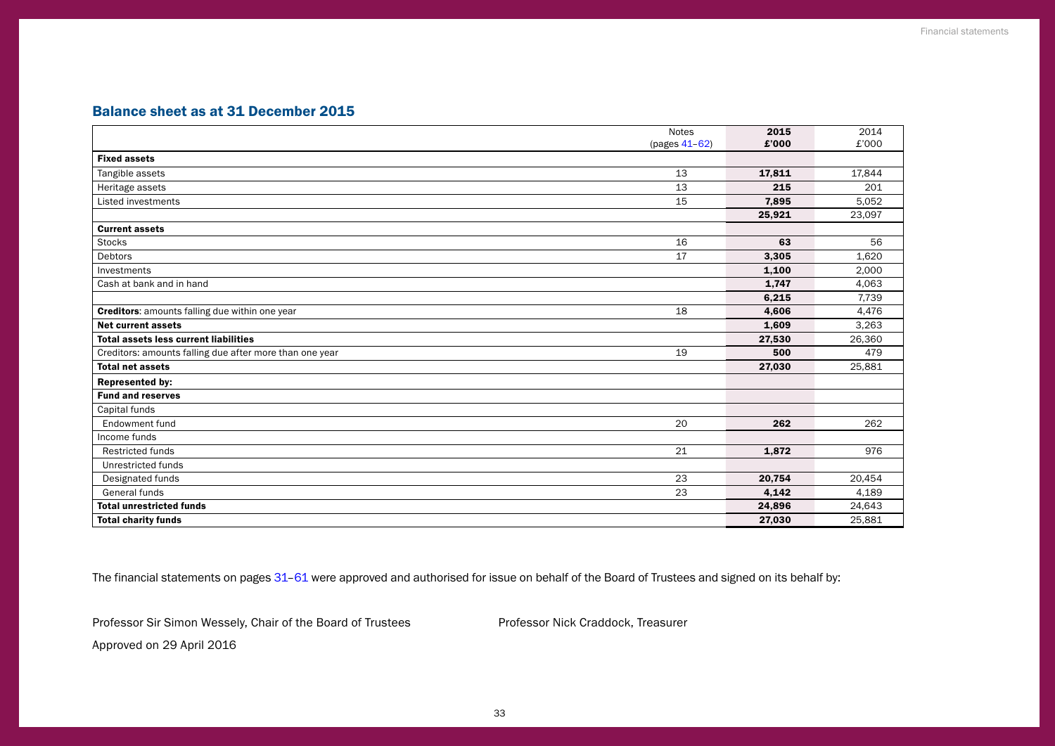## Balance sheet as at 31 December 2015

| | Notes (pages 41–62) | 2015 £'000 | 2014 £'000 |
|---|---|---|---|
| **Fixed assets** | | | |
| Tangible assets | 13 | **17,811** | 17,844 |
| Heritage assets | 13 | **215** | 201 |
| Listed investments | 15 | **7,895** | 5,052 |
| | | **25,921** | 23,097 |
| **Current assets** | | | |
| Stocks | 16 | **63** | 56 |
| Debtors | 17 | **3,305** | 1,620 |
| Investments | | **1,100** | 2,000 |
| Cash at bank and in hand | | **1,747** | 4,063 |
| | | **6,215** | 7,739 |
| **Creditors**: amounts falling due within one year | 18 | **4,606** | 4,476 |
| **Net current assets** | | **1,609** | 3,263 |
| **Total assets less current liabilities** | | **27,530** | 26,360 |
| Creditors: amounts falling due after more than one year | 19 | **500** | 479 |
| **Total net assets** | | **27,030** | 25,881 |
| **Represented by:** | | | |
| **Fund and reserves** | | | |
| Capital funds | | | |
| Endowment fund | 20 | **262** | 262 |
| Income funds | | | |
| Restricted funds | 21 | **1,872** | 976 |
| Unrestricted funds | | | |
| Designated funds | 23 | **20,754** | 20,454 |
| General funds | 23 | **4,142** | 4,189 |
| **Total unrestricted funds** | | **24,896** | 24,643 |
| **Total charity funds** | | **27,030** | 25,881 |

The financial statements on pages 31–61 were approved and authorised for issue on behalf of the Board of Trustees and signed on its behalf by:

Professor Sir Simon Wessely, Chair of the Board of Trustees

Professor Nick Craddock, Treasurer

Approved on 29 April 2016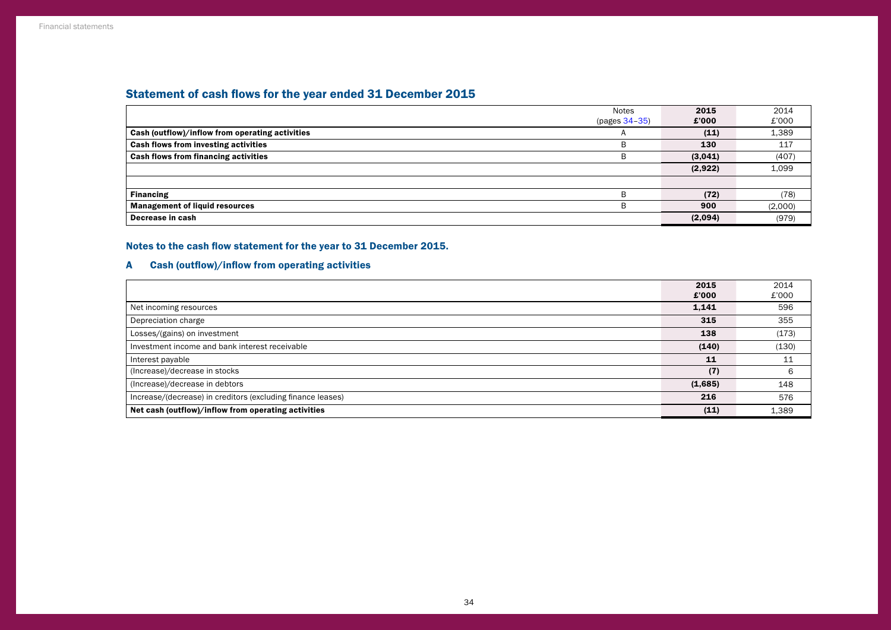## Statement of cash flows for the year ended 31 December 2015

| | Notes (pages 34–35) | **2015 £'000** | 2014 £'000 |
|---|---|---|---|
| **Cash (outflow)/inflow from operating activities** | A | **(11)** | 1,389 |
| **Cash flows from investing activities** | B | **130** | 117 |
| **Cash flows from financing activities** | B | **(3,041)** | (407) |
| | | **(2,922)** | 1,099 |
| | | | |
| **Financing** | B | **(72)** | (78) |
| **Management of liquid resources** | B | **900** | (2,000) |
| **Decrease in cash** | | **(2,094)** | (979) |

## Notes to the cash flow statement for the year to 31 December 2015.

### A Cash (outflow)/inflow from operating activities

| | **2015 £'000** | 2014 £'000 |
|---|---|---|
| Net incoming resources | **1,141** | 596 |
| Depreciation charge | **315** | 355 |
| Losses/(gains) on investment | **138** | (173) |
| Investment income and bank interest receivable | **(140)** | (130) |
| Interest payable | **11** | 11 |
| (Increase)/decrease in stocks | **(7)** | 6 |
| (Increase)/decrease in debtors | **(1,685)** | 148 |
| Increase/(decrease) in creditors (excluding finance leases) | **216** | 576 |
| **Net cash (outflow)/inflow from operating activities** | **(11)** | 1,389 |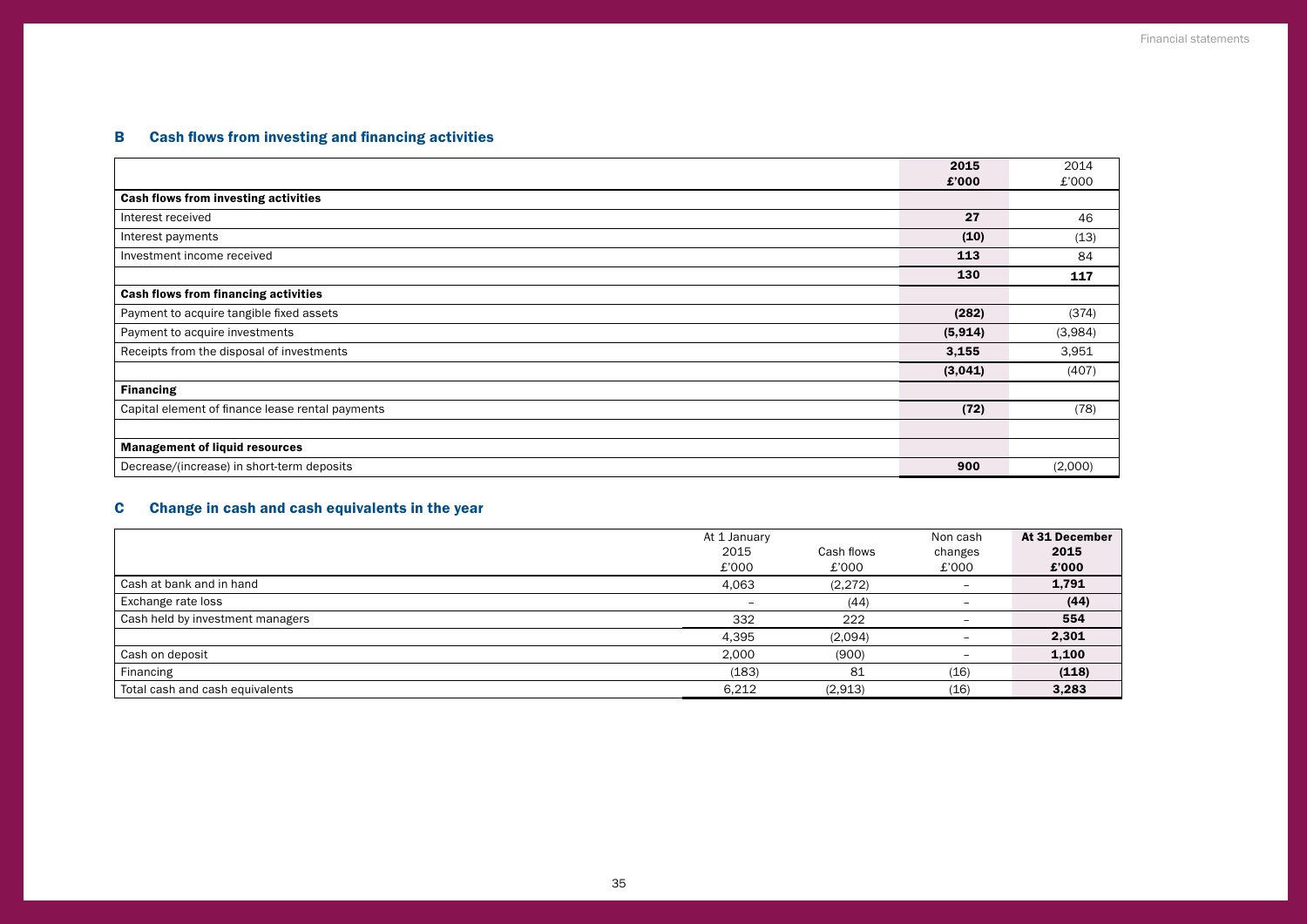## B Cash flows from investing and financing activities

| | 2015 £'000 | 2014 £'000 |
|---|---|---|
| **Cash flows from investing activities** | | |
| Interest received | **27** | 46 |
| Interest payments | **(10)** | (13) |
| Investment income received | **113** | 84 |
| | **130** | **117** |
| **Cash flows from financing activities** | | |
| Payment to acquire tangible fixed assets | **(282)** | (374) |
| Payment to acquire investments | **(5,914)** | (3,984) |
| Receipts from the disposal of investments | **3,155** | 3,951 |
| | **(3,041)** | (407) |
| **Financing** | | |
| Capital element of finance lease rental payments | **(72)** | (78) |
| | | |
| **Management of liquid resources** | | |
| Decrease/(increase) in short-term deposits | **900** | (2,000) |

## C Change in cash and cash equivalents in the year

| | At 1 January 2015 £'000 | Cash flows £'000 | Non cash changes £'000 | At 31 December 2015 £'000 |
|---|---|---|---|---|
| Cash at bank and in hand | 4,063 | (2,272) | – | **1,791** |
| Exchange rate loss | – | (44) | – | **(44)** |
| Cash held by investment managers | 332 | 222 | – | **554** |
| | 4,395 | (2,094) | – | **2,301** |
| Cash on deposit | 2,000 | (900) | – | **1,100** |
| Financing | (183) | 81 | (16) | **(118)** |
| Total cash and cash equivalents | 6,212 | (2,913) | (16) | **3,283** |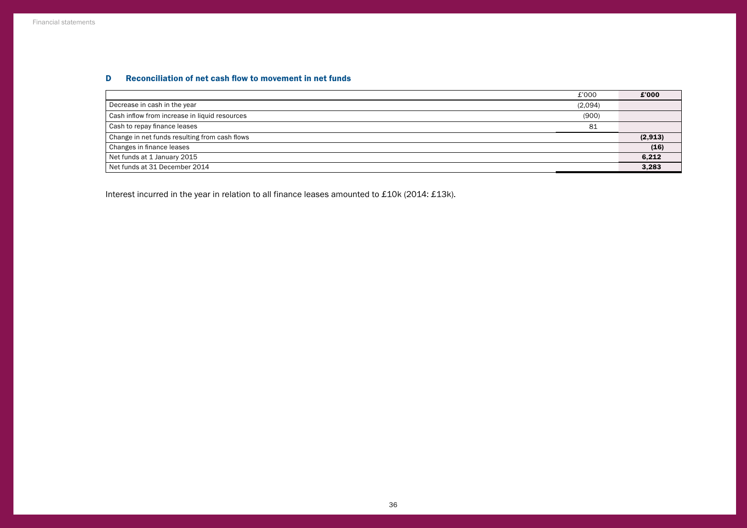### D Reconciliation of net cash flow to movement in net funds

| | £'000 | **£'000** |
|---|---|---|
| Decrease in cash in the year | (2,094) | |
| Cash inflow from increase in liquid resources | (900) | |
| Cash to repay finance leases | 81 | |
| Change in net funds resulting from cash flows | | **(2,913)** |
| Changes in finance leases | | **(16)** |
| Net funds at 1 January 2015 | | **6,212** |
| Net funds at 31 December 2014 | | **3,283** |

Interest incurred in the year in relation to all finance leases amounted to £10k (2014: £13k).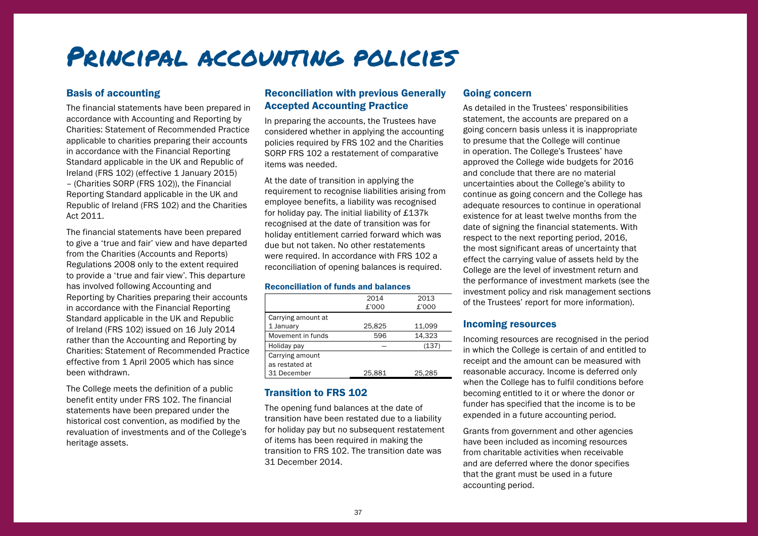# Principal accounting policies

## Basis of accounting

The financial statements have been prepared in accordance with Accounting and Reporting by Charities: Statement of Recommended Practice applicable to charities preparing their accounts in accordance with the Financial Reporting Standard applicable in the UK and Republic of Ireland (FRS 102) (effective 1 January 2015) – (Charities SORP (FRS 102)), the Financial Reporting Standard applicable in the UK and Republic of Ireland (FRS 102) and the Charities Act 2011.

The financial statements have been prepared to give a 'true and fair' view and have departed from the Charities (Accounts and Reports) Regulations 2008 only to the extent required to provide a 'true and fair view'. This departure has involved following Accounting and Reporting by Charities preparing their accounts in accordance with the Financial Reporting Standard applicable in the UK and Republic of Ireland (FRS 102) issued on 16 July 2014 rather than the Accounting and Reporting by Charities: Statement of Recommended Practice effective from 1 April 2005 which has since been withdrawn.

The College meets the definition of a public benefit entity under FRS 102. The financial statements have been prepared under the historical cost convention, as modified by the revaluation of investments and of the College's heritage assets.

## Reconciliation with previous Generally Accepted Accounting Practice

In preparing the accounts, the Trustees have considered whether in applying the accounting policies required by FRS 102 and the Charities SORP FRS 102 a restatement of comparative items was needed.

At the date of transition in applying the requirement to recognise liabilities arising from employee benefits, a liability was recognised for holiday pay. The initial liability of £137k recognised at the date of transition was for holiday entitlement carried forward which was due but not taken. No other restatements were required. In accordance with FRS 102 a reconciliation of opening balances is required.

### Reconciliation of funds and balances

| | 2014 £'000 | 2013 £'000 |
|---|---|---|
| Carrying amount at 1 January | 25,825 | 11,099 |
| Movement in funds | 596 | 14,323 |
| Holiday pay | — | (137) |
| Carrying amount as restated at 31 December | 25,881 | 25,285 |

## Transition to FRS 102

The opening fund balances at the date of transition have been restated due to a liability for holiday pay but no subsequent restatement of items has been required in making the transition to FRS 102. The transition date was 31 December 2014.

## Going concern

As detailed in the Trustees' responsibilities statement, the accounts are prepared on a going concern basis unless it is inappropriate to presume that the College will continue in operation. The College's Trustees' have approved the College wide budgets for 2016 and conclude that there are no material uncertainties about the College's ability to continue as going concern and the College has adequate resources to continue in operational existence for at least twelve months from the date of signing the financial statements. With respect to the next reporting period, 2016, the most significant areas of uncertainty that effect the carrying value of assets held by the College are the level of investment return and the performance of investment markets (see the investment policy and risk management sections of the Trustees' report for more information).

## Incoming resources

Incoming resources are recognised in the period in which the College is certain of and entitled to receipt and the amount can be measured with reasonable accuracy. Income is deferred only when the College has to fulfil conditions before becoming entitled to it or where the donor or funder has specified that the income is to be expended in a future accounting period.

Grants from government and other agencies have been included as incoming resources from charitable activities when receivable and are deferred where the donor specifies that the grant must be used in a future accounting period.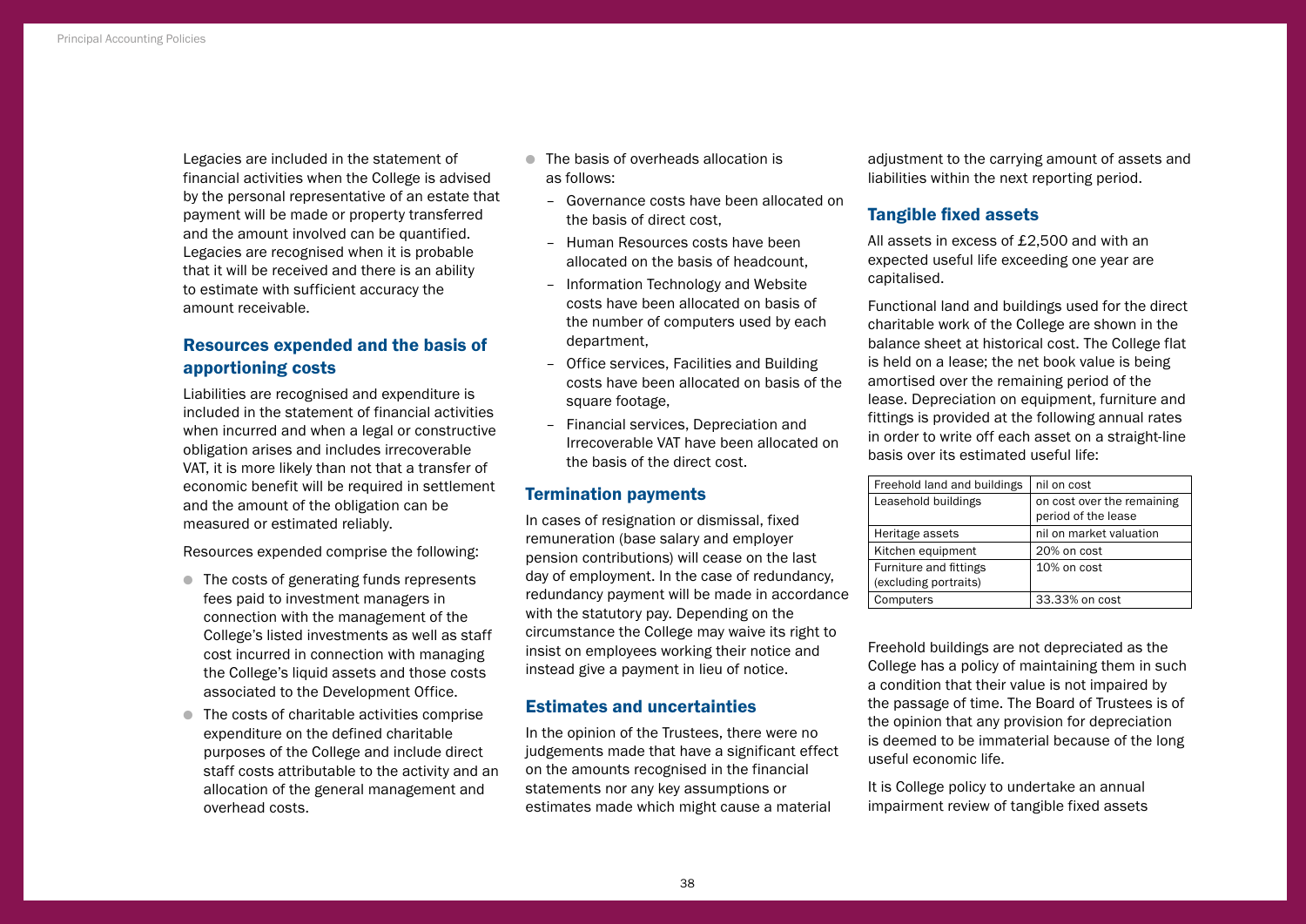Legacies are included in the statement of financial activities when the College is advised by the personal representative of an estate that payment will be made or property transferred and the amount involved can be quantified. Legacies are recognised when it is probable that it will be received and there is an ability to estimate with sufficient accuracy the amount receivable.

## Resources expended and the basis of apportioning costs

Liabilities are recognised and expenditure is included in the statement of financial activities when incurred and when a legal or constructive obligation arises and includes irrecoverable VAT, it is more likely than not that a transfer of economic benefit will be required in settlement and the amount of the obligation can be measured or estimated reliably.

Resources expended comprise the following:

- The costs of generating funds represents fees paid to investment managers in connection with the management of the College's listed investments as well as staff cost incurred in connection with managing the College's liquid assets and those costs associated to the Development Office.
- The costs of charitable activities comprise expenditure on the defined charitable purposes of the College and include direct staff costs attributable to the activity and an allocation of the general management and overhead costs.
- The basis of overheads allocation is as follows:
  - Governance costs have been allocated on the basis of direct cost,
  - Human Resources costs have been allocated on the basis of headcount,
  - Information Technology and Website costs have been allocated on basis of the number of computers used by each department,
  - Office services, Facilities and Building costs have been allocated on basis of the square footage,
  - Financial services, Depreciation and Irrecoverable VAT have been allocated on the basis of the direct cost.

## Termination payments

In cases of resignation or dismissal, fixed remuneration (base salary and employer pension contributions) will cease on the last day of employment. In the case of redundancy, redundancy payment will be made in accordance with the statutory pay. Depending on the circumstance the College may waive its right to insist on employees working their notice and instead give a payment in lieu of notice.

## Estimates and uncertainties

In the opinion of the Trustees, there were no judgements made that have a significant effect on the amounts recognised in the financial statements nor any key assumptions or estimates made which might cause a material adjustment to the carrying amount of assets and liabilities within the next reporting period.

## Tangible fixed assets

All assets in excess of £2,500 and with an expected useful life exceeding one year are capitalised.

Functional land and buildings used for the direct charitable work of the College are shown in the balance sheet at historical cost. The College flat is held on a lease; the net book value is being amortised over the remaining period of the lease. Depreciation on equipment, furniture and fittings is provided at the following annual rates in order to write off each asset on a straight-line basis over its estimated useful life:

| Freehold land and buildings | nil on cost |
|---|---|
| Leasehold buildings | on cost over the remaining period of the lease |
| Heritage assets | nil on market valuation |
| Kitchen equipment | 20% on cost |
| Furniture and fittings (excluding portraits) | 10% on cost |
| Computers | 33.33% on cost |

Freehold buildings are not depreciated as the College has a policy of maintaining them in such a condition that their value is not impaired by the passage of time. The Board of Trustees is of the opinion that any provision for depreciation is deemed to be immaterial because of the long useful economic life.

It is College policy to undertake an annual impairment review of tangible fixed assets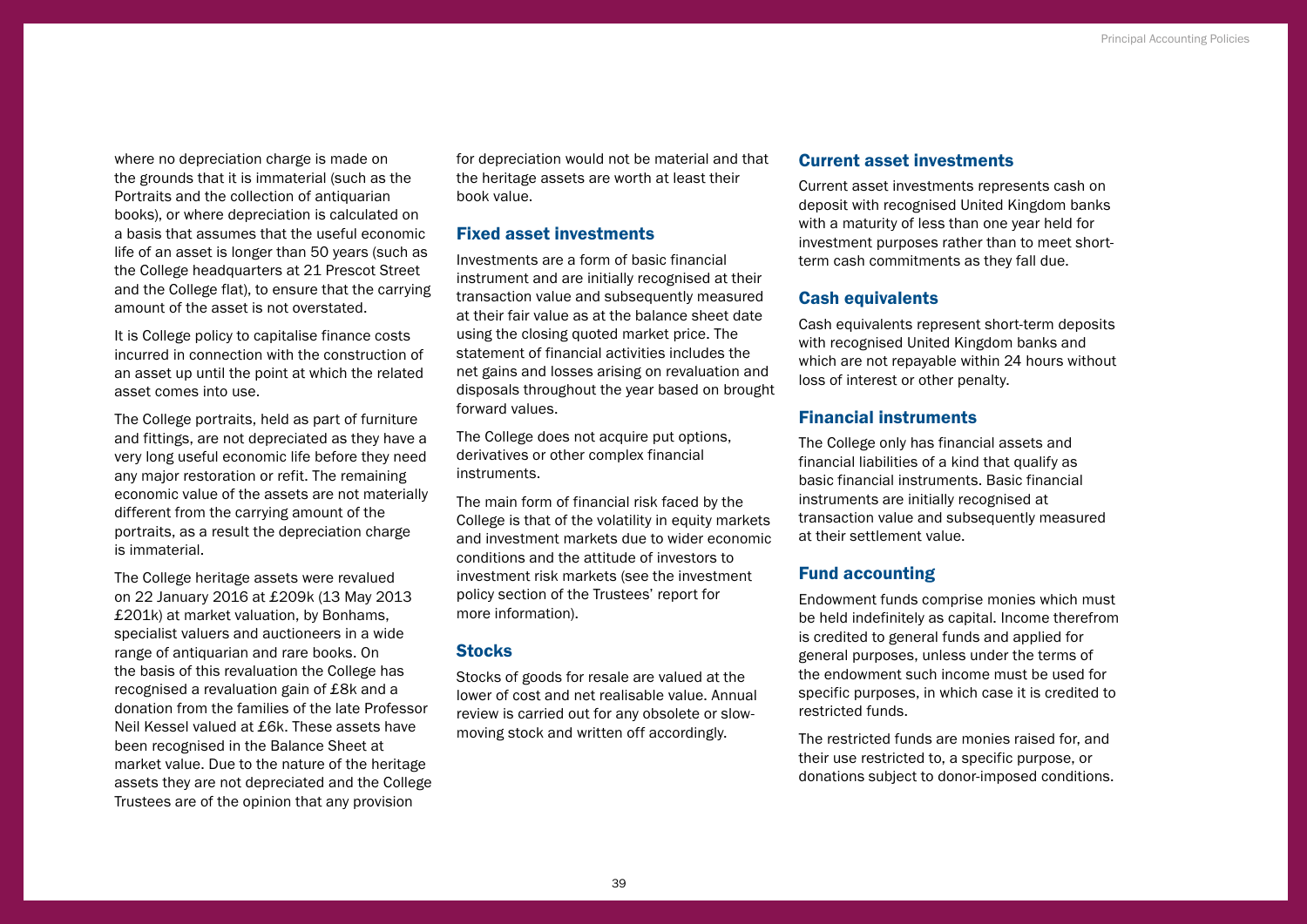where no depreciation charge is made on the grounds that it is immaterial (such as the Portraits and the collection of antiquarian books), or where depreciation is calculated on a basis that assumes that the useful economic life of an asset is longer than 50 years (such as the College headquarters at 21 Prescot Street and the College flat), to ensure that the carrying amount of the asset is not overstated.

It is College policy to capitalise finance costs incurred in connection with the construction of an asset up until the point at which the related asset comes into use.

The College portraits, held as part of furniture and fittings, are not depreciated as they have a very long useful economic life before they need any major restoration or refit. The remaining economic value of the assets are not materially different from the carrying amount of the portraits, as a result the depreciation charge is immaterial.

The College heritage assets were revalued on 22 January 2016 at £209k (13 May 2013 £201k) at market valuation, by Bonhams, specialist valuers and auctioneers in a wide range of antiquarian and rare books. On the basis of this revaluation the College has recognised a revaluation gain of £8k and a donation from the families of the late Professor Neil Kessel valued at £6k. These assets have been recognised in the Balance Sheet at market value. Due to the nature of the heritage assets they are not depreciated and the College Trustees are of the opinion that any provision for depreciation would not be material and that the heritage assets are worth at least their book value.

## Fixed asset investments

Investments are a form of basic financial instrument and are initially recognised at their transaction value and subsequently measured at their fair value as at the balance sheet date using the closing quoted market price. The statement of financial activities includes the net gains and losses arising on revaluation and disposals throughout the year based on brought forward values.

The College does not acquire put options, derivatives or other complex financial instruments.

The main form of financial risk faced by the College is that of the volatility in equity markets and investment markets due to wider economic conditions and the attitude of investors to investment risk markets (see the investment policy section of the Trustees' report for more information).

## Stocks

Stocks of goods for resale are valued at the lower of cost and net realisable value. Annual review is carried out for any obsolete or slow-moving stock and written off accordingly.

## Current asset investments

Current asset investments represents cash on deposit with recognised United Kingdom banks with a maturity of less than one year held for investment purposes rather than to meet short-term cash commitments as they fall due.

## Cash equivalents

Cash equivalents represent short-term deposits with recognised United Kingdom banks and which are not repayable within 24 hours without loss of interest or other penalty.

## Financial instruments

The College only has financial assets and financial liabilities of a kind that qualify as basic financial instruments. Basic financial instruments are initially recognised at transaction value and subsequently measured at their settlement value.

## Fund accounting

Endowment funds comprise monies which must be held indefinitely as capital. Income therefrom is credited to general funds and applied for general purposes, unless under the terms of the endowment such income must be used for specific purposes, in which case it is credited to restricted funds.

The restricted funds are monies raised for, and their use restricted to, a specific purpose, or donations subject to donor-imposed conditions.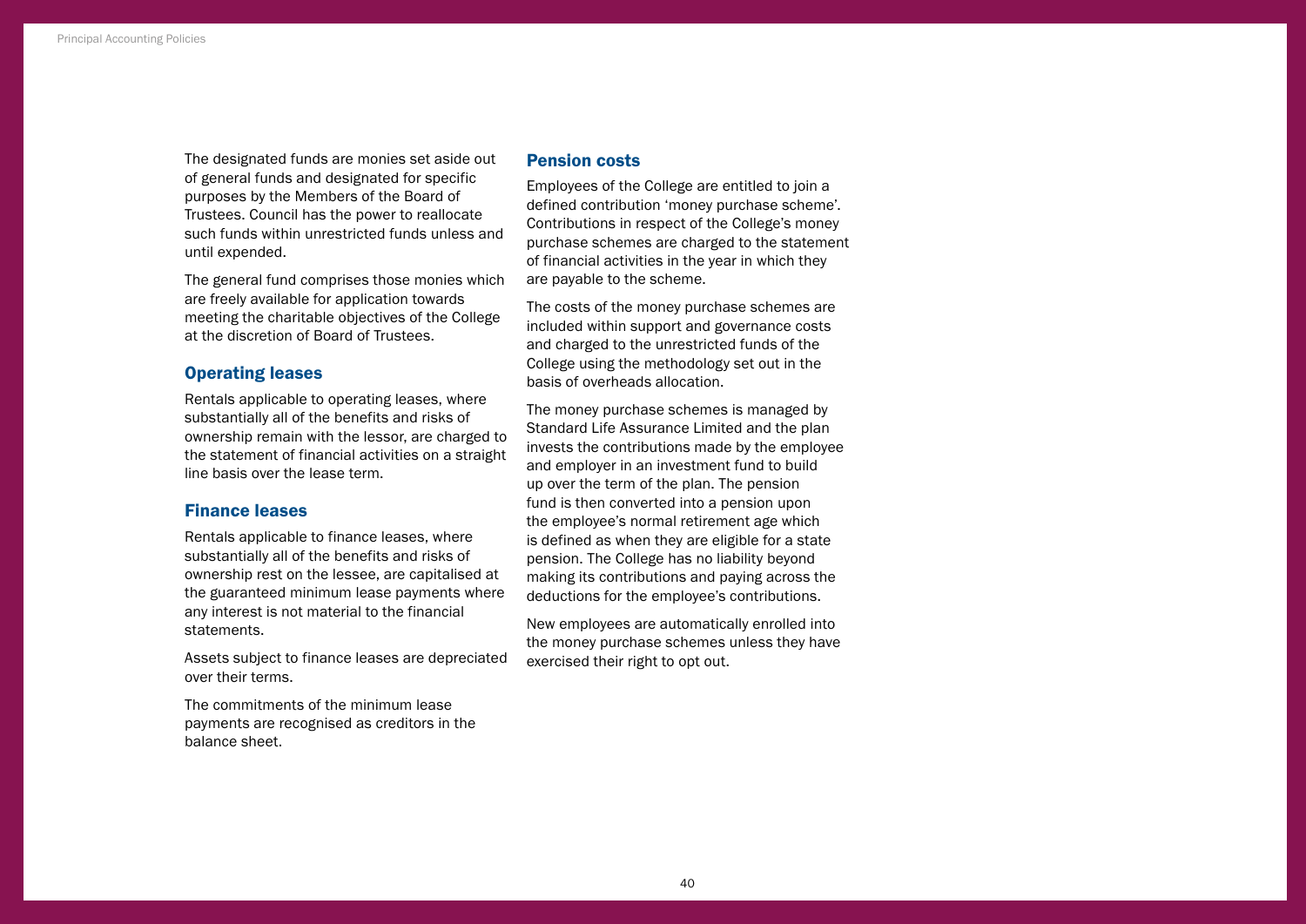The designated funds are monies set aside out of general funds and designated for specific purposes by the Members of the Board of Trustees. Council has the power to reallocate such funds within unrestricted funds unless and until expended.

The general fund comprises those monies which are freely available for application towards meeting the charitable objectives of the College at the discretion of Board of Trustees.

## Operating leases

Rentals applicable to operating leases, where substantially all of the benefits and risks of ownership remain with the lessor, are charged to the statement of financial activities on a straight line basis over the lease term.

## Finance leases

Rentals applicable to finance leases, where substantially all of the benefits and risks of ownership rest on the lessee, are capitalised at the guaranteed minimum lease payments where any interest is not material to the financial statements.

Assets subject to finance leases are depreciated over their terms.

The commitments of the minimum lease payments are recognised as creditors in the balance sheet.

## Pension costs

Employees of the College are entitled to join a defined contribution 'money purchase scheme'. Contributions in respect of the College's money purchase schemes are charged to the statement of financial activities in the year in which they are payable to the scheme.

The costs of the money purchase schemes are included within support and governance costs and charged to the unrestricted funds of the College using the methodology set out in the basis of overheads allocation.

The money purchase schemes is managed by Standard Life Assurance Limited and the plan invests the contributions made by the employee and employer in an investment fund to build up over the term of the plan. The pension fund is then converted into a pension upon the employee's normal retirement age which is defined as when they are eligible for a state pension. The College has no liability beyond making its contributions and paying across the deductions for the employee's contributions.

New employees are automatically enrolled into the money purchase schemes unless they have exercised their right to opt out.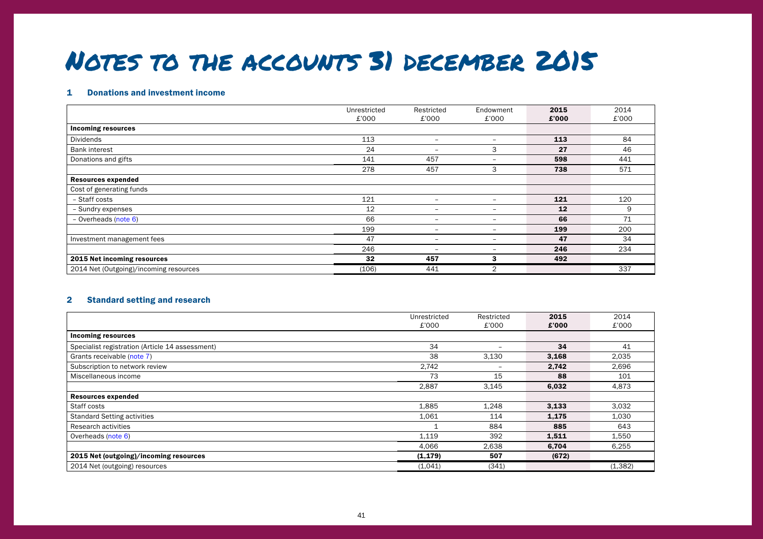# Notes to the accounts 31 december 2015

## 1 Donations and investment income

| | Unrestricted £'000 | Restricted £'000 | Endowment £'000 | **2015 £'000** | 2014 £'000 |
|---|---|---|---|---|---|
| **Incoming resources** | | | | | |
| Dividends | 113 | – | – | **113** | 84 |
| Bank interest | 24 | – | 3 | **27** | 46 |
| Donations and gifts | 141 | 457 | – | **598** | 441 |
| | 278 | 457 | 3 | **738** | 571 |
| **Resources expended** | | | | | |
| Cost of generating funds | | | | | |
| – Staff costs | 121 | – | – | **121** | 120 |
| – Sundry expenses | 12 | – | – | **12** | 9 |
| – Overheads (note 6) | 66 | – | – | **66** | 71 |
| | 199 | – | – | **199** | 200 |
| Investment management fees | 47 | – | – | **47** | 34 |
| | 246 | – | – | **246** | 234 |
| **2015 Net incoming resources** | **32** | **457** | **3** | **492** | |
| 2014 Net (Outgoing)/incoming resources | (106) | 441 | 2 | | 337 |

## 2 Standard setting and research

| | Unrestricted £'000 | Restricted £'000 | **2015 £'000** | 2014 £'000 |
|---|---|---|---|---|
| **Incoming resources** | | | | |
| Specialist registration (Article 14 assessment) | 34 | – | **34** | 41 |
| Grants receivable (note 7) | 38 | 3,130 | **3,168** | 2,035 |
| Subscription to network review | 2,742 | – | **2,742** | 2,696 |
| Miscellaneous income | 73 | 15 | **88** | 101 |
| | 2,887 | 3,145 | **6,032** | 4,873 |
| **Resources expended** | | | | |
| Staff costs | 1,885 | 1,248 | **3,133** | 3,032 |
| Standard Setting activities | 1,061 | 114 | **1,175** | 1,030 |
| Research activities | 1 | 884 | **885** | 643 |
| Overheads (note 6) | 1,119 | 392 | **1,511** | 1,550 |
| | 4,066 | 2,638 | **6,704** | 6,255 |
| **2015 Net (outgoing)/incoming resources** | **(1,179)** | **507** | **(672)** | |
| 2014 Net (outgoing) resources | (1,041) | (341) | | (1,382) |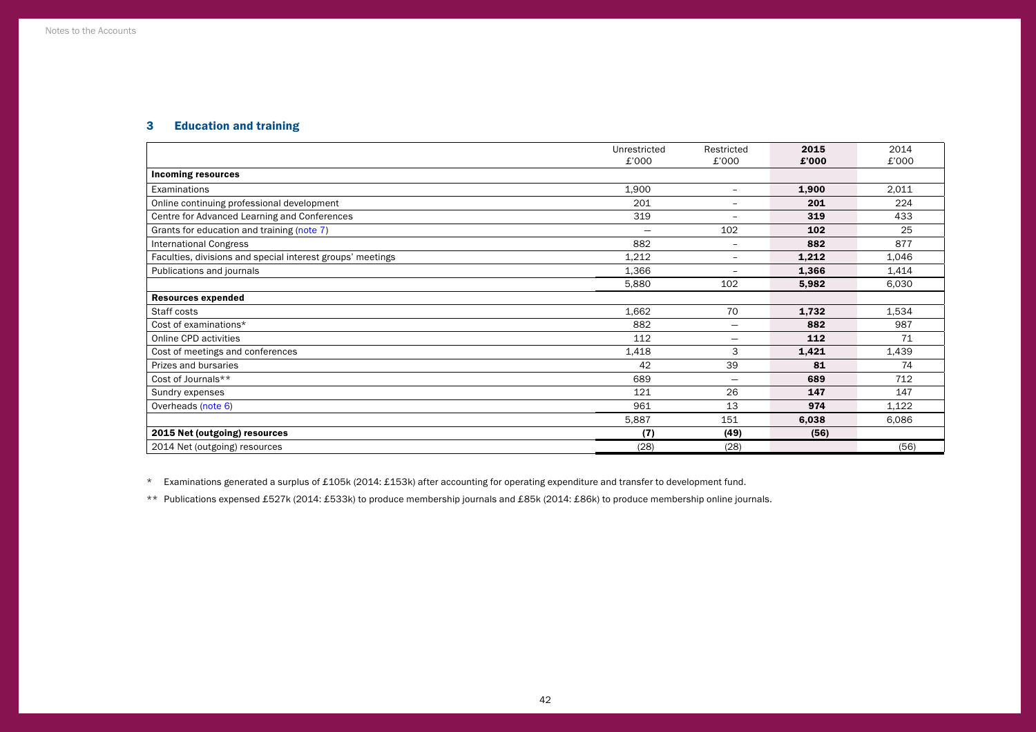## 3 Education and training

| | Unrestricted £'000 | Restricted £'000 | **2015 £'000** | 2014 £'000 |
|---|---|---|---|---|
| **Incoming resources** | | | | |
| Examinations | 1,900 | – | **1,900** | 2,011 |
| Online continuing professional development | 201 | – | **201** | 224 |
| Centre for Advanced Learning and Conferences | 319 | – | **319** | 433 |
| Grants for education and training (note 7) | – | 102 | **102** | 25 |
| International Congress | 882 | – | **882** | 877 |
| Faculties, divisions and special interest groups' meetings | 1,212 | – | **1,212** | 1,046 |
| Publications and journals | 1,366 | – | **1,366** | 1,414 |
| | 5,880 | 102 | **5,982** | 6,030 |
| **Resources expended** | | | | |
| Staff costs | 1,662 | 70 | **1,732** | 1,534 |
| Cost of examinations* | 882 | – | **882** | 987 |
| Online CPD activities | 112 | – | **112** | 71 |
| Cost of meetings and conferences | 1,418 | 3 | **1,421** | 1,439 |
| Prizes and bursaries | 42 | 39 | **81** | 74 |
| Cost of Journals** | 689 | – | **689** | 712 |
| Sundry expenses | 121 | 26 | **147** | 147 |
| Overheads (note 6) | 961 | 13 | **974** | 1,122 |
| | 5,887 | 151 | **6,038** | 6,086 |
| **2015 Net (outgoing) resources** | **(7)** | **(49)** | **(56)** | |
| 2014 Net (outgoing) resources | (28) | (28) | | (56) |

\* Examinations generated a surplus of £105k (2014: £153k) after accounting for operating expenditure and transfer to development fund.

\** Publications expensed £527k (2014: £533k) to produce membership journals and £85k (2014: £86k) to produce membership online journals.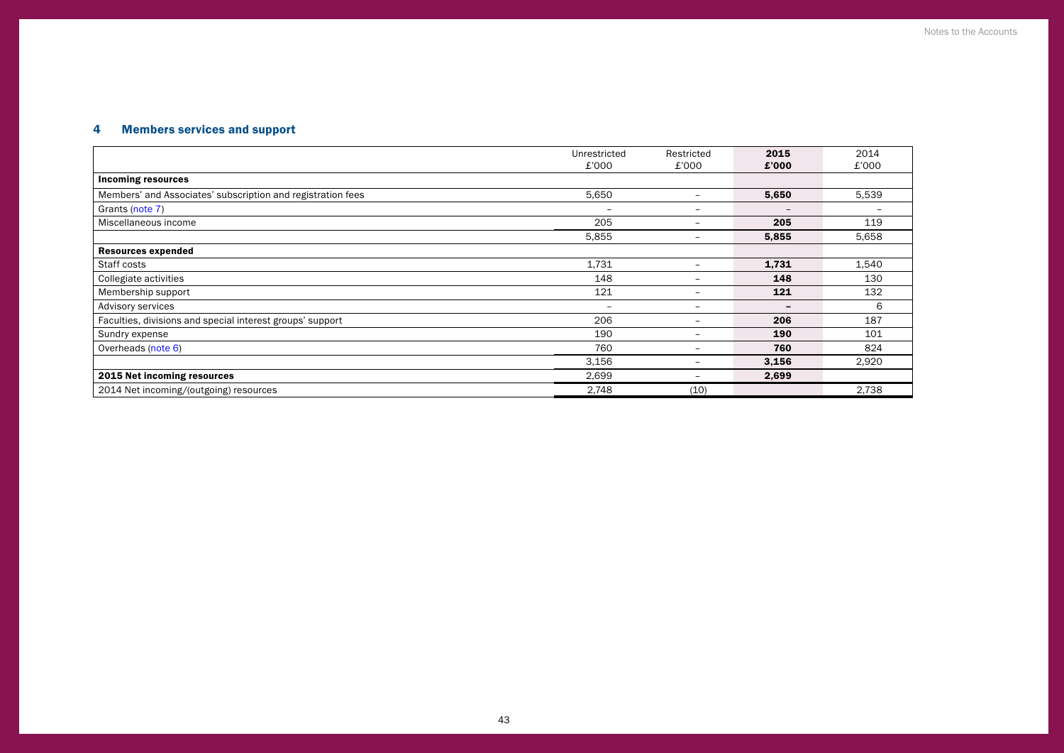## 4 Members services and support

| | Unrestricted £'000 | Restricted £'000 | **2015 £'000** | 2014 £'000 |
|---|---|---|---|---|
| **Incoming resources** | | | | |
| Members' and Associates' subscription and registration fees | 5,650 | – | **5,650** | 5,539 |
| Grants (note 7) | – | – | – | – |
| Miscellaneous income | 205 | – | **205** | 119 |
| | 5,855 | – | **5,855** | 5,658 |
| **Resources expended** | | | | |
| Staff costs | 1,731 | – | **1,731** | 1,540 |
| Collegiate activities | 148 | – | **148** | 130 |
| Membership support | 121 | – | **121** | 132 |
| Advisory services | – | – | **–** | 6 |
| Faculties, divisions and special interest groups' support | 206 | – | **206** | 187 |
| Sundry expense | 190 | – | **190** | 101 |
| Overheads (note 6) | 760 | – | **760** | 824 |
| | 3,156 | – | **3,156** | 2,920 |
| **2015 Net incoming resources** | 2,699 | – | **2,699** | |
| 2014 Net incoming/(outgoing) resources | 2,748 | (10) | | 2,738 |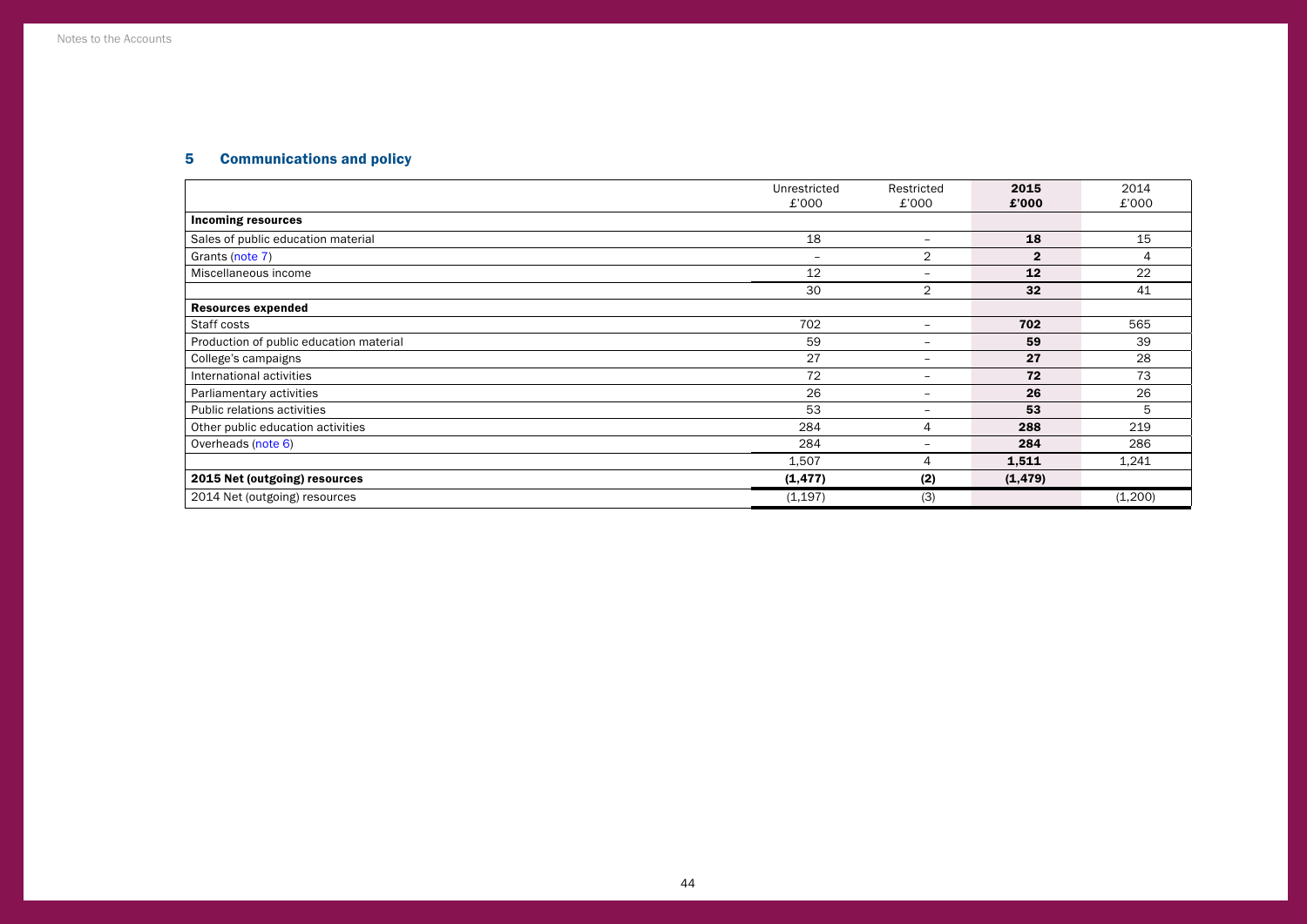## 5 Communications and policy

| | Unrestricted £'000 | Restricted £'000 | **2015 £'000** | 2014 £'000 |
|---|---|---|---|---|
| **Incoming resources** | | | | |
| Sales of public education material | 18 | – | **18** | 15 |
| Grants (note 7) | – | 2 | **2** | 4 |
| Miscellaneous income | 12 | – | **12** | 22 |
| | 30 | 2 | **32** | 41 |
| **Resources expended** | | | | |
| Staff costs | 702 | – | **702** | 565 |
| Production of public education material | 59 | – | **59** | 39 |
| College's campaigns | 27 | – | **27** | 28 |
| International activities | 72 | – | **72** | 73 |
| Parliamentary activities | 26 | – | **26** | 26 |
| Public relations activities | 53 | – | **53** | 5 |
| Other public education activities | 284 | 4 | **288** | 219 |
| Overheads (note 6) | 284 | – | **284** | 286 |
| | 1,507 | 4 | **1,511** | 1,241 |
| **2015 Net (outgoing) resources** | **(1,477)** | **(2)** | **(1,479)** | |
| 2014 Net (outgoing) resources | (1,197) | (3) | | (1,200) |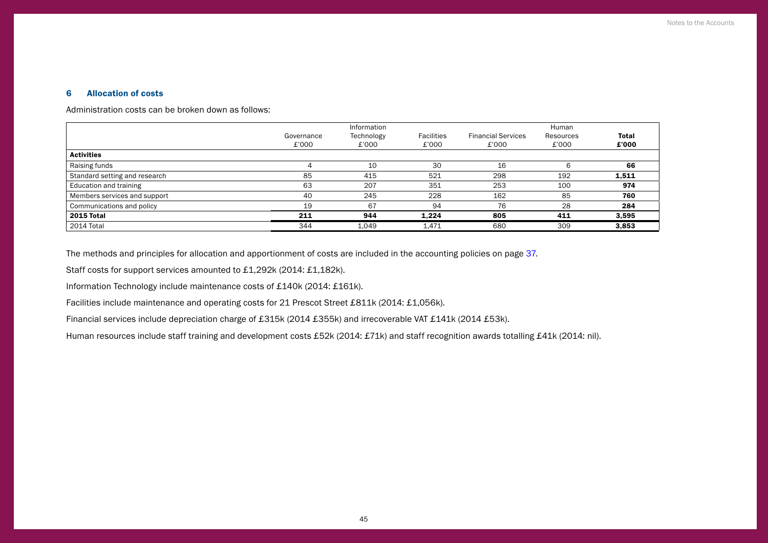## 6 Allocation of costs

Administration costs can be broken down as follows:

| | Governance £'000 | Information Technology £'000 | Facilities £'000 | Financial Services £'000 | Human Resources £'000 | **Total £'000** |
|---|---|---|---|---|---|---|
| **Activities** | | | | | | |
| Raising funds | 4 | 10 | 30 | 16 | 6 | **66** |
| Standard setting and research | 85 | 415 | 521 | 298 | 192 | **1,511** |
| Education and training | 63 | 207 | 351 | 253 | 100 | **974** |
| Members services and support | 40 | 245 | 228 | 162 | 85 | **760** |
| Communications and policy | 19 | 67 | 94 | 76 | 28 | **284** |
| **2015 Total** | **211** | **944** | **1,224** | **805** | **411** | **3,595** |
| 2014 Total | 344 | 1,049 | 1,471 | 680 | 309 | **3,853** |

The methods and principles for allocation and apportionment of costs are included in the accounting policies on page 37.

Staff costs for support services amounted to £1,292k (2014: £1,182k).

Information Technology include maintenance costs of £140k (2014: £161k).

Facilities include maintenance and operating costs for 21 Prescot Street £811k (2014: £1,056k).

Financial services include depreciation charge of £315k (2014 £355k) and irrecoverable VAT £141k (2014 £53k).

Human resources include staff training and development costs £52k (2014: £71k) and staff recognition awards totalling £41k (2014: nil).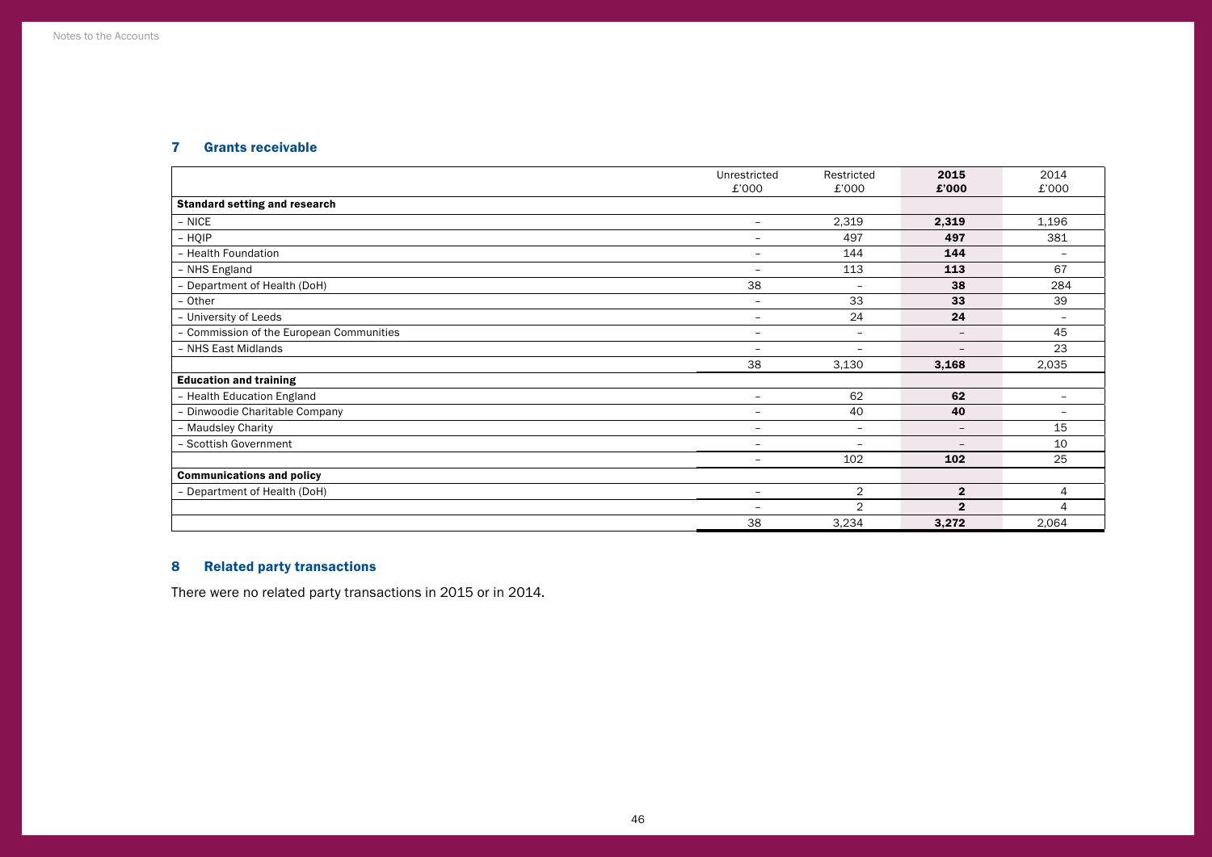## 7 Grants receivable

| | Unrestricted £'000 | Restricted £'000 | **2015 £'000** | 2014 £'000 |
|---|---|---|---|---|
| **Standard setting and research** | | | | |
| – NICE | – | 2,319 | **2,319** | 1,196 |
| – HQIP | – | 497 | **497** | 381 |
| – Health Foundation | – | 144 | **144** | – |
| – NHS England | – | 113 | **113** | 67 |
| – Department of Health (DoH) | 38 | – | **38** | 284 |
| – Other | – | 33 | **33** | 39 |
| – University of Leeds | – | 24 | **24** | – |
| – Commission of the European Communities | – | – | – | 45 |
| – NHS East Midlands | – | – | – | 23 |
| | 38 | 3,130 | **3,168** | 2,035 |
| **Education and training** | | | | |
| – Health Education England | – | 62 | **62** | – |
| – Dinwoodie Charitable Company | – | 40 | **40** | – |
| – Maudsley Charity | – | – | – | 15 |
| – Scottish Government | – | – | – | 10 |
| | – | 102 | **102** | 25 |
| **Communications and policy** | | | | |
| – Department of Health (DoH) | – | 2 | **2** | 4 |
| | – | 2 | **2** | 4 |
| | 38 | 3,234 | **3,272** | 2,064 |

## 8 Related party transactions

There were no related party transactions in 2015 or in 2014.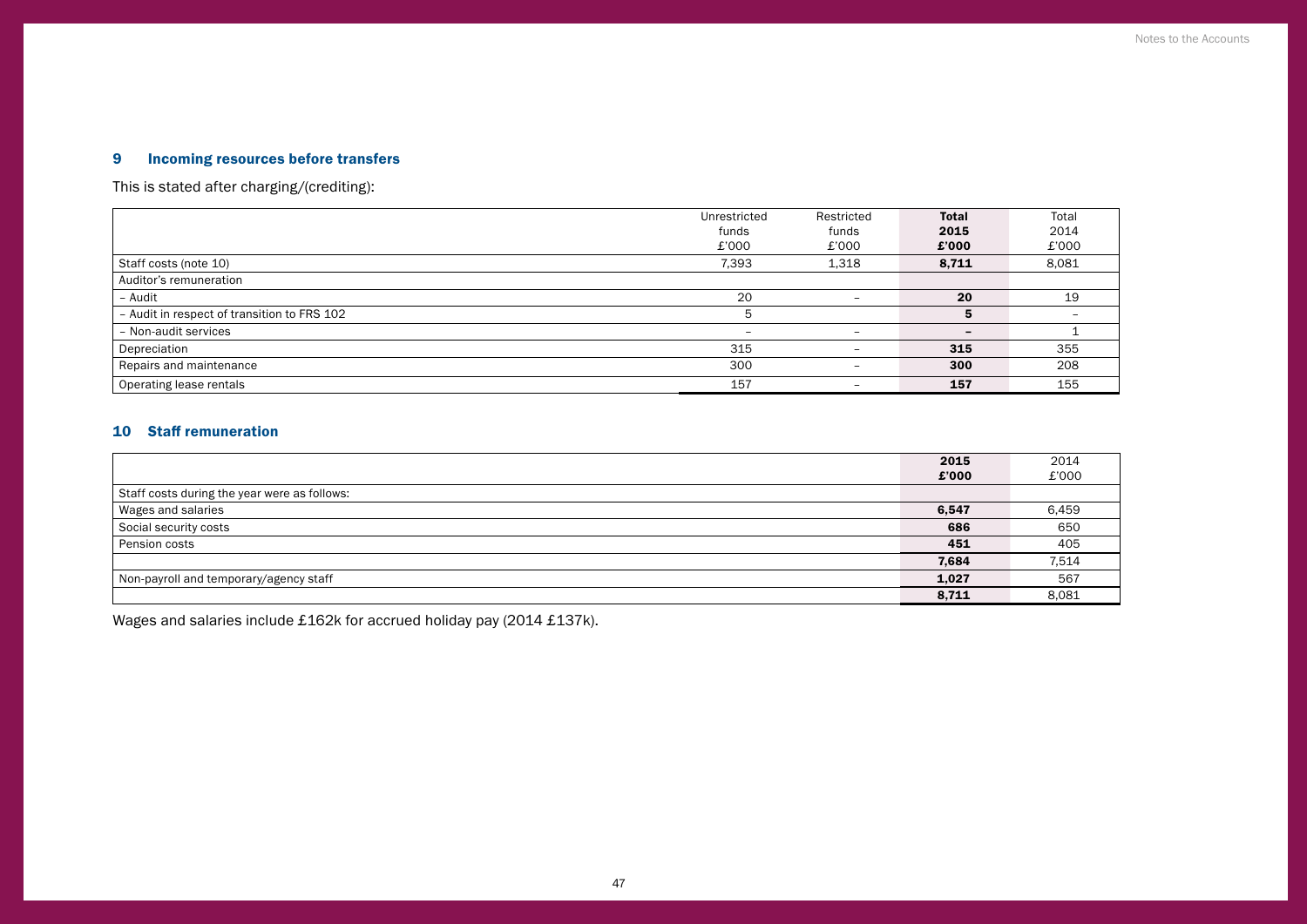## 9 Incoming resources before transfers

This is stated after charging/(crediting):

| | Unrestricted funds £'000 | Restricted funds £'000 | **Total 2015 £'000** | Total 2014 £'000 |
|---|---|---|---|---|
| Staff costs (note 10) | 7,393 | 1,318 | **8,711** | 8,081 |
| Auditor's remuneration | | | | |
| – Audit | 20 | – | **20** | 19 |
| – Audit in respect of transition to FRS 102 | 5 | | **5** | – |
| – Non-audit services | – | – | **–** | 1 |
| Depreciation | 315 | – | **315** | 355 |
| Repairs and maintenance | 300 | – | **300** | 208 |
| Operating lease rentals | 157 | – | **157** | 155 |

## 10 Staff remuneration

| | **2015 £'000** | 2014 £'000 |
|---|---|---|
| Staff costs during the year were as follows: | | |
| Wages and salaries | **6,547** | 6,459 |
| Social security costs | **686** | 650 |
| Pension costs | **451** | 405 |
| | **7,684** | 7,514 |
| Non-payroll and temporary/agency staff | **1,027** | 567 |
| | **8,711** | 8,081 |

Wages and salaries include £162k for accrued holiday pay (2014 £137k).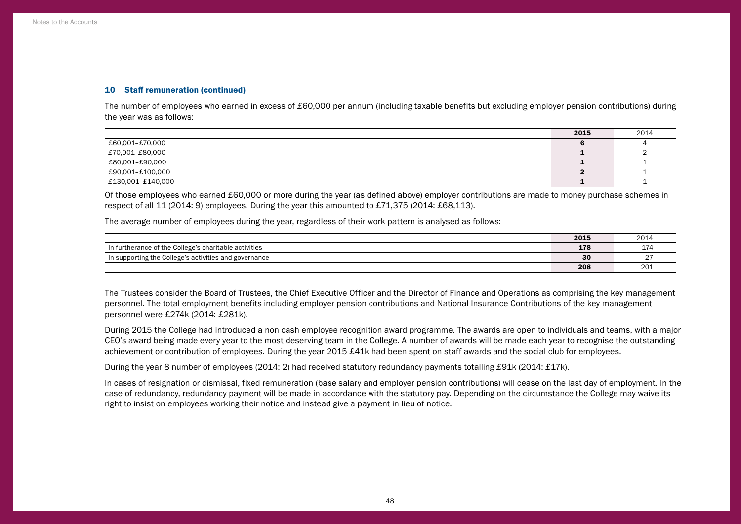### 10 Staff remuneration (continued)

The number of employees who earned in excess of £60,000 per annum (including taxable benefits but excluding employer pension contributions) during the year was as follows:

| | 2015 | 2014 |
|---|---|---|
| £60,001–£70,000 | 6 | 4 |
| £70,001–£80,000 | 1 | 2 |
| £80,001–£90,000 | 1 | 1 |
| £90,001–£100,000 | 2 | 1 |
| £130,001–£140,000 | 1 | 1 |

Of those employees who earned £60,000 or more during the year (as defined above) employer contributions are made to money purchase schemes in respect of all 11 (2014: 9) employees. During the year this amounted to £71,375 (2014: £68,113).

The average number of employees during the year, regardless of their work pattern is analysed as follows:

| | 2015 | 2014 |
|---|---|---|
| In furtherance of the College's charitable activities | 178 | 174 |
| In supporting the College's activities and governance | 30 | 27 |
| | 208 | 201 |

The Trustees consider the Board of Trustees, the Chief Executive Officer and the Director of Finance and Operations as comprising the key management personnel. The total employment benefits including employer pension contributions and National Insurance Contributions of the key management personnel were £274k (2014: £281k).

During 2015 the College had introduced a non cash employee recognition award programme. The awards are open to individuals and teams, with a major CEO's award being made every year to the most deserving team in the College. A number of awards will be made each year to recognise the outstanding achievement or contribution of employees. During the year 2015 £41k had been spent on staff awards and the social club for employees.

During the year 8 number of employees (2014: 2) had received statutory redundancy payments totalling £91k (2014: £17k).

In cases of resignation or dismissal, fixed remuneration (base salary and employer pension contributions) will cease on the last day of employment. In the case of redundancy, redundancy payment will be made in accordance with the statutory pay. Depending on the circumstance the College may waive its right to insist on employees working their notice and instead give a payment in lieu of notice.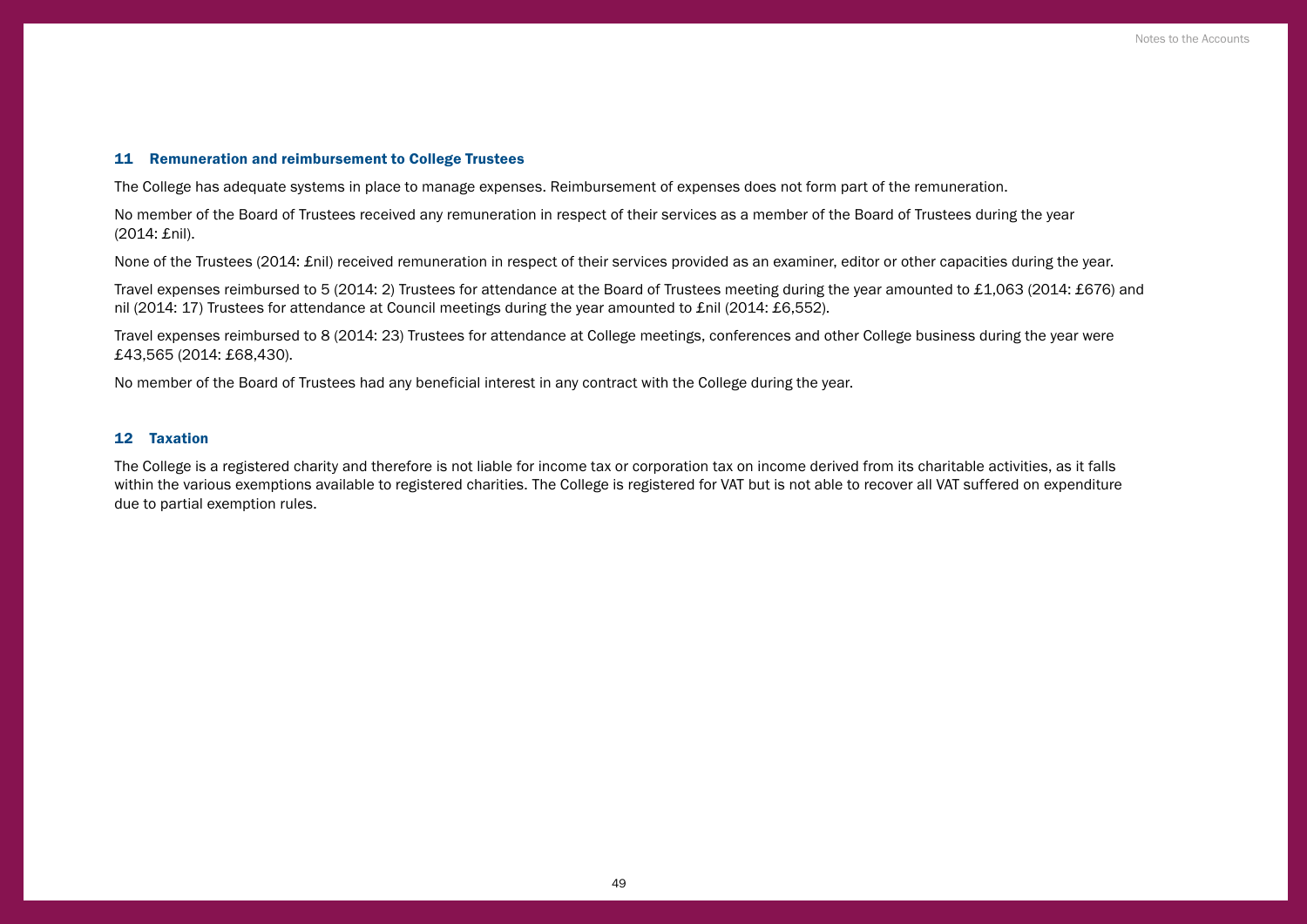## 11 Remuneration and reimbursement to College Trustees

The College has adequate systems in place to manage expenses. Reimbursement of expenses does not form part of the remuneration.

No member of the Board of Trustees received any remuneration in respect of their services as a member of the Board of Trustees during the year (2014: £nil).

None of the Trustees (2014: £nil) received remuneration in respect of their services provided as an examiner, editor or other capacities during the year.

Travel expenses reimbursed to 5 (2014: 2) Trustees for attendance at the Board of Trustees meeting during the year amounted to £1,063 (2014: £676) and nil (2014: 17) Trustees for attendance at Council meetings during the year amounted to £nil (2014: £6,552).

Travel expenses reimbursed to 8 (2014: 23) Trustees for attendance at College meetings, conferences and other College business during the year were £43,565 (2014: £68,430).

No member of the Board of Trustees had any beneficial interest in any contract with the College during the year.

## 12 Taxation

The College is a registered charity and therefore is not liable for income tax or corporation tax on income derived from its charitable activities, as it falls within the various exemptions available to registered charities. The College is registered for VAT but is not able to recover all VAT suffered on expenditure due to partial exemption rules.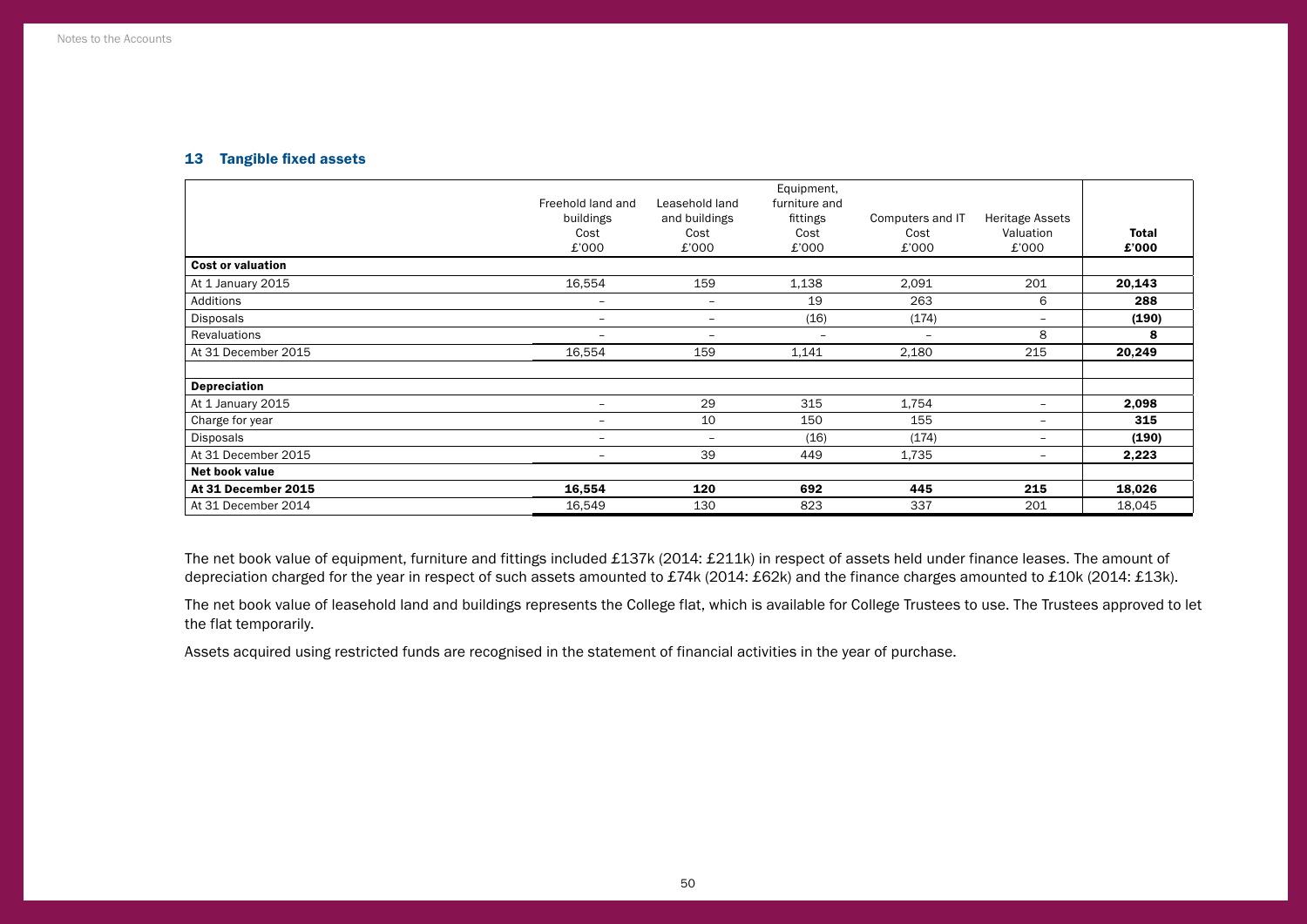## 13 Tangible fixed assets

| | Freehold land and buildings Cost £'000 | Leasehold land and buildings Cost £'000 | Equipment, furniture and fittings Cost £'000 | Computers and IT Cost £'000 | Heritage Assets Valuation £'000 | **Total £'000** |
|---|---|---|---|---|---|---|
| **Cost or valuation** | | | | | | |
| At 1 January 2015 | 16,554 | 159 | 1,138 | 2,091 | 201 | **20,143** |
| Additions | – | – | 19 | 263 | 6 | **288** |
| Disposals | – | – | (16) | (174) | – | **(190)** |
| Revaluations | – | – | – | – | 8 | **8** |
| At 31 December 2015 | 16,554 | 159 | 1,141 | 2,180 | 215 | **20,249** |
| | | | | | | |
| **Depreciation** | | | | | | |
| At 1 January 2015 | – | 29 | 315 | 1,754 | – | **2,098** |
| Charge for year | – | 10 | 150 | 155 | – | **315** |
| Disposals | – | – | (16) | (174) | – | **(190)** |
| At 31 December 2015 | – | 39 | 449 | 1,735 | – | **2,223** |
| **Net book value** | | | | | | |
| **At 31 December 2015** | **16,554** | **120** | **692** | **445** | **215** | **18,026** |
| At 31 December 2014 | 16,549 | 130 | 823 | 337 | 201 | 18,045 |

The net book value of equipment, furniture and fittings included £137k (2014: £211k) in respect of assets held under finance leases. The amount of depreciation charged for the year in respect of such assets amounted to £74k (2014: £62k) and the finance charges amounted to £10k (2014: £13k).

The net book value of leasehold land and buildings represents the College flat, which is available for College Trustees to use. The Trustees approved to let the flat temporarily.

Assets acquired using restricted funds are recognised in the statement of financial activities in the year of purchase.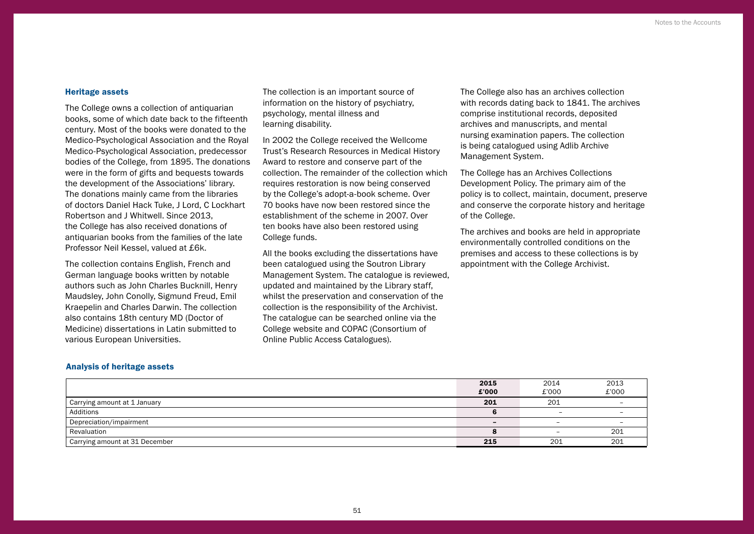### Heritage assets

The College owns a collection of antiquarian books, some of which date back to the fifteenth century. Most of the books were donated to the Medico-Psychological Association and the Royal Medico-Psychological Association, predecessor bodies of the College, from 1895. The donations were in the form of gifts and bequests towards the development of the Associations' library. The donations mainly came from the libraries of doctors Daniel Hack Tuke, J Lord, C Lockhart Robertson and J Whitwell. Since 2013, the College has also received donations of antiquarian books from the families of the late Professor Neil Kessel, valued at £6k.

The collection contains English, French and German language books written by notable authors such as John Charles Bucknill, Henry Maudsley, John Conolly, Sigmund Freud, Emil Kraepelin and Charles Darwin. The collection also contains 18th century MD (Doctor of Medicine) dissertations in Latin submitted to various European Universities.

The collection is an important source of information on the history of psychiatry, psychology, mental illness and learning disability.

In 2002 the College received the Wellcome Trust's Research Resources in Medical History Award to restore and conserve part of the collection. The remainder of the collection which requires restoration is now being conserved by the College's adopt-a-book scheme. Over 70 books have now been restored since the establishment of the scheme in 2007. Over ten books have also been restored using College funds.

All the books excluding the dissertations have been catalogued using the Soutron Library Management System. The catalogue is reviewed, updated and maintained by the Library staff, whilst the preservation and conservation of the collection is the responsibility of the Archivist. The catalogue can be searched online via the College website and COPAC (Consortium of Online Public Access Catalogues).

The College also has an archives collection with records dating back to 1841. The archives comprise institutional records, deposited archives and manuscripts, and mental nursing examination papers. The collection is being catalogued using Adlib Archive Management System.

The College has an Archives Collections Development Policy. The primary aim of the policy is to collect, maintain, document, preserve and conserve the corporate history and heritage of the College.

The archives and books are held in appropriate environmentally controlled conditions on the premises and access to these collections is by appointment with the College Archivist.

### Analysis of heritage assets

| | **2015 £'000** | 2014 £'000 | 2013 £'000 |
|---|---|---|---|
| Carrying amount at 1 January | **201** | 201 | – |
| Additions | **6** | – | – |
| Depreciation/impairment | **–** | – | – |
| Revaluation | **8** | – | 201 |
| Carrying amount at 31 December | **215** | 201 | 201 |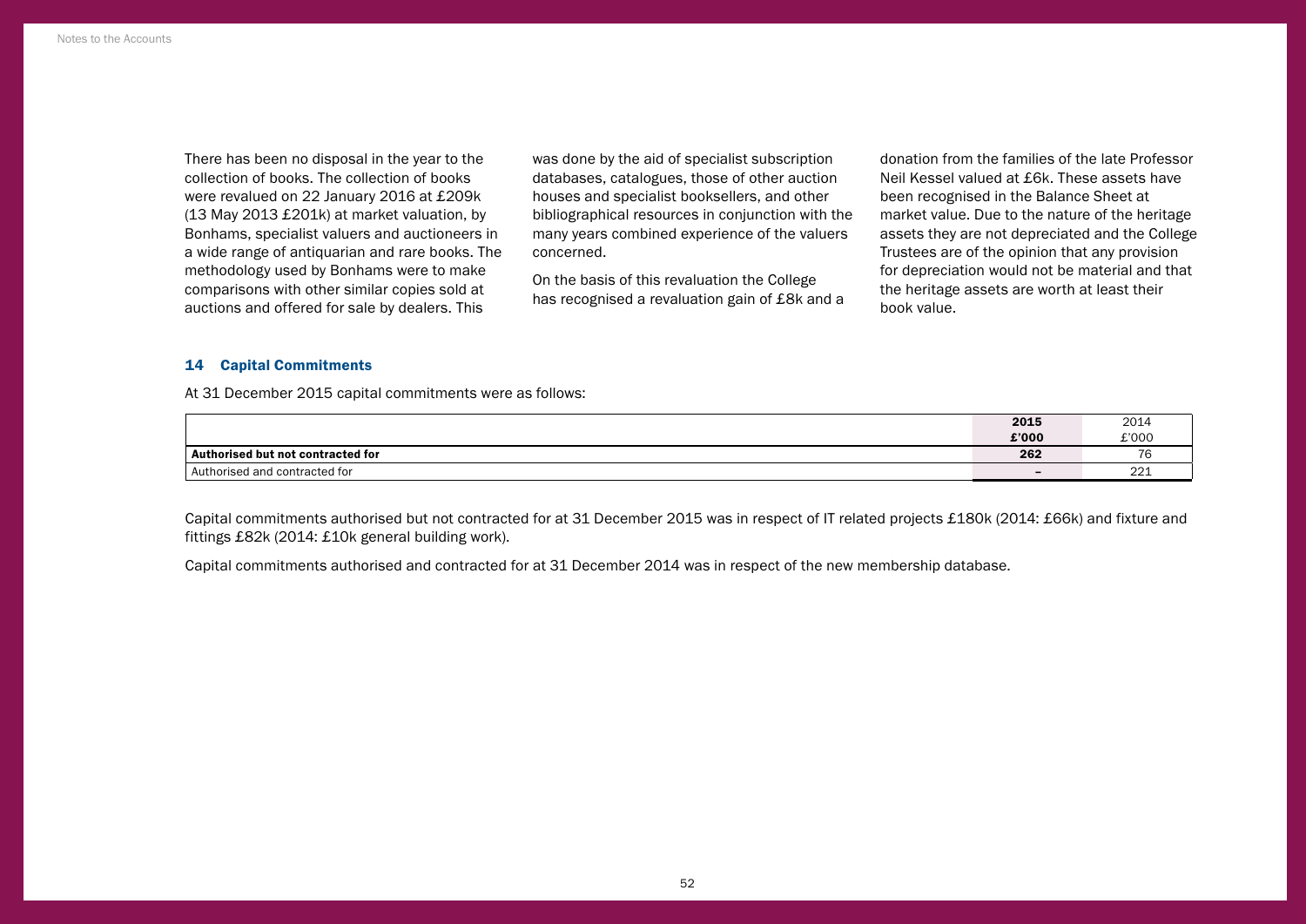There has been no disposal in the year to the collection of books. The collection of books were revalued on 22 January 2016 at £209k (13 May 2013 £201k) at market valuation, by Bonhams, specialist valuers and auctioneers in a wide range of antiquarian and rare books. The methodology used by Bonhams were to make comparisons with other similar copies sold at auctions and offered for sale by dealers. This was done by the aid of specialist subscription databases, catalogues, those of other auction houses and specialist booksellers, and other bibliographical resources in conjunction with the many years combined experience of the valuers concerned.

On the basis of this revaluation the College has recognised a revaluation gain of £8k and a donation from the families of the late Professor Neil Kessel valued at £6k. These assets have been recognised in the Balance Sheet at market value. Due to the nature of the heritage assets they are not depreciated and the College Trustees are of the opinion that any provision for depreciation would not be material and that the heritage assets are worth at least their book value.

### 14 Capital Commitments

At 31 December 2015 capital commitments were as follows:

| | **2015** **£'000** | 2014 £'000 |
|---|---|---|
| **Authorised but not contracted for** | **262** | 76 |
| Authorised and contracted for | – | 221 |

Capital commitments authorised but not contracted for at 31 December 2015 was in respect of IT related projects £180k (2014: £66k) and fixture and fittings £82k (2014: £10k general building work).

Capital commitments authorised and contracted for at 31 December 2014 was in respect of the new membership database.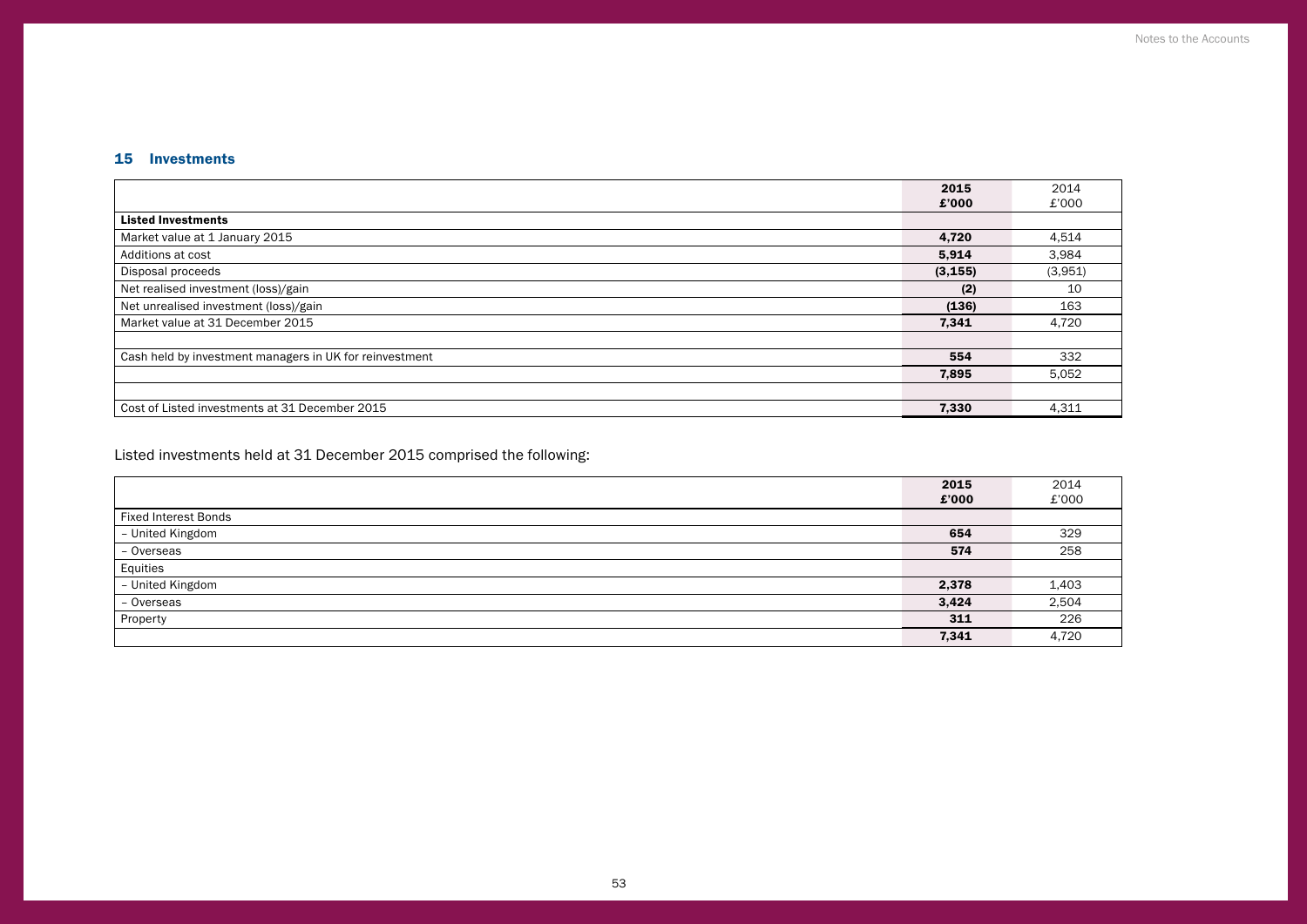## 15 Investments

| | **2015 £'000** | 2014 £'000 |
|---|---|---|
| **Listed Investments** | | |
| Market value at 1 January 2015 | **4,720** | 4,514 |
| Additions at cost | **5,914** | 3,984 |
| Disposal proceeds | **(3,155)** | (3,951) |
| Net realised investment (loss)/gain | **(2)** | 10 |
| Net unrealised investment (loss)/gain | **(136)** | 163 |
| Market value at 31 December 2015 | **7,341** | 4,720 |
| | | |
| Cash held by investment managers in UK for reinvestment | **554** | 332 |
| | **7,895** | 5,052 |
| | | |
| Cost of Listed investments at 31 December 2015 | **7,330** | 4,311 |

Listed investments held at 31 December 2015 comprised the following:

| | **2015 £'000** | 2014 £'000 |
|---|---|---|
| Fixed Interest Bonds | | |
| – United Kingdom | **654** | 329 |
| – Overseas | **574** | 258 |
| Equities | | |
| – United Kingdom | **2,378** | 1,403 |
| – Overseas | **3,424** | 2,504 |
| Property | **311** | 226 |
| | **7,341** | 4,720 |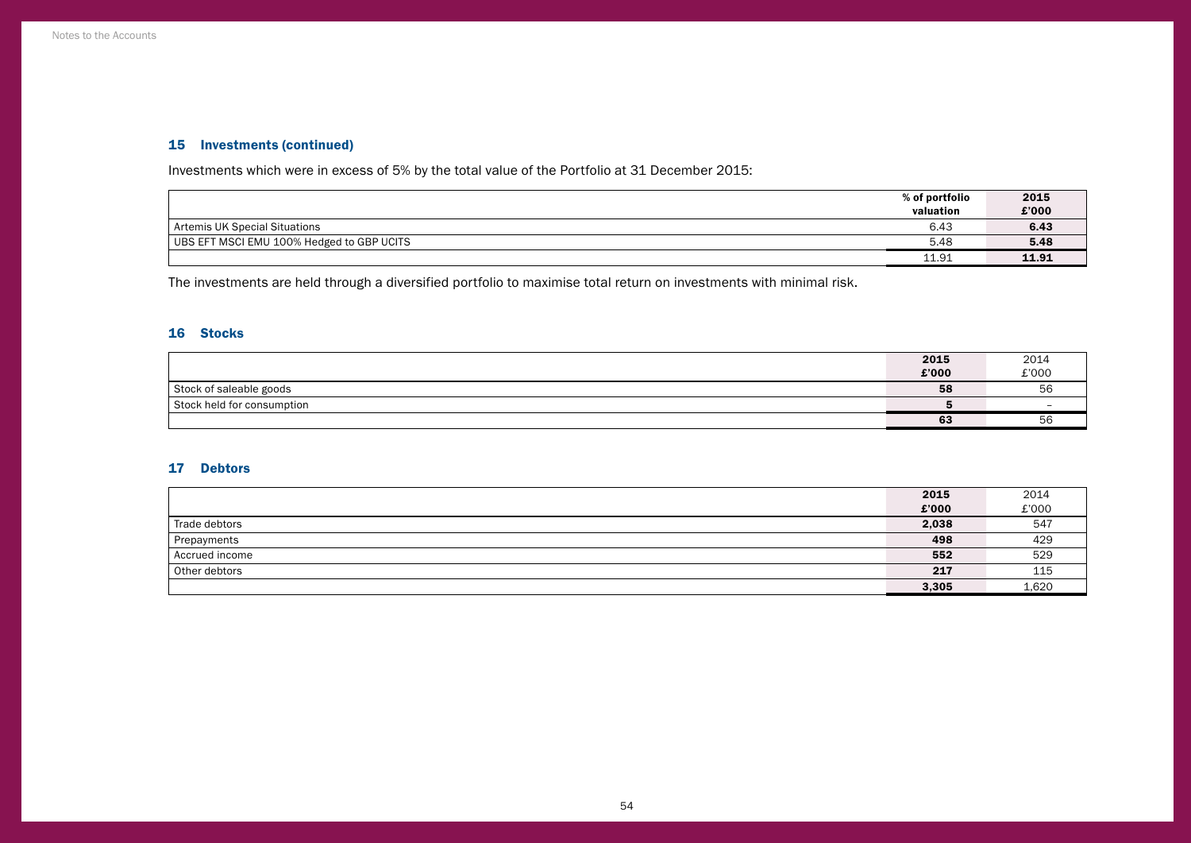## 15 Investments (continued)

Investments which were in excess of 5% by the total value of the Portfolio at 31 December 2015:

| | % of portfolio valuation | 2015 £'000 |
|---|---|---|
| Artemis UK Special Situations | 6.43 | **6.43** |
| UBS EFT MSCI EMU 100% Hedged to GBP UCITS | 5.48 | **5.48** |
| | 11.91 | **11.91** |

The investments are held through a diversified portfolio to maximise total return on investments with minimal risk.

## 16 Stocks

| | 2015 £'000 | 2014 £'000 |
|---|---|---|
| Stock of saleable goods | **58** | 56 |
| Stock held for consumption | **5** | – |
| | **63** | 56 |

## 17 Debtors

| | 2015 £'000 | 2014 £'000 |
|---|---|---|
| Trade debtors | **2,038** | 547 |
| Prepayments | **498** | 429 |
| Accrued income | **552** | 529 |
| Other debtors | **217** | 115 |
| | **3,305** | 1,620 |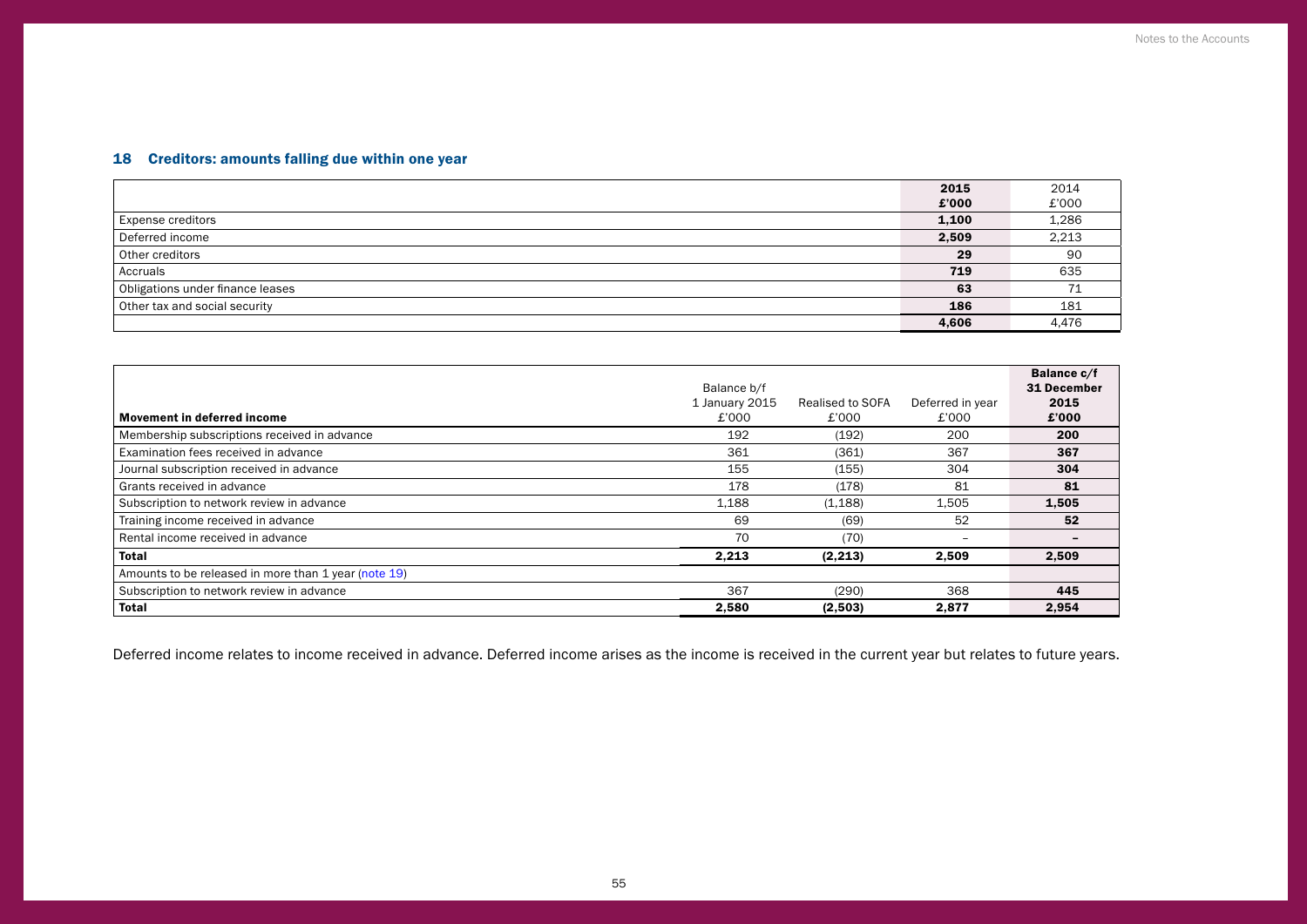## 18 Creditors: amounts falling due within one year

| | 2015<br>£'000 | 2014<br>£'000 |
|---|---|---|
| Expense creditors | **1,100** | 1,286 |
| Deferred income | **2,509** | 2,213 |
| Other creditors | **29** | 90 |
| Accruals | **719** | 635 |
| Obligations under finance leases | **63** | 71 |
| Other tax and social security | **186** | 181 |
| | **4,606** | 4,476 |

| **Movement in deferred income** | Balance b/f<br>1 January 2015<br>£'000 | Realised to SOFA<br>£'000 | Deferred in year<br>£'000 | **Balance c/f<br>31 December<br>2015<br>£'000** |
|---|---|---|---|---|
| Membership subscriptions received in advance | 192 | (192) | 200 | **200** |
| Examination fees received in advance | 361 | (361) | 367 | **367** |
| Journal subscription received in advance | 155 | (155) | 304 | **304** |
| Grants received in advance | 178 | (178) | 81 | **81** |
| Subscription to network review in advance | 1,188 | (1,188) | 1,505 | **1,505** |
| Training income received in advance | 69 | (69) | 52 | **52** |
| Rental income received in advance | 70 | (70) | – | **–** |
| **Total** | **2,213** | **(2,213)** | **2,509** | **2,509** |
| Amounts to be released in more than 1 year (note 19) | | | | |
| Subscription to network review in advance | 367 | (290) | 368 | **445** |
| **Total** | **2,580** | **(2,503)** | **2,877** | **2,954** |

Deferred income relates to income received in advance. Deferred income arises as the income is received in the current year but relates to future years.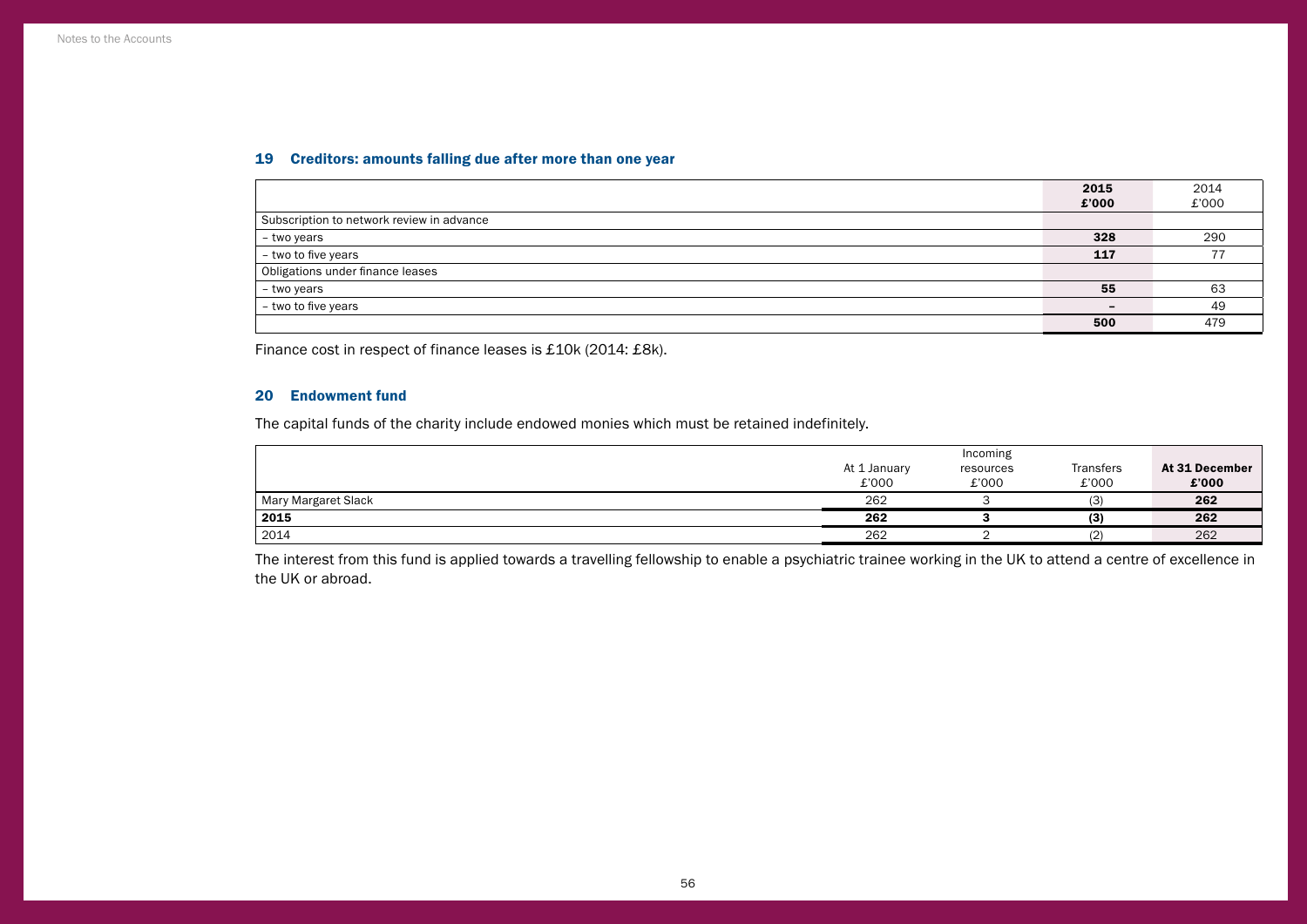## 19 Creditors: amounts falling due after more than one year

| | 2015 £'000 | 2014 £'000 |
|---|---|---|
| Subscription to network review in advance | | |
| – two years | **328** | 290 |
| – two to five years | **117** | 77 |
| Obligations under finance leases | | |
| – two years | **55** | 63 |
| – two to five years | **–** | 49 |
| | **500** | 479 |

Finance cost in respect of finance leases is £10k (2014: £8k).

## 20 Endowment fund

The capital funds of the charity include endowed monies which must be retained indefinitely.

| | At 1 January £'000 | Incoming resources £'000 | Transfers £'000 | At 31 December £'000 |
|---|---|---|---|---|
| Mary Margaret Slack | 262 | 3 | (3) | **262** |
| **2015** | **262** | **3** | **(3)** | **262** |
| 2014 | 262 | 2 | (2) | 262 |

The interest from this fund is applied towards a travelling fellowship to enable a psychiatric trainee working in the UK to attend a centre of excellence in the UK or abroad.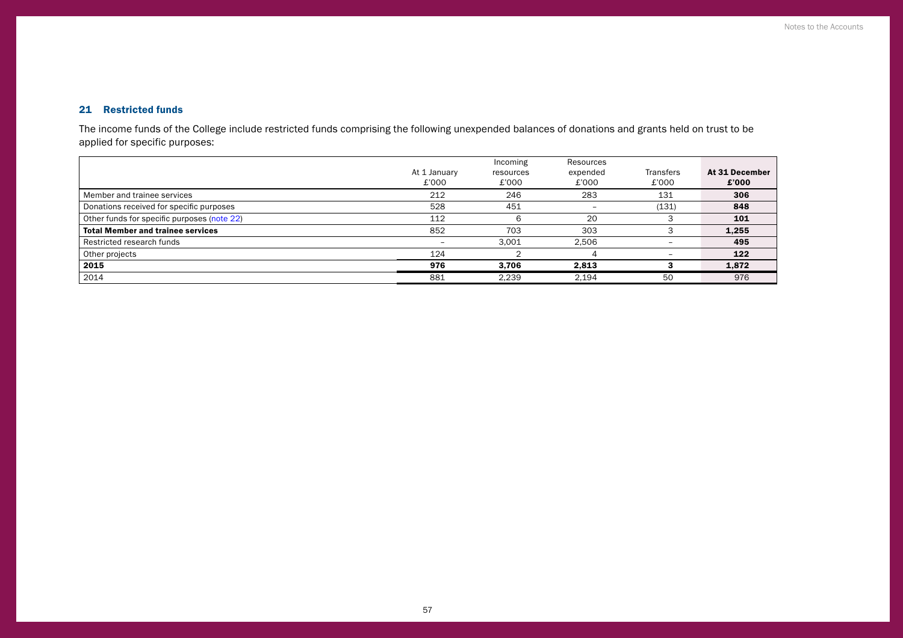## 21 Restricted funds

The income funds of the College include restricted funds comprising the following unexpended balances of donations and grants held on trust to be applied for specific purposes:

| | At 1 January £'000 | Incoming resources £'000 | Resources expended £'000 | Transfers £'000 | **At 31 December £'000** |
|---|---|---|---|---|---|
| Member and trainee services | 212 | 246 | 283 | 131 | **306** |
| Donations received for specific purposes | 528 | 451 | – | (131) | **848** |
| Other funds for specific purposes (note 22) | 112 | 6 | 20 | 3 | **101** |
| **Total Member and trainee services** | 852 | 703 | 303 | 3 | **1,255** |
| Restricted research funds | – | 3,001 | 2,506 | – | **495** |
| Other projects | 124 | 2 | 4 | – | **122** |
| **2015** | **976** | **3,706** | **2,813** | **3** | **1,872** |
| 2014 | 881 | 2,239 | 2,194 | 50 | 976 |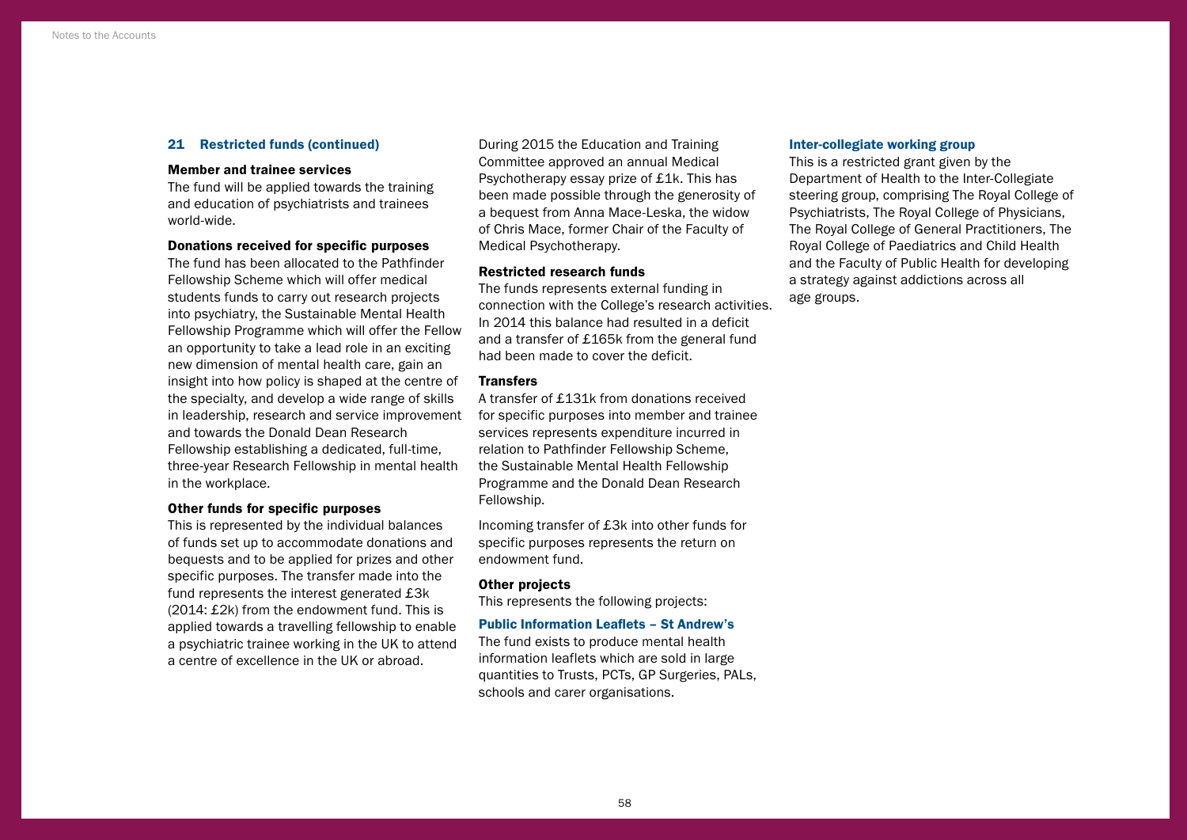## 21 Restricted funds (continued)

### Member and trainee services

The fund will be applied towards the training and education of psychiatrists and trainees world-wide.

### Donations received for specific purposes

The fund has been allocated to the Pathfinder Fellowship Scheme which will offer medical students funds to carry out research projects into psychiatry, the Sustainable Mental Health Fellowship Programme which will offer the Fellow an opportunity to take a lead role in an exciting new dimension of mental health care, gain an insight into how policy is shaped at the centre of the specialty, and develop a wide range of skills in leadership, research and service improvement and towards the Donald Dean Research Fellowship establishing a dedicated, full-time, three-year Research Fellowship in mental health in the workplace.

### Other funds for specific purposes

This is represented by the individual balances of funds set up to accommodate donations and bequests and to be applied for prizes and other specific purposes. The transfer made into the fund represents the interest generated £3k (2014: £2k) from the endowment fund. This is applied towards a travelling fellowship to enable a psychiatric trainee working in the UK to attend a centre of excellence in the UK or abroad.

During 2015 the Education and Training Committee approved an annual Medical Psychotherapy essay prize of £1k. This has been made possible through the generosity of a bequest from Anna Mace-Leska, the widow of Chris Mace, former Chair of the Faculty of Medical Psychotherapy.

### Restricted research funds

The funds represents external funding in connection with the College's research activities. In 2014 this balance had resulted in a deficit and a transfer of £165k from the general fund had been made to cover the deficit.

### Transfers

A transfer of £131k from donations received for specific purposes into member and trainee services represents expenditure incurred in relation to Pathfinder Fellowship Scheme, the Sustainable Mental Health Fellowship Programme and the Donald Dean Research Fellowship.

Incoming transfer of £3k into other funds for specific purposes represents the return on endowment fund.

### Other projects

This represents the following projects:

#### Public Information Leaflets – St Andrew's

The fund exists to produce mental health information leaflets which are sold in large quantities to Trusts, PCTs, GP Surgeries, PALs, schools and carer organisations.

#### Inter-collegiate working group

This is a restricted grant given by the Department of Health to the Inter-Collegiate steering group, comprising The Royal College of Psychiatrists, The Royal College of Physicians, The Royal College of General Practitioners, The Royal College of Paediatrics and Child Health and the Faculty of Public Health for developing a strategy against addictions across all age groups.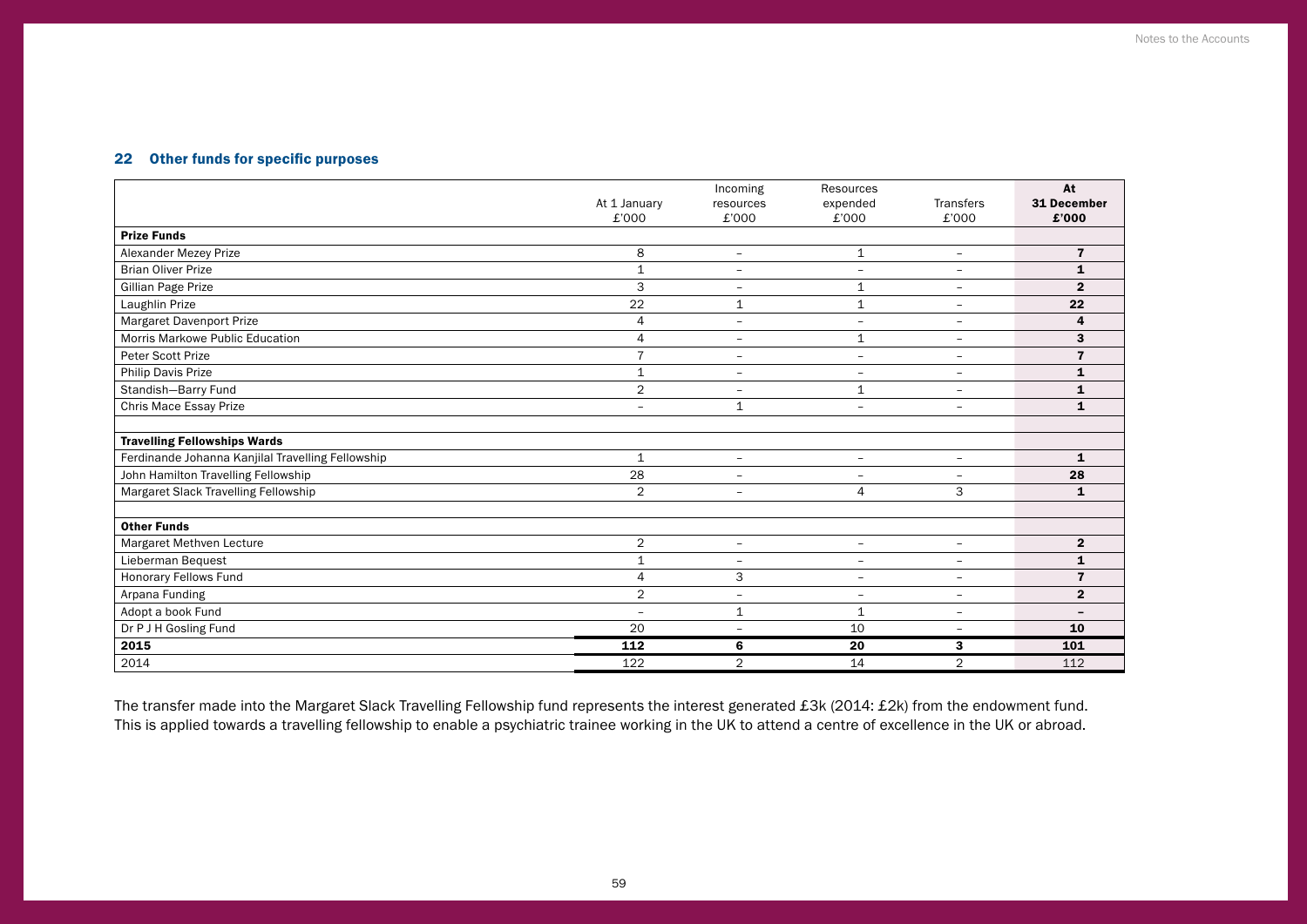## 22 Other funds for specific purposes

| | At 1 January £'000 | Incoming resources £'000 | Resources expended £'000 | Transfers £'000 | **At 31 December £'000** |
|---|---|---|---|---|---|
| **Prize Funds** | | | | | |
| Alexander Mezey Prize | 8 | – | 1 | – | **7** |
| Brian Oliver Prize | 1 | – | – | – | **1** |
| Gillian Page Prize | 3 | – | 1 | – | **2** |
| Laughlin Prize | 22 | 1 | 1 | – | **22** |
| Margaret Davenport Prize | 4 | – | – | – | **4** |
| Morris Markowe Public Education | 4 | – | 1 | – | **3** |
| Peter Scott Prize | 7 | – | – | – | **7** |
| Philip Davis Prize | 1 | – | – | – | **1** |
| Standish–Barry Fund | 2 | – | 1 | – | **1** |
| Chris Mace Essay Prize | – | 1 | – | – | **1** |
| | | | | | |
| **Travelling Fellowships Wards** | | | | | |
| Ferdinande Johanna Kanjilal Travelling Fellowship | 1 | – | – | – | **1** |
| John Hamilton Travelling Fellowship | 28 | – | – | – | **28** |
| Margaret Slack Travelling Fellowship | 2 | – | 4 | 3 | **1** |
| | | | | | |
| **Other Funds** | | | | | |
| Margaret Methven Lecture | 2 | – | – | – | **2** |
| Lieberman Bequest | 1 | – | – | – | **1** |
| Honorary Fellows Fund | 4 | 3 | – | – | **7** |
| Arpana Funding | 2 | – | – | – | **2** |
| Adopt a book Fund | – | 1 | 1 | – | **–** |
| Dr P J H Gosling Fund | 20 | – | 10 | – | **10** |
| **2015** | **112** | **6** | **20** | **3** | **101** |
| 2014 | 122 | 2 | 14 | 2 | 112 |

The transfer made into the Margaret Slack Travelling Fellowship fund represents the interest generated £3k (2014: £2k) from the endowment fund. This is applied towards a travelling fellowship to enable a psychiatric trainee working in the UK to attend a centre of excellence in the UK or abroad.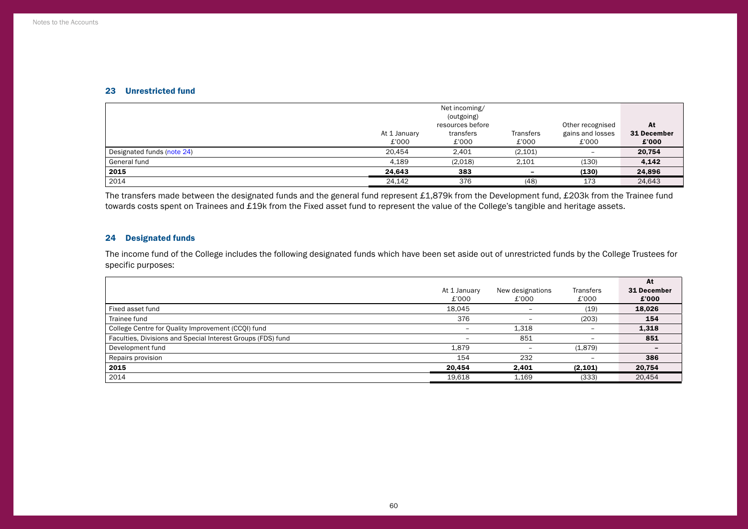## 23 Unrestricted fund

| | At 1 January £'000 | Net incoming/ (outgoing) resources before transfers £'000 | Transfers £'000 | Other recognised gains and losses £'000 | At 31 December £'000 |
|---|---|---|---|---|---|
| Designated funds (note 24) | 20,454 | 2,401 | (2,101) | – | **20,754** |
| General fund | 4,189 | (2,018) | 2,101 | (130) | **4,142** |
| **2015** | **24,643** | **383** | **–** | **(130)** | **24,896** |
| 2014 | 24,142 | 376 | (48) | 173 | 24,643 |

The transfers made between the designated funds and the general fund represent £1,879k from the Development fund, £203k from the Trainee fund towards costs spent on Trainees and £19k from the Fixed asset fund to represent the value of the College's tangible and heritage assets.

## 24 Designated funds

The income fund of the College includes the following designated funds which have been set aside out of unrestricted funds by the College Trustees for specific purposes:

| | At 1 January £'000 | New designations £'000 | Transfers £'000 | At 31 December £'000 |
|---|---|---|---|---|
| Fixed asset fund | 18,045 | – | (19) | **18,026** |
| Trainee fund | 376 | – | (203) | **154** |
| College Centre for Quality Improvement (CCQI) fund | – | 1,318 | – | **1,318** |
| Faculties, Divisions and Special Interest Groups (FDS) fund | – | 851 | – | **851** |
| Development fund | 1,879 | – | (1,879) | **–** |
| Repairs provision | 154 | 232 | – | **386** |
| **2015** | **20,454** | **2,401** | **(2,101)** | **20,754** |
| 2014 | 19,618 | 1,169 | (333) | 20,454 |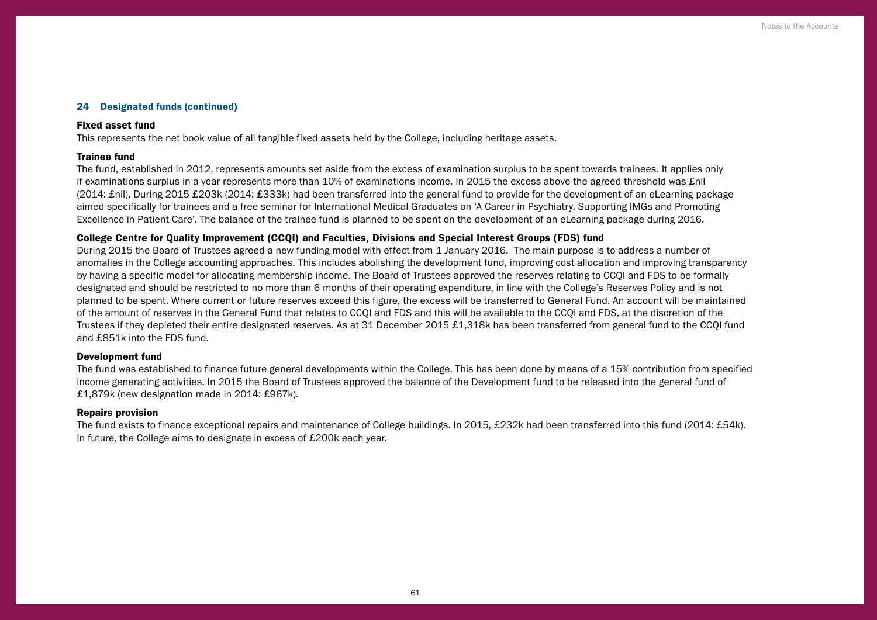## 24 Designated funds (continued)

**Fixed asset fund**

This represents the net book value of all tangible fixed assets held by the College, including heritage assets.

**Trainee fund**

The fund, established in 2012, represents amounts set aside from the excess of examination surplus to be spent towards trainees. It applies only if examinations surplus in a year represents more than 10% of examinations income. In 2015 the excess above the agreed threshold was £nil (2014: £nil). During 2015 £203k (2014: £333k) had been transferred into the general fund to provide for the development of an eLearning package aimed specifically for trainees and a free seminar for International Medical Graduates on 'A Career in Psychiatry, Supporting IMGs and Promoting Excellence in Patient Care'. The balance of the trainee fund is planned to be spent on the development of an eLearning package during 2016.

**College Centre for Quality Improvement (CCQI) and Faculties, Divisions and Special Interest Groups (FDS) fund**

During 2015 the Board of Trustees agreed a new funding model with effect from 1 January 2016. The main purpose is to address a number of anomalies in the College accounting approaches. This includes abolishing the development fund, improving cost allocation and improving transparency by having a specific model for allocating membership income. The Board of Trustees approved the reserves relating to CCQI and FDS to be formally designated and should be restricted to no more than 6 months of their operating expenditure, in line with the College's Reserves Policy and is not planned to be spent. Where current or future reserves exceed this figure, the excess will be transferred to General Fund. An account will be maintained of the amount of reserves in the General Fund that relates to CCQI and FDS and this will be available to the CCQI and FDS, at the discretion of the Trustees if they depleted their entire designated reserves. As at 31 December 2015 £1,318k has been transferred from general fund to the CCQI fund and £851k into the FDS fund.

**Development fund**

The fund was established to finance future general developments within the College. This has been done by means of a 15% contribution from specified income generating activities. In 2015 the Board of Trustees approved the balance of the Development fund to be released into the general fund of £1,879k (new designation made in 2014: £967k).

**Repairs provision**

The fund exists to finance exceptional repairs and maintenance of College buildings. In 2015, £232k had been transferred into this fund (2014: £54k). In future, the College aims to designate in excess of £200k each year.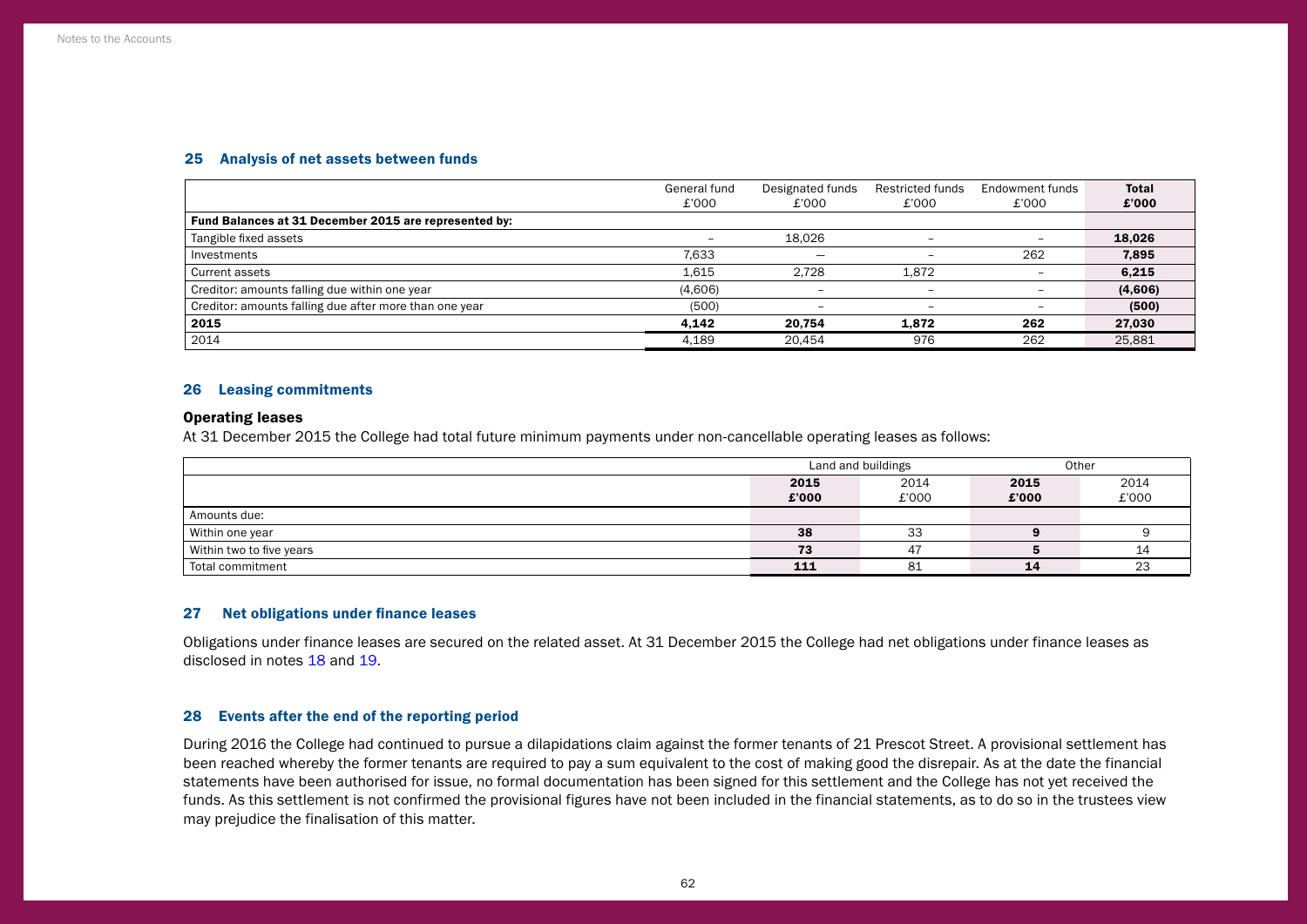## 25 Analysis of net assets between funds

| | General fund £'000 | Designated funds £'000 | Restricted funds £'000 | Endowment funds £'000 | **Total £'000** |
|---|---|---|---|---|---|
| **Fund Balances at 31 December 2015 are represented by:** | | | | | |
| Tangible fixed assets | – | 18,026 | – | – | **18,026** |
| Investments | 7,633 | – | – | 262 | **7,895** |
| Current assets | 1,615 | 2,728 | 1,872 | – | **6,215** |
| Creditor: amounts falling due within one year | (4,606) | – | – | – | **(4,606)** |
| Creditor: amounts falling due after more than one year | (500) | – | – | – | **(500)** |
| **2015** | **4,142** | **20,754** | **1,872** | **262** | **27,030** |
| 2014 | 4,189 | 20,454 | 976 | 262 | 25,881 |

## 26 Leasing commitments

### Operating leases

At 31 December 2015 the College had total future minimum payments under non-cancellable operating leases as follows:

| | Land and buildings | | Other | |
|---|---|---|---|---|
| | **2015 £'000** | 2014 £'000 | **2015 £'000** | 2014 £'000 |
| Amounts due: | | | | |
| Within one year | **38** | 33 | **9** | 9 |
| Within two to five years | **73** | 47 | **5** | 14 |
| Total commitment | **111** | 81 | **14** | 23 |

## 27 Net obligations under finance leases

Obligations under finance leases are secured on the related asset. At 31 December 2015 the College had net obligations under finance leases as disclosed in notes 18 and 19.

## 28 Events after the end of the reporting period

During 2016 the College had continued to pursue a dilapidations claim against the former tenants of 21 Prescot Street. A provisional settlement has been reached whereby the former tenants are required to pay a sum equivalent to the cost of making good the disrepair. As at the date the financial statements have been authorised for issue, no formal documentation has been signed for this settlement and the College has not yet received the funds. As this settlement is not confirmed the provisional figures have not been included in the financial statements, as to do so in the trustees view may prejudice the finalisation of this matter.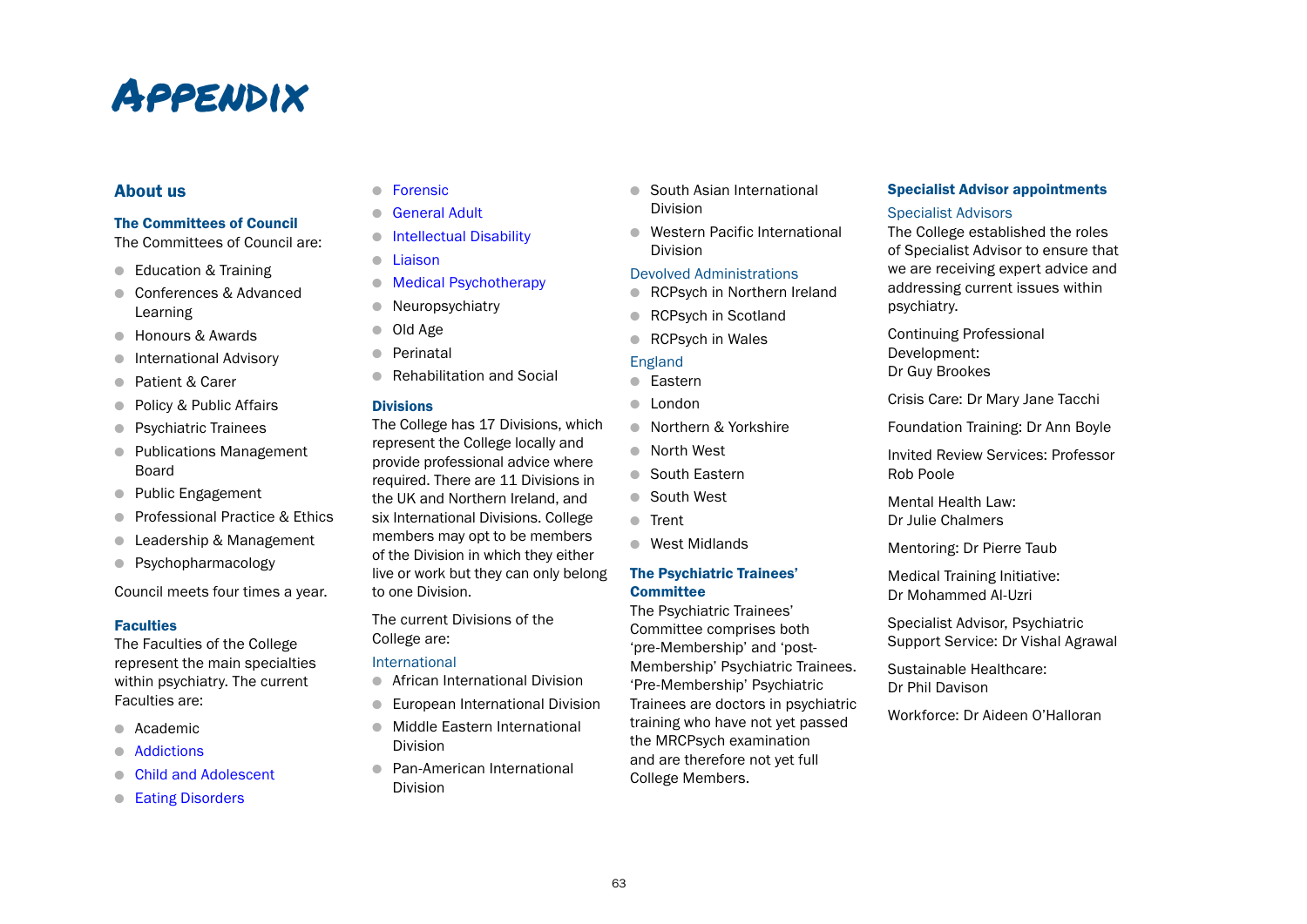# Appendix

## About us

### The Committees of Council

The Committees of Council are:

- Education & Training
- Conferences & Advanced Learning
- Honours & Awards
- International Advisory
- Patient & Carer
- Policy & Public Affairs
- Psychiatric Trainees
- Publications Management Board
- Public Engagement
- Professional Practice & Ethics
- Leadership & Management
- Psychopharmacology

Council meets four times a year.

### Faculties

The Faculties of the College represent the main specialties within psychiatry. The current Faculties are:

- Academic
- Addictions
- Child and Adolescent
- Eating Disorders
- Forensic
- General Adult
- Intellectual Disability
- Liaison
- Medical Psychotherapy
- Neuropsychiatry
- Old Age
- Perinatal
- Rehabilitation and Social

### Divisions

The College has 17 Divisions, which represent the College locally and provide professional advice where required. There are 11 Divisions in the UK and Northern Ireland, and six International Divisions. College members may opt to be members of the Division in which they either live or work but they can only belong to one Division.

The current Divisions of the College are:

International

- African International Division
- European International Division
- Middle Eastern International Division
- Pan-American International Division
- South Asian International Division
- Western Pacific International Division

Devolved Administrations

- RCPsych in Northern Ireland
- RCPsych in Scotland
- RCPsych in Wales

England

- Eastern
- London
- Northern & Yorkshire
- North West
- South Eastern
- South West
- Trent
- West Midlands

### The Psychiatric Trainees' Committee

The Psychiatric Trainees' Committee comprises both 'pre-Membership' and 'post-Membership' Psychiatric Trainees. 'Pre-Membership' Psychiatric Trainees are doctors in psychiatric training who have not yet passed the MRCPsych examination and are therefore not yet full College Members.

### Specialist Advisor appointments

Specialist Advisors

The College established the roles of Specialist Advisor to ensure that we are receiving expert advice and addressing current issues within psychiatry.

Continuing Professional Development: Dr Guy Brookes

Crisis Care: Dr Mary Jane Tacchi

Foundation Training: Dr Ann Boyle

Invited Review Services: Professor Rob Poole

Mental Health Law: Dr Julie Chalmers

Mentoring: Dr Pierre Taub

Medical Training Initiative: Dr Mohammed Al-Uzri

Specialist Advisor, Psychiatric Support Service: Dr Vishal Agrawal

Sustainable Healthcare: Dr Phil Davison

Workforce: Dr Aideen O'Halloran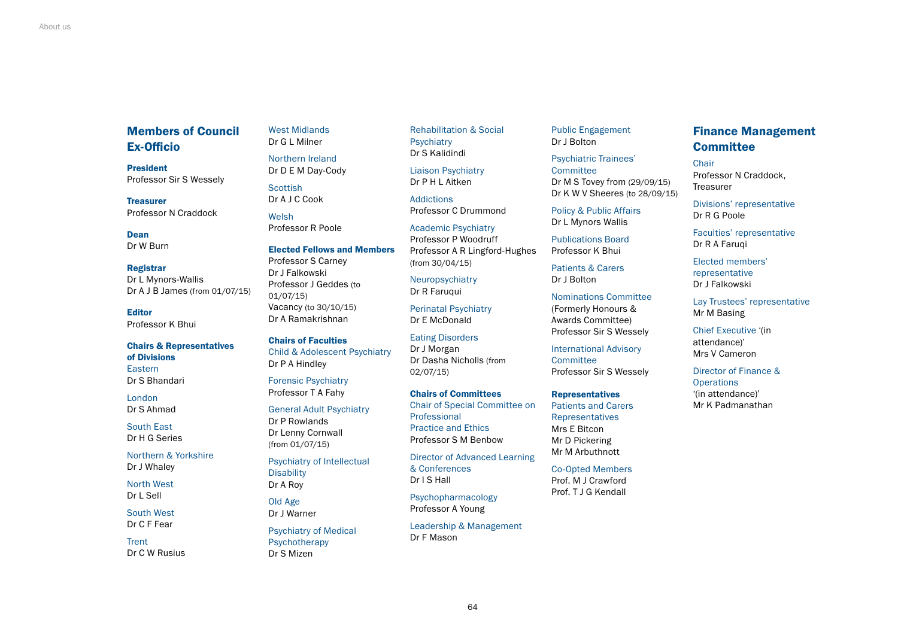## Members of Council Ex-Officio

**President**
Professor Sir S Wessely

**Treasurer**
Professor N Craddock

**Dean**
Dr W Burn

**Registrar**
Dr L Mynors-Wallis
Dr A J B James (from 01/07/15)

**Editor**
Professor K Bhui

**Chairs & Representatives of Divisions**

Eastern
Dr S Bhandari

London
Dr S Ahmad

South East
Dr H G Series

Northern & Yorkshire
Dr J Whaley

North West
Dr L Sell

South West
Dr C F Fear

Trent
Dr C W Rusius

West Midlands
Dr G L Milner

Northern Ireland
Dr D E M Day-Cody

Scottish
Dr A J C Cook

Welsh
Professor R Poole

**Elected Fellows and Members**
Professor S Carney
Dr J Falkowski
Professor J Geddes (to 01/07/15)
Vacancy (to 30/10/15)
Dr A Ramakrishnan

**Chairs of Faculties**

Child & Adolescent Psychiatry
Dr P A Hindley

Forensic Psychiatry
Professor T A Fahy

General Adult Psychiatry
Dr P Rowlands
Dr Lenny Cornwall (from 01/07/15)

Psychiatry of Intellectual Disability
Dr A Roy

Old Age
Dr J Warner

Psychiatry of Medical Psychotherapy
Dr S Mizen

Rehabilitation & Social Psychiatry
Dr S Kalidindi

Liaison Psychiatry
Dr P H L Aitken

Addictions
Professor C Drummond

Academic Psychiatry
Professor P Woodruff
Professor A R Lingford-Hughes (from 30/04/15)

Neuropsychiatry
Dr R Faruqui

Perinatal Psychiatry
Dr E McDonald

Eating Disorders
Dr J Morgan
Dr Dasha Nicholls (from 02/07/15)

**Chairs of Committees**

Chair of Special Committee on Professional Practice and Ethics
Professor S M Benbow

Director of Advanced Learning & Conferences
Dr I S Hall

Psychopharmacology
Professor A Young

Leadership & Management
Dr F Mason

Public Engagement
Dr J Bolton

Psychiatric Trainees' Committee
Dr M S Tovey from (29/09/15)
Dr K W V Sheeres (to 28/09/15)

Policy & Public Affairs
Dr L Mynors Wallis

Publications Board
Professor K Bhui

Patients & Carers
Dr J Bolton

Nominations Committee (Formerly Honours & Awards Committee)
Professor Sir S Wessely

International Advisory Committee
Professor Sir S Wessely

**Representatives**

Patients and Carers Representatives
Mrs E Bitcon
Mr D Pickering
Mr M Arbuthnott

Co-Opted Members
Prof. M J Crawford
Prof. T J G Kendall

## Finance Management Committee

Chair
Professor N Craddock, Treasurer

Divisions' representative
Dr R G Poole

Faculties' representative
Dr R A Faruqi

Elected members' representative
Dr J Falkowski

Lay Trustees' representative
Mr M Basing

Chief Executive '(in attendance)'
Mrs V Cameron

Director of Finance & Operations '(in attendance)'
Mr K Padmanathan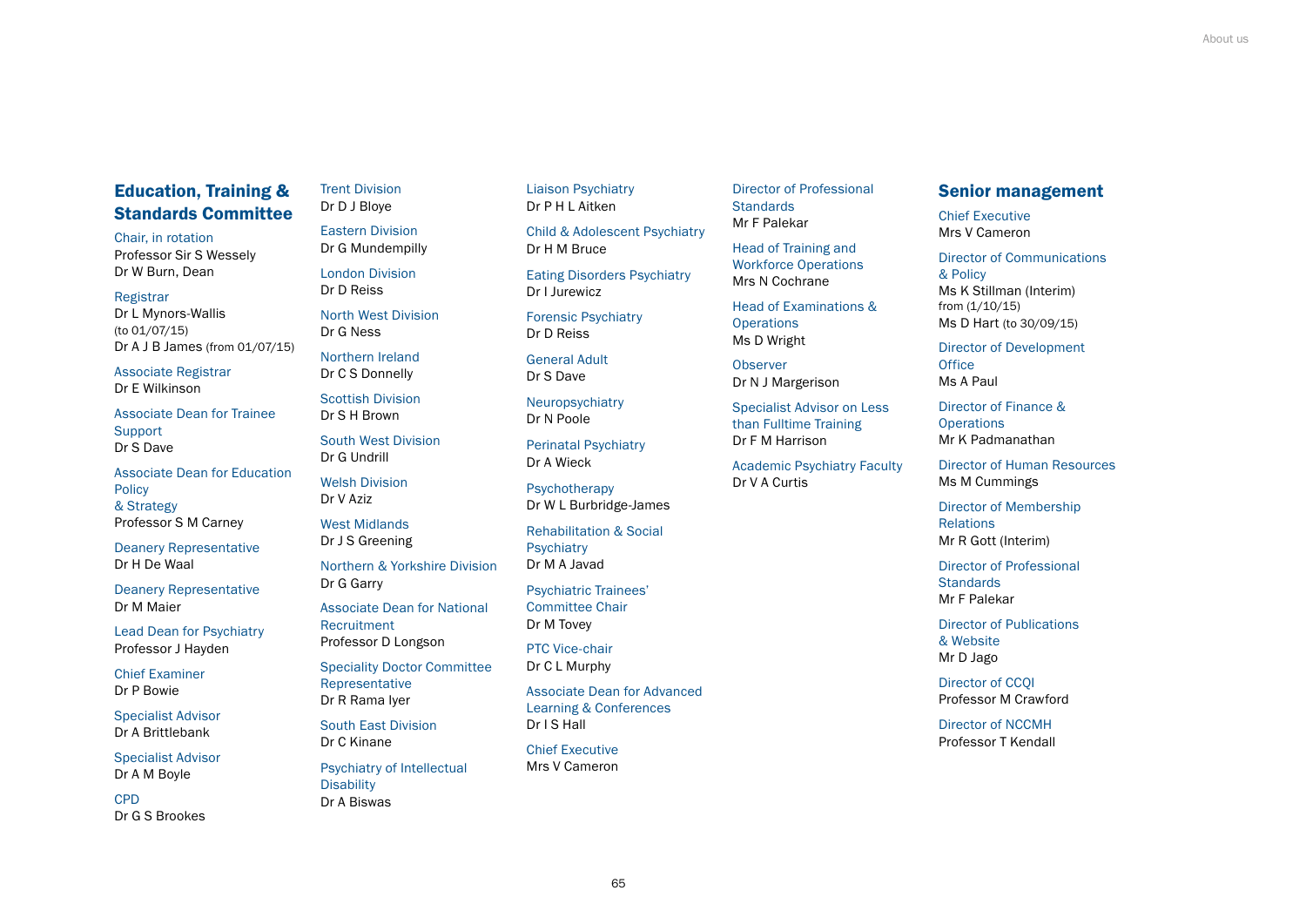## Education, Training & Standards Committee

Chair, in rotation
Professor Sir S Wessely
Dr W Burn, Dean

Registrar
Dr L Mynors-Wallis (to 01/07/15)
Dr A J B James (from 01/07/15)

Associate Registrar
Dr E Wilkinson

Associate Dean for Trainee Support
Dr S Dave

Associate Dean for Education Policy & Strategy
Professor S M Carney

Deanery Representative
Dr H De Waal

Deanery Representative
Dr M Maier

Lead Dean for Psychiatry
Professor J Hayden

Chief Examiner
Dr P Bowie

Specialist Advisor
Dr A Brittlebank

Specialist Advisor
Dr A M Boyle

CPD
Dr G S Brookes

Trent Division
Dr D J Bloye

Eastern Division
Dr G Mundempilly

London Division
Dr D Reiss

North West Division
Dr G Ness

Northern Ireland
Dr C S Donnelly

Scottish Division
Dr S H Brown

South West Division
Dr G Undrill

Welsh Division
Dr V Aziz

West Midlands
Dr J S Greening

Northern & Yorkshire Division
Dr G Garry

Associate Dean for National Recruitment
Professor D Longson

Speciality Doctor Committee Representative
Dr R Rama Iyer

South East Division
Dr C Kinane

Psychiatry of Intellectual Disability
Dr A Biswas

Liaison Psychiatry
Dr P H L Aitken

Child & Adolescent Psychiatry
Dr H M Bruce

Eating Disorders Psychiatry
Dr I Jurewicz

Forensic Psychiatry
Dr D Reiss

General Adult
Dr S Dave

Neuropsychiatry
Dr N Poole

Perinatal Psychiatry
Dr A Wieck

Psychotherapy
Dr W L Burbridge-James

Rehabilitation & Social Psychiatry
Dr M A Javad

Psychiatric Trainees' Committee Chair
Dr M Tovey

PTC Vice-chair
Dr C L Murphy

Associate Dean for Advanced Learning & Conferences
Dr I S Hall

Chief Executive
Mrs V Cameron

Director of Professional Standards
Mr F Palekar

Head of Training and Workforce Operations
Mrs N Cochrane

Head of Examinations & Operations
Ms D Wright

Observer
Dr N J Margerison

Specialist Advisor on Less than Fulltime Training
Dr F M Harrison

Academic Psychiatry Faculty
Dr V A Curtis

## Senior management

Chief Executive
Mrs V Cameron

Director of Communications & Policy
Ms K Stillman (Interim) from (1/10/15)
Ms D Hart (to 30/09/15)

Director of Development Office
Ms A Paul

Director of Finance & Operations
Mr K Padmanathan

Director of Human Resources
Ms M Cummings

Director of Membership Relations
Mr R Gott (Interim)

Director of Professional Standards
Mr F Palekar

Director of Publications & Website
Mr D Jago

Director of CCQI
Professor M Crawford

Director of NCCMH
Professor T Kendall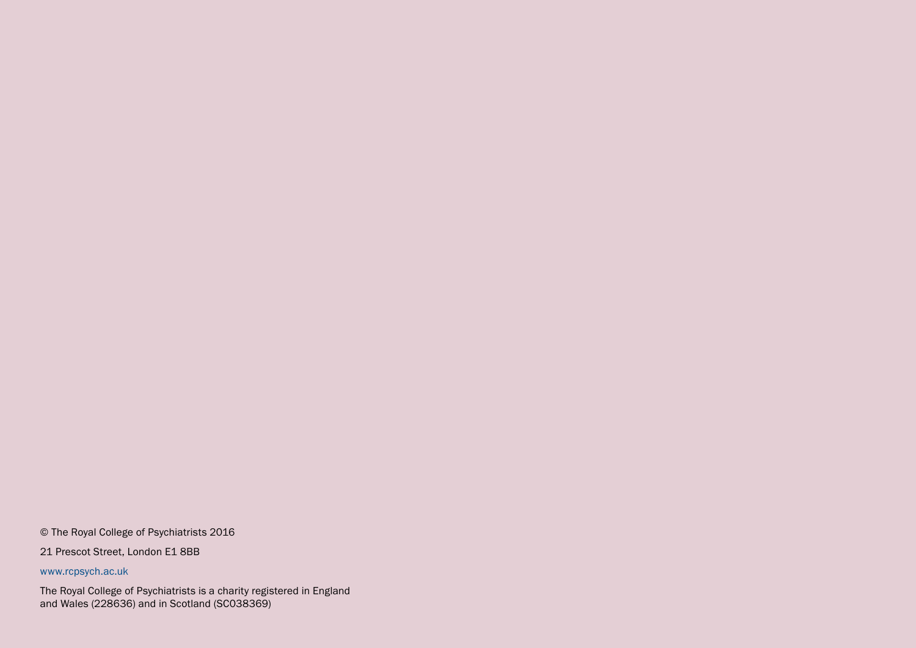© The Royal College of Psychiatrists 2016

21 Prescot Street, London E1 8BB

www.rcpsych.ac.uk

The Royal College of Psychiatrists is a charity registered in England and Wales (228636) and in Scotland (SC038369)